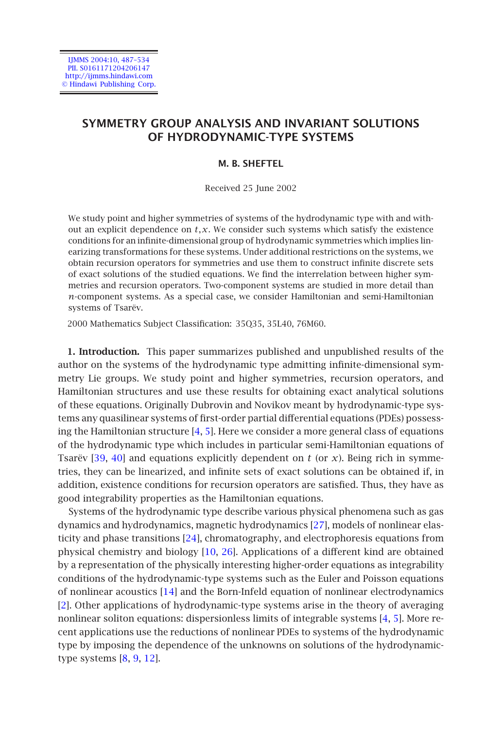# SYMMETRY GROUP ANALYSIS AND INVARIANT SOLUTIONS OF HYDRODYNAMIC-TYPE SYSTEMS

**M. B. SHEFTEL**

Received 25 June 2002

We study point and higher symmetries of systems of the hydrodynamic type with and without an explicit dependence on $t, x$. We consider such systems which satisfy the existence conditions for an infinite-dimensional group of hydrodynamic symmetries which implies linearizing transformations for these systems. Under additional restrictions on the systems, we obtain recursion operators for symmetries and use them to construct infinite discrete sets of exact solutions of the studied equations. We find the interrelation between higher symmetries and recursion operators. Two-component systems are studied in more detail than $n$-component systems. As a special case, we consider Hamiltonian and semi-Hamiltonian systems of Tsarëv.

2000 Mathematics Subject Classification: 35Q35, 35L40, 76M60.

**1. Introduction.** This paper summarizes published and unpublished results of the author on the systems of the hydrodynamic type admitting infinite-dimensional symmetry Lie groups. We study point and higher symmetries, recursion operators, and Hamiltonian structures and use these results for obtaining exact analytical solutions of these equations. Originally Dubrovin and Novikov meant by hydrodynamic-type systems any quasilinear systems of first-order partial differential equations (PDEs) possessing the Hamiltonian structure [4, 5]. Here we consider a more general class of equations of the hydrodynamic type which includes in particular semi-Hamiltonian equations of Tsarëv [39, 40] and equations explicitly dependent on $t$ (or $x$). Being rich in symmetries, they can be linearized, and infinite sets of exact solutions can be obtained if, in addition, existence conditions for recursion operators are satisfied. Thus, they have as good integrability properties as the Hamiltonian equations.

Systems of the hydrodynamic type describe various physical phenomena such as gas dynamics and hydrodynamics, magnetic hydrodynamics [27], models of nonlinear elasticity and phase transitions [24], chromatography, and electrophoresis equations from physical chemistry and biology [10, 26]. Applications of a different kind are obtained by a representation of the physically interesting higher-order equations as integrability conditions of the hydrodynamic-type systems such as the Euler and Poisson equations of nonlinear acoustics [14] and the Born-Infeld equation of nonlinear electrodynamics [2]. Other applications of hydrodynamic-type systems arise in the theory of averaging nonlinear soliton equations: dispersionless limits of integrable systems [4, 5]. More recent applications use the reductions of nonlinear PDEs to systems of the hydrodynamic type by imposing the dependence of the unknowns on solutions of the hydrodynamic-type systems [8, 9, 12].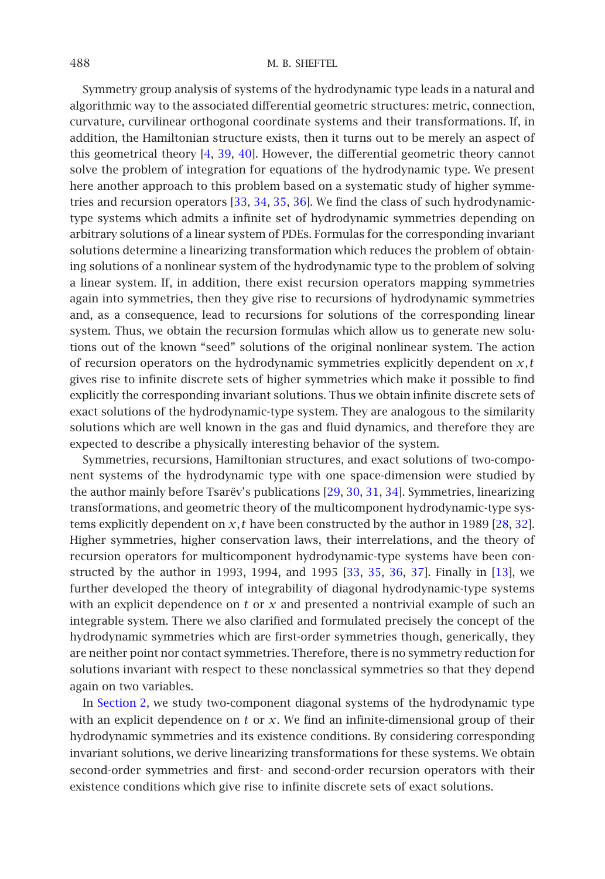Symmetry group analysis of systems of the hydrodynamic type leads in a natural and algorithmic way to the associated differential geometric structures: metric, connection, curvature, curvilinear orthogonal coordinate systems and their transformations. If, in addition, the Hamiltonian structure exists, then it turns out to be merely an aspect of this geometrical theory [4, 39, 40]. However, the differential geometric theory cannot solve the problem of integration for equations of the hydrodynamic type. We present here another approach to this problem based on a systematic study of higher symmetries and recursion operators [33, 34, 35, 36]. We find the class of such hydrodynamic-type systems which admits a infinite set of hydrodynamic symmetries depending on arbitrary solutions of a linear system of PDEs. Formulas for the corresponding invariant solutions determine a linearizing transformation which reduces the problem of obtaining solutions of a nonlinear system of the hydrodynamic type to the problem of solving a linear system. If, in addition, there exist recursion operators mapping symmetries again into symmetries, then they give rise to recursions of hydrodynamic symmetries and, as a consequence, lead to recursions for solutions of the corresponding linear system. Thus, we obtain the recursion formulas which allow us to generate new solutions out of the known "seed" solutions of the original nonlinear system. The action of recursion operators on the hydrodynamic symmetries explicitly dependent on $x, t$ gives rise to infinite discrete sets of higher symmetries which make it possible to find explicitly the corresponding invariant solutions. Thus we obtain infinite discrete sets of exact solutions of the hydrodynamic-type system. They are analogous to the similarity solutions which are well known in the gas and fluid dynamics, and therefore they are expected to describe a physically interesting behavior of the system.

Symmetries, recursions, Hamiltonian structures, and exact solutions of two-component systems of the hydrodynamic type with one space-dimension were studied by the author mainly before Tsarёv's publications [29, 30, 31, 34]. Symmetries, linearizing transformations, and geometric theory of the multicomponent hydrodynamic-type systems explicitly dependent on $x, t$ have been constructed by the author in 1989 [28, 32]. Higher symmetries, higher conservation laws, their interrelations, and the theory of recursion operators for multicomponent hydrodynamic-type systems have been constructed by the author in 1993, 1994, and 1995 [33, 35, 36, 37]. Finally in [13], we further developed the theory of integrability of diagonal hydrodynamic-type systems with an explicit dependence on $t$ or $x$ and presented a nontrivial example of such an integrable system. There we also clarified and formulated precisely the concept of the hydrodynamic symmetries which are first-order symmetries though, generically, they are neither point nor contact symmetries. Therefore, there is no symmetry reduction for solutions invariant with respect to these nonclassical symmetries so that they depend again on two variables.

In Section 2, we study two-component diagonal systems of the hydrodynamic type with an explicit dependence on $t$ or $x$. We find an infinite-dimensional group of their hydrodynamic symmetries and its existence conditions. By considering corresponding invariant solutions, we derive linearizing transformations for these systems. We obtain second-order symmetries and first- and second-order recursion operators with their existence conditions which give rise to infinite discrete sets of exact solutions.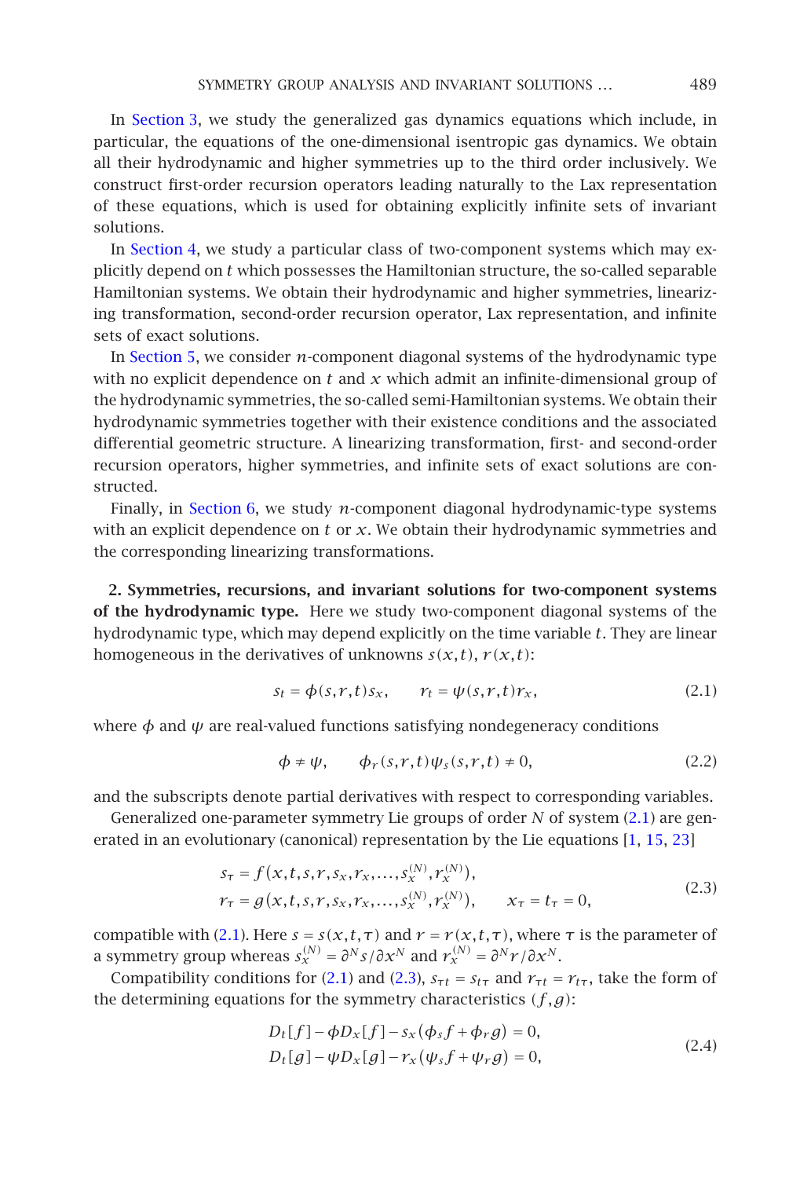In Section 3, we study the generalized gas dynamics equations which include, in particular, the equations of the one-dimensional isentropic gas dynamics. We obtain all their hydrodynamic and higher symmetries up to the third order inclusively. We construct first-order recursion operators leading naturally to the Lax representation of these equations, which is used for obtaining explicitly infinite sets of invariant solutions.

In Section 4, we study a particular class of two-component systems which may explicitly depend on $t$ which possesses the Hamiltonian structure, the so-called separable Hamiltonian systems. We obtain their hydrodynamic and higher symmetries, linearizing transformation, second-order recursion operator, Lax representation, and infinite sets of exact solutions.

In Section 5, we consider $n$-component diagonal systems of the hydrodynamic type with no explicit dependence on $t$ and $x$ which admit an infinite-dimensional group of the hydrodynamic symmetries, the so-called semi-Hamiltonian systems. We obtain their hydrodynamic symmetries together with their existence conditions and the associated differential geometric structure. A linearizing transformation, first- and second-order recursion operators, higher symmetries, and infinite sets of exact solutions are constructed.

Finally, in Section 6, we study $n$-component diagonal hydrodynamic-type systems with an explicit dependence on $t$ or $x$. We obtain their hydrodynamic symmetries and the corresponding linearizing transformations.

## 2. Symmetries, recursions, and invariant solutions for two-component systems of the hydrodynamic type.

Here we study two-component diagonal systems of the hydrodynamic type, which may depend explicitly on the time variable $t$. They are linear homogeneous in the derivatives of unknowns $s(x,t)$, $r(x,t)$:

$$s_t = \phi(s,r,t)s_x, \qquad r_t = \psi(s,r,t)r_x, \tag{2.1}$$

where $\phi$ and $\psi$ are real-valued functions satisfying nondegeneracy conditions

$$\phi \neq \psi, \qquad \phi_r(s,r,t)\psi_s(s,r,t) \neq 0, \tag{2.2}$$

and the subscripts denote partial derivatives with respect to corresponding variables.

Generalized one-parameter symmetry Lie groups of order $N$ of system (2.1) are generated in an evolutionary (canonical) representation by the Lie equations [1, 15, 23]

$$\begin{aligned} s_\tau &= f(x,t,s,r,s_x,r_x,\dots,s_x^{(N)},r_x^{(N)}), \\ r_\tau &= g(x,t,s,r,s_x,r_x,\dots,s_x^{(N)},r_x^{(N)}), \qquad x_\tau = t_\tau = 0, \end{aligned} \tag{2.3}$$

compatible with (2.1). Here $s = s(x,t,\tau)$ and $r = r(x,t,\tau)$, where $\tau$ is the parameter of a symmetry group whereas $s_x^{(N)} = \partial^N s/\partial x^N$ and $r_x^{(N)} = \partial^N r/\partial x^N$.

Compatibility conditions for (2.1) and (2.3), $s_{\tau t} = s_{t\tau}$ and $r_{\tau t} = r_{t\tau}$, take the form of the determining equations for the symmetry characteristics $(f,g)$:

$$\begin{aligned} D_t[f] - \phi D_x[f] - s_x(\phi_s f + \phi_r g) &= 0, \\ D_t[g] - \psi D_x[g] - r_x(\psi_s f + \psi_r g) &= 0, \end{aligned} \tag{2.4}$$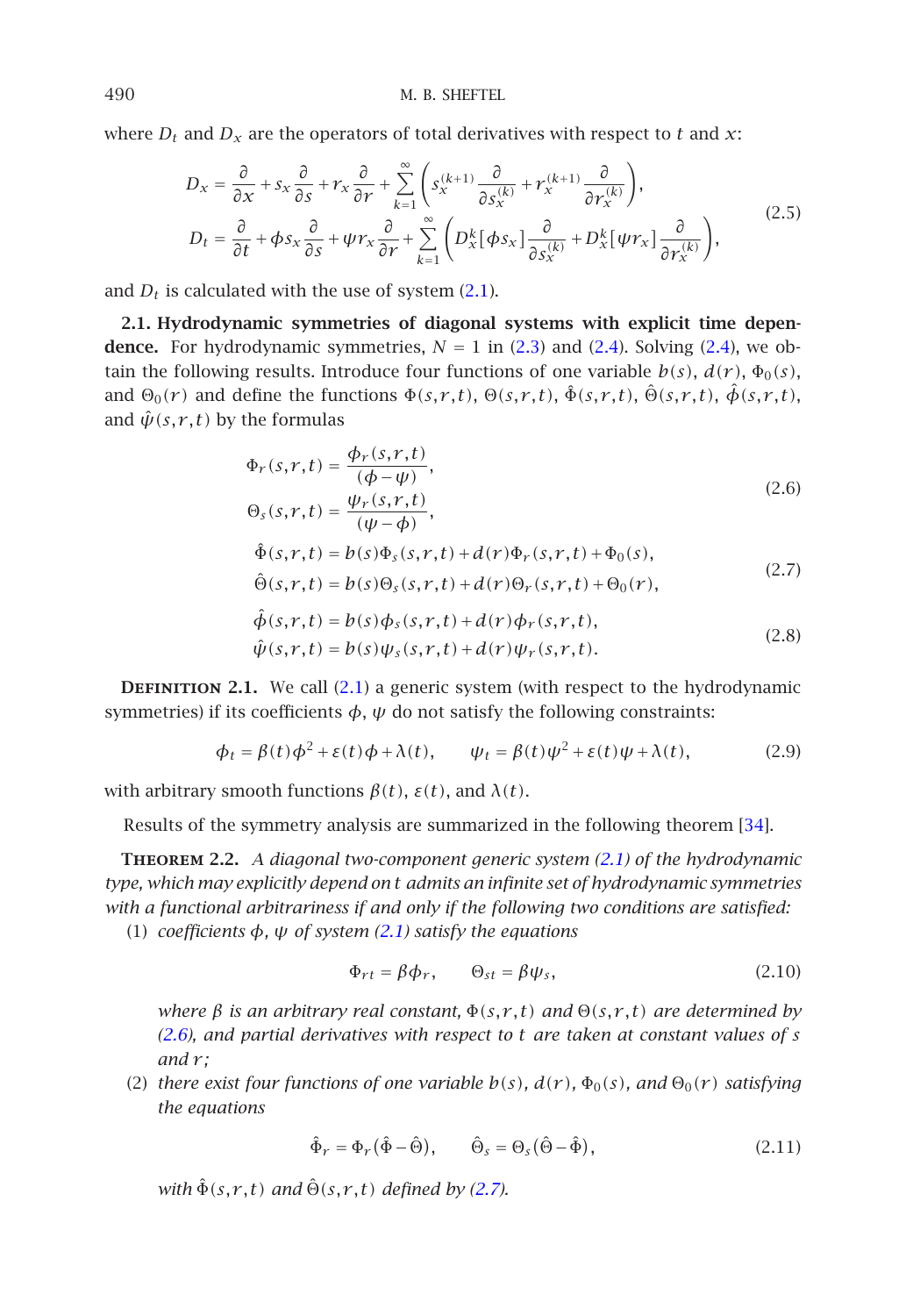where $D_t$ and $D_x$ are the operators of total derivatives with respect to $t$ and $x$:

$$
\begin{aligned}
D_x &= \frac{\partial}{\partial x} + s_x \frac{\partial}{\partial s} + r_x \frac{\partial}{\partial r} + \sum_{k=1}^{\infty}\left( s_x^{(k+1)} \frac{\partial}{\partial s_x^{(k)}} + r_x^{(k+1)} \frac{\partial}{\partial r_x^{(k)}} \right), \\
D_t &= \frac{\partial}{\partial t} + \phi s_x \frac{\partial}{\partial s} + \psi r_x \frac{\partial}{\partial r} + \sum_{k=1}^{\infty}\left( D_x^k[\phi s_x] \frac{\partial}{\partial s_x^{(k)}} + D_x^k[\psi r_x] \frac{\partial}{\partial r_x^{(k)}} \right),
\end{aligned}
\tag{2.5}
$$

and $D_t$ is calculated with the use of system (2.1).

**2.1. Hydrodynamic symmetries of diagonal systems with explicit time dependence.** For hydrodynamic symmetries, $N = 1$ in (2.3) and (2.4). Solving (2.4), we obtain the following results. Introduce four functions of one variable $b(s)$, $d(r)$, $\Phi_0(s)$, and $\Theta_0(r)$ and define the functions $\Phi(s,r,t)$, $\Theta(s,r,t)$, $\hat{\Phi}(s,r,t)$, $\hat{\Theta}(s,r,t)$, $\hat{\phi}(s,r,t)$, and $\hat{\psi}(s,r,t)$ by the formulas

$$
\begin{aligned}
\Phi_r(s,r,t) &= \frac{\phi_r(s,r,t)}{(\phi - \psi)}, \\
\Theta_s(s,r,t) &= \frac{\psi_r(s,r,t)}{(\psi - \phi)},
\end{aligned}
\tag{2.6}
$$

$$
\begin{aligned}
\hat{\Phi}(s,r,t) &= b(s)\Phi_s(s,r,t) + d(r)\Phi_r(s,r,t) + \Phi_0(s), \\
\hat{\Theta}(s,r,t) &= b(s)\Theta_s(s,r,t) + d(r)\Theta_r(s,r,t) + \Theta_0(r),
\end{aligned}
\tag{2.7}
$$

$$
\begin{aligned}
\hat{\phi}(s,r,t) &= b(s)\phi_s(s,r,t) + d(r)\phi_r(s,r,t), \\
\hat{\psi}(s,r,t) &= b(s)\psi_s(s,r,t) + d(r)\psi_r(s,r,t).
\end{aligned}
\tag{2.8}
$$

**Definition 2.1.** We call (2.1) a generic system (with respect to the hydrodynamic symmetries) if its coefficients $\phi$, $\psi$ do not satisfy the following constraints:

$$
\phi_t = \beta(t)\phi^2 + \varepsilon(t)\phi + \lambda(t), \qquad \psi_t = \beta(t)\psi^2 + \varepsilon(t)\psi + \lambda(t), \tag{2.9}
$$

with arbitrary smooth functions $\beta(t)$, $\varepsilon(t)$, and $\lambda(t)$.

Results of the symmetry analysis are summarized in the following theorem [34].

**Theorem 2.2.** *A diagonal two-component generic system (2.1) of the hydrodynamic type, which may explicitly depend on t admits an infinite set of hydrodynamic symmetries with a functional arbitrariness if and only if the following two conditions are satisfied:*

(1) *coefficients $\phi$, $\psi$ of system (2.1) satisfy the equations*

$$
\Phi_{rt} = \beta\phi_r, \qquad \Theta_{st} = \beta\psi_s, \tag{2.10}
$$

*where $\beta$ is an arbitrary real constant, $\Phi(s,r,t)$ and $\Theta(s,r,t)$ are determined by (2.6), and partial derivatives with respect to $t$ are taken at constant values of $s$ and $r$;*

(2) *there exist four functions of one variable $b(s)$, $d(r)$, $\Phi_0(s)$, and $\Theta_0(r)$ satisfying the equations*

$$
\hat{\Phi}_r = \Phi_r(\hat{\Phi} - \hat{\Theta}), \qquad \hat{\Theta}_s = \Theta_s(\hat{\Theta} - \hat{\Phi}), \tag{2.11}
$$

*with $\hat{\Phi}(s,r,t)$ and $\hat{\Theta}(s,r,t)$ defined by (2.7).*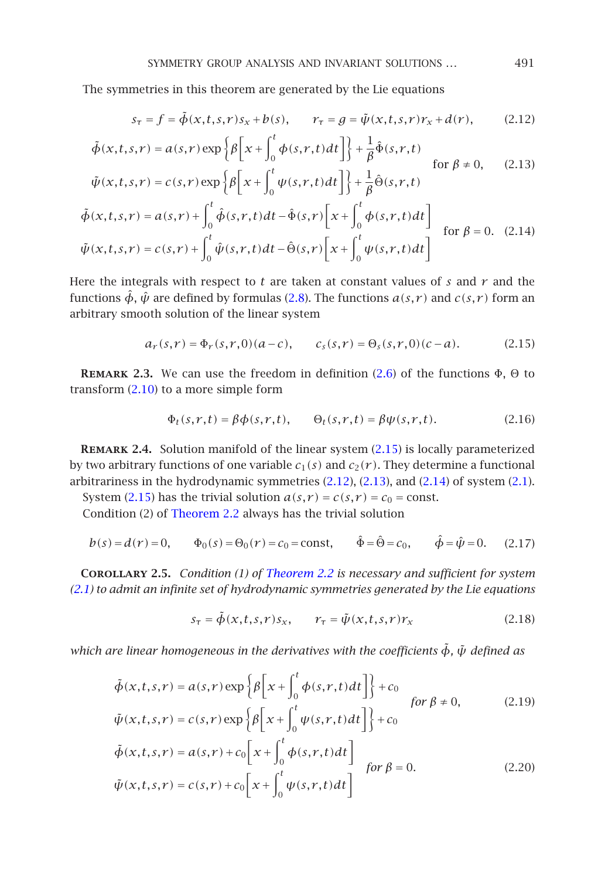The symmetries in this theorem are generated by the Lie equations

$$s_\tau = f = \tilde{\phi}(x,t,s,r)s_x + b(s), \qquad r_\tau = g = \tilde{\psi}(x,t,s,r)r_x + d(r), \tag{2.12}$$

$$\left.\begin{aligned}\tilde{\phi}(x,t,s,r) &= a(s,r)\exp\left\{\beta\left[x+\int_0^t \phi(s,r,t)dt\right]\right\}+\frac{1}{\beta}\hat{\Phi}(s,r,t)\\ \tilde{\psi}(x,t,s,r) &= c(s,r)\exp\left\{\beta\left[x+\int_0^t \psi(s,r,t)dt\right]\right\}+\frac{1}{\beta}\hat{\Theta}(s,r,t)\end{aligned}\right\} \quad \text{for } \beta \neq 0, \tag{2.13}$$

$$\left.\begin{aligned}\tilde{\phi}(x,t,s,r) &= a(s,r)+\int_0^t \hat{\phi}(s,r,t)dt-\hat{\Phi}(s,r)\left[x+\int_0^t \phi(s,r,t)dt\right]\\ \tilde{\psi}(x,t,s,r) &= c(s,r)+\int_0^t \hat{\psi}(s,r,t)dt-\hat{\Theta}(s,r)\left[x+\int_0^t \psi(s,r,t)dt\right]\end{aligned}\right\} \quad \text{for } \beta = 0. \tag{2.14}$$

Here the integrals with respect to $t$ are taken at constant values of $s$ and $r$ and the functions $\hat{\phi}$, $\hat{\psi}$ are defined by formulas (2.8). The functions $a(s,r)$ and $c(s,r)$ form an arbitrary smooth solution of the linear system

$$a_r(s,r) = \Phi_r(s,r,0)(a-c), \qquad c_s(s,r) = \Theta_s(s,r,0)(c-a). \tag{2.15}$$

**Remark 2.3.** We can use the freedom in definition (2.6) of the functions $\Phi$, $\Theta$ to transform (2.10) to a more simple form

$$\Phi_t(s,r,t) = \beta\phi(s,r,t), \qquad \Theta_t(s,r,t) = \beta\psi(s,r,t). \tag{2.16}$$

**Remark 2.4.** Solution manifold of the linear system (2.15) is locally parameterized by two arbitrary functions of one variable $c_1(s)$ and $c_2(r)$. They determine a functional arbitrariness in the hydrodynamic symmetries (2.12), (2.13), and (2.14) of system (2.1).

System (2.15) has the trivial solution $a(s,r) = c(s,r) = c_0 = \text{const}$.

Condition (2) of Theorem 2.2 always has the trivial solution

$$b(s) = d(r) = 0, \qquad \Phi_0(s) = \Theta_0(r) = c_0 = \text{const}, \qquad \hat{\Phi} = \hat{\Theta} = c_0, \qquad \hat{\phi} = \hat{\psi} = 0. \tag{2.17}$$

**Corollary 2.5.** *Condition (1) of Theorem 2.2 is necessary and sufficient for system (2.1) to admit an infinite set of hydrodynamic symmetries generated by the Lie equations*

$$s_\tau = \tilde{\phi}(x,t,s,r)s_x, \qquad r_\tau = \tilde{\psi}(x,t,s,r)r_x \tag{2.18}$$

*which are linear homogeneous in the derivatives with the coefficients* $\tilde{\phi}$, $\tilde{\psi}$ *defined as*

$$\left.\begin{aligned}\tilde{\phi}(x,t,s,r) &= a(s,r)\exp\left\{\beta\left[x+\int_0^t \phi(s,r,t)dt\right]\right\}+c_0\\ \tilde{\psi}(x,t,s,r) &= c(s,r)\exp\left\{\beta\left[x+\int_0^t \psi(s,r,t)dt\right]\right\}+c_0\end{aligned}\right\} \quad \textit{for } \beta \neq 0, \tag{2.19}$$

$$\left.\begin{aligned}\tilde{\phi}(x,t,s,r) &= a(s,r)+c_0\left[x+\int_0^t \phi(s,r,t)dt\right]\\ \tilde{\psi}(x,t,s,r) &= c(s,r)+c_0\left[x+\int_0^t \psi(s,r,t)dt\right]\end{aligned}\right\} \quad \textit{for } \beta = 0. \tag{2.20}$$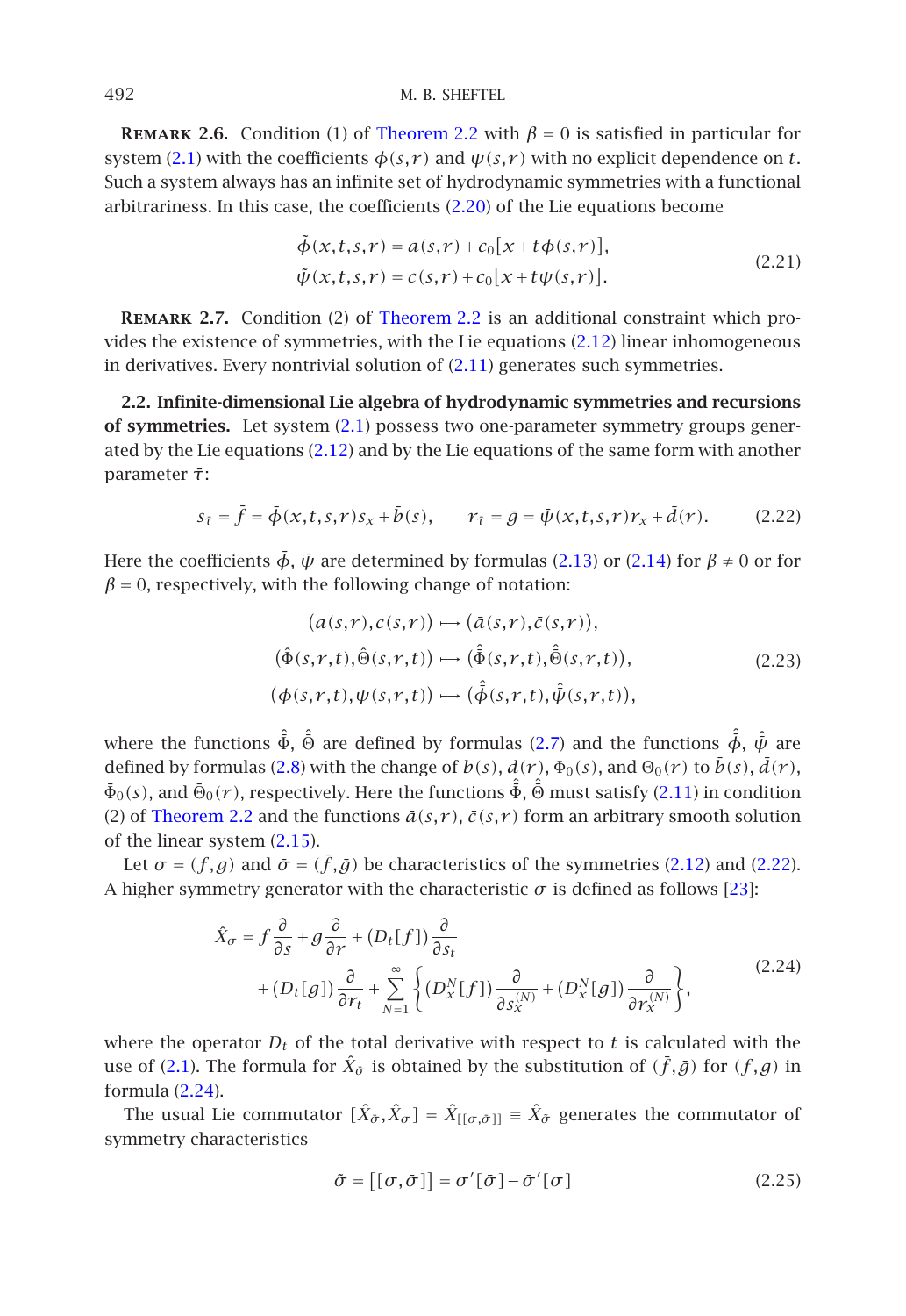**Remark 2.6.** Condition (1) of Theorem 2.2 with $\beta = 0$ is satisfied in particular for system (2.1) with the coefficients $\phi(s,r)$ and $\psi(s,r)$ with no explicit dependence on $t$. Such a system always has an infinite set of hydrodynamic symmetries with a functional arbitrariness. In this case, the coefficients (2.20) of the Lie equations become

$$\begin{aligned}\tilde{\phi}(x,t,s,r) &= a(s,r) + c_0[x + t\phi(s,r)],\\ \tilde{\psi}(x,t,s,r) &= c(s,r) + c_0[x + t\psi(s,r)].\end{aligned} \tag{2.21}$$

**Remark 2.7.** Condition (2) of Theorem 2.2 is an additional constraint which provides the existence of symmetries, with the Lie equations (2.12) linear inhomogeneous in derivatives. Every nontrivial solution of (2.11) generates such symmetries.

**2.2. Infinite-dimensional Lie algebra of hydrodynamic symmetries and recursions of symmetries.** Let system (2.1) possess two one-parameter symmetry groups generated by the Lie equations (2.12) and by the Lie equations of the same form with another parameter $\bar{\tau}$:

$$s_{\bar{\tau}} = \bar{f} = \bar{\phi}(x,t,s,r)s_x + \bar{b}(s), \qquad r_{\bar{\tau}} = \bar{g} = \bar{\psi}(x,t,s,r)r_x + \bar{d}(r). \tag{2.22}$$

Here the coefficients $\bar{\phi}$, $\bar{\psi}$ are determined by formulas (2.13) or (2.14) for $\beta \neq 0$ or for $\beta = 0$, respectively, with the following change of notation:

$$\begin{aligned}(a(s,r),c(s,r)) &\longmapsto (\bar{a}(s,r),\bar{c}(s,r)),\\ (\hat{\Phi}(s,r,t),\hat{\Theta}(s,r,t)) &\longmapsto (\hat{\bar{\Phi}}(s,r,t),\hat{\bar{\Theta}}(s,r,t)),\\ (\phi(s,r,t),\psi(s,r,t)) &\longmapsto (\hat{\bar{\phi}}(s,r,t),\hat{\bar{\psi}}(s,r,t)),\end{aligned} \tag{2.23}$$

where the functions $\hat{\bar{\Phi}}$, $\hat{\bar{\Theta}}$ are defined by formulas (2.7) and the functions $\hat{\bar{\phi}}$, $\hat{\bar{\psi}}$ are defined by formulas (2.8) with the change of $b(s)$, $d(r)$, $\Phi_0(s)$, and $\Theta_0(r)$ to $\bar{b}(s)$, $\bar{d}(r)$, $\bar{\Phi}_0(s)$, and $\bar{\Theta}_0(r)$, respectively. Here the functions $\hat{\bar{\Phi}}$, $\hat{\bar{\Theta}}$ must satisfy (2.11) in condition (2) of Theorem 2.2 and the functions $\bar{a}(s,r)$, $\bar{c}(s,r)$ form an arbitrary smooth solution of the linear system (2.15).

Let $\sigma = (f,g)$ and $\bar{\sigma} = (\bar{f},\bar{g})$ be characteristics of the symmetries (2.12) and (2.22). A higher symmetry generator with the characteristic $\sigma$ is defined as follows [23]:

$$\begin{aligned}\hat{X}_\sigma = f\frac{\partial}{\partial s} + g\frac{\partial}{\partial r} &+ (D_t[f])\frac{\partial}{\partial s_t}\\ &+ (D_t[g])\frac{\partial}{\partial r_t} + \sum_{N=1}^{\infty}\left\{(D_x^N[f])\frac{\partial}{\partial s_x^{(N)}} + (D_x^N[g])\frac{\partial}{\partial r_x^{(N)}}\right\},\end{aligned} \tag{2.24}$$

where the operator $D_t$ of the total derivative with respect to $t$ is calculated with the use of (2.1). The formula for $\hat{X}_{\bar{\sigma}}$ is obtained by the substitution of $(\bar{f},\bar{g})$ for $(f,g)$ in formula (2.24).

The usual Lie commutator $[\hat{X}_{\bar{\sigma}},\hat{X}_\sigma] = \hat{X}_{[[\sigma,\bar{\sigma}]]} \equiv \hat{X}_{\tilde{\sigma}}$ generates the commutator of symmetry characteristics

$$\tilde{\sigma} = [[\sigma,\bar{\sigma}]] = \sigma'[\bar{\sigma}] - \bar{\sigma}'[\sigma] \tag{2.25}$$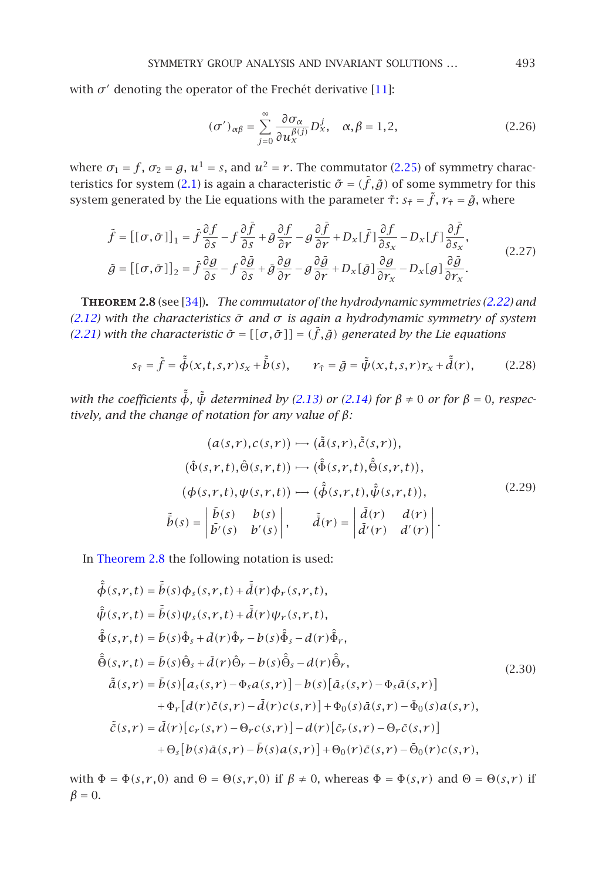with $\sigma'$ denoting the operator of the Frechét derivative [11]:

$$(\sigma')_{\alpha\beta} = \sum_{j=0}^{\infty} \frac{\partial \sigma_\alpha}{\partial u_x^{\beta(j)}} D_x^j, \quad \alpha, \beta = 1, 2, \tag{2.26}$$

where $\sigma_1 = f$, $\sigma_2 = g$, $u^1 = s$, and $u^2 = r$. The commutator (2.25) of symmetry characteristics for system (2.1) is again a characteristic $\tilde{\sigma} = (\tilde{f}, \tilde{g})$ of some symmetry for this system generated by the Lie equations with the parameter $\tilde{\tau}$: $s_{\tilde{\tau}} = \tilde{f}$, $r_{\tilde{\tau}} = \tilde{g}$, where

$$\begin{aligned}
\tilde{f} &= [[\sigma, \bar{\sigma}]]_1 = \bar{f}\frac{\partial f}{\partial s} - f\frac{\partial \bar{f}}{\partial s} + \bar{g}\frac{\partial f}{\partial r} - g\frac{\partial \bar{f}}{\partial r} + D_x[\bar{f}]\frac{\partial f}{\partial s_x} - D_x[f]\frac{\partial \bar{f}}{\partial s_x}, \\
\tilde{g} &= [[\sigma, \bar{\sigma}]]_2 = \bar{f}\frac{\partial g}{\partial s} - f\frac{\partial \bar{g}}{\partial s} + \bar{g}\frac{\partial g}{\partial r} - g\frac{\partial \bar{g}}{\partial r} + D_x[\bar{g}]\frac{\partial g}{\partial r_x} - D_x[g]\frac{\partial \bar{g}}{\partial r_x}.
\end{aligned} \tag{2.27}$$

**Theorem 2.8** (see [34]). *The commutator of the hydrodynamic symmetries (2.22) and (2.12) with the characteristics $\bar{\sigma}$ and $\sigma$ is again a hydrodynamic symmetry of system (2.21) with the characteristic $\tilde{\sigma} = [[\sigma, \bar{\sigma}]] = (\tilde{f}, \tilde{g})$ generated by the Lie equations*

$$s_{\tilde{\tau}} = \tilde{f} = \tilde{\bar{\phi}}(x,t,s,r)s_x + \tilde{\bar{b}}(s), \qquad r_{\tilde{\tau}} = \tilde{g} = \tilde{\bar{\psi}}(x,t,s,r)r_x + \tilde{\bar{d}}(r), \tag{2.28}$$

*with the coefficients $\tilde{\bar{\phi}}$, $\tilde{\bar{\psi}}$ determined by (2.13) or (2.14) for $\beta \neq 0$ or for $\beta = 0$, respectively, and the change of notation for any value of $\beta$:*

$$\begin{gathered}
(a(s,r), c(s,r)) \longmapsto (\tilde{\bar{a}}(s,r), \tilde{\bar{c}}(s,r)), \\
(\hat{\Phi}(s,r,t), \hat{\Theta}(s,r,t)) \longmapsto (\hat{\bar{\Phi}}(s,r,t), \hat{\bar{\Theta}}(s,r,t)), \\
(\phi(s,r,t), \psi(s,r,t)) \longmapsto (\hat{\bar{\phi}}(s,r,t), \hat{\bar{\psi}}(s,r,t)), \\
\tilde{\bar{b}}(s) = \begin{vmatrix} \bar{b}(s) & b(s) \\ \bar{b}'(s) & b'(s) \end{vmatrix}, \qquad \tilde{\bar{d}}(r) = \begin{vmatrix} \bar{d}(r) & d(r) \\ \bar{d}'(r) & d'(r) \end{vmatrix}.
\end{gathered} \tag{2.29}$$

In Theorem 2.8 the following notation is used:

$$\begin{aligned}
\hat{\bar{\phi}}(s,r,t) &= \tilde{\bar{b}}(s)\phi_s(s,r,t) + \tilde{\bar{d}}(r)\phi_r(s,r,t), \\
\hat{\bar{\psi}}(s,r,t) &= \tilde{\bar{b}}(s)\psi_s(s,r,t) + \tilde{\bar{d}}(r)\psi_r(s,r,t), \\
\hat{\bar{\Phi}}(s,r,t) &= \bar{b}(s)\hat{\Phi}_s + \bar{d}(r)\hat{\Phi}_r - b(s)\hat{\bar{\Phi}}_s - d(r)\hat{\bar{\Phi}}_r, \\
\hat{\bar{\Theta}}(s,r,t) &= \bar{b}(s)\hat{\Theta}_s + \bar{d}(r)\hat{\Theta}_r - b(s)\hat{\bar{\Theta}}_s - d(r)\hat{\bar{\Theta}}_r, \\
\tilde{\bar{a}}(s,r) &= \bar{b}(s)\left[a_s(s,r) - \Phi_s a(s,r)\right] - b(s)\left[\bar{a}_s(s,r) - \Phi_s \bar{a}(s,r)\right] \\
&\quad + \Phi_r\left[d(r)\bar{c}(s,r) - \bar{d}(r)c(s,r)\right] + \Phi_0(s)\bar{a}(s,r) - \bar{\Phi}_0(s)a(s,r), \\
\tilde{\bar{c}}(s,r) &= \bar{d}(r)\left[c_r(s,r) - \Theta_r c(s,r)\right] - d(r)\left[\bar{c}_r(s,r) - \Theta_r \bar{c}(s,r)\right] \\
&\quad + \Theta_s\left[b(s)\bar{a}(s,r) - \bar{b}(s)a(s,r)\right] + \Theta_0(r)\bar{c}(s,r) - \bar{\Theta}_0(r)c(s,r),
\end{aligned} \tag{2.30}$$

with $\Phi = \Phi(s,r,0)$ and $\Theta = \Theta(s,r,0)$ if $\beta \neq 0$, whereas $\Phi = \Phi(s,r)$ and $\Theta = \Theta(s,r)$ if $\beta = 0$.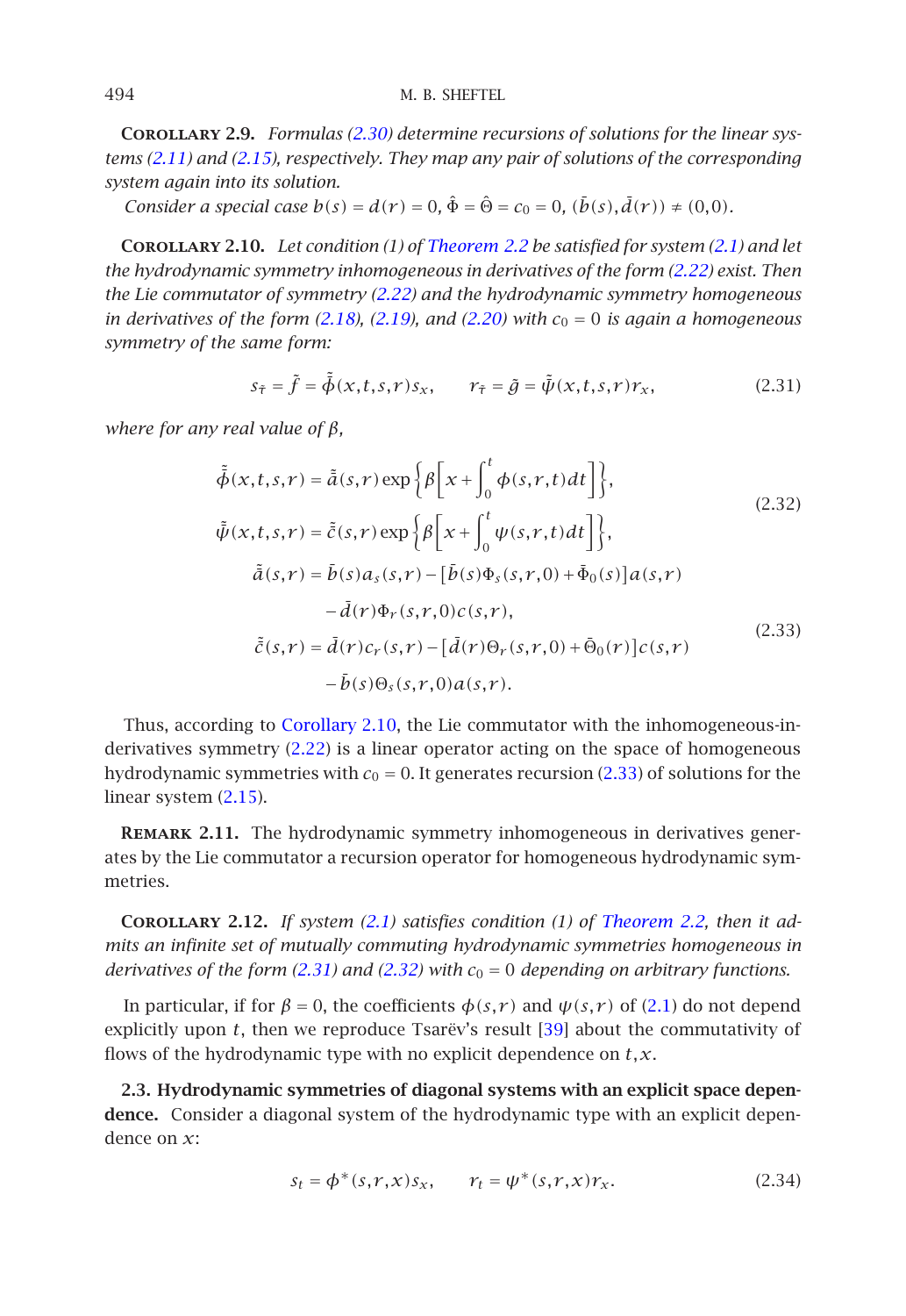**Corollary 2.9.** *Formulas (2.30) determine recursions of solutions for the linear systems (2.11) and (2.15), respectively. They map any pair of solutions of the corresponding system again into its solution.*

*Consider a special case* $b(s) = d(r) = 0$, $\hat{\Phi} = \hat{\Theta} = c_0 = 0$, $(\bar{b}(s), \bar{d}(r)) \neq (0,0)$.

**Corollary 2.10.** *Let condition (1) of Theorem 2.2 be satisfied for system (2.1) and let the hydrodynamic symmetry inhomogeneous in derivatives of the form (2.22) exist. Then the Lie commutator of symmetry (2.22) and the hydrodynamic symmetry homogeneous in derivatives of the form (2.18), (2.19), and (2.20) with* $c_0 = 0$ *is again a homogeneous symmetry of the same form:*

$$s_{\tilde{\tau}} = \tilde{f} = \tilde{\bar{\phi}}(x,t,s,r)s_x, \qquad r_{\tilde{\tau}} = \tilde{g} = \tilde{\bar{\psi}}(x,t,s,r)r_x, \tag{2.31}$$

*where for any real value of* $\beta$*,*

$$\begin{aligned} \tilde{\bar{\phi}}(x,t,s,r) &= \tilde{\bar{a}}(s,r)\exp\left\{\beta\left[x + \int_0^t \phi(s,r,t)dt\right]\right\}, \\ \tilde{\bar{\psi}}(x,t,s,r) &= \tilde{\bar{c}}(s,r)\exp\left\{\beta\left[x + \int_0^t \psi(s,r,t)dt\right]\right\}, \end{aligned} \tag{2.32}$$

$$\begin{aligned} \tilde{\bar{a}}(s,r) &= \bar{b}(s)a_s(s,r) - \left[\bar{b}(s)\Phi_s(s,r,0) + \bar{\Phi}_0(s)\right]a(s,r) \\ &\quad - \bar{d}(r)\Phi_r(s,r,0)c(s,r), \\ \tilde{\bar{c}}(s,r) &= \bar{d}(r)c_r(s,r) - \left[\bar{d}(r)\Theta_r(s,r,0) + \bar{\Theta}_0(r)\right]c(s,r) \\ &\quad - \bar{b}(s)\Theta_s(s,r,0)a(s,r). \end{aligned} \tag{2.33}$$

Thus, according to Corollary 2.10, the Lie commutator with the inhomogeneous-in-derivatives symmetry (2.22) is a linear operator acting on the space of homogeneous hydrodynamic symmetries with $c_0 = 0$. It generates recursion (2.33) of solutions for the linear system (2.15).

**Remark 2.11.** The hydrodynamic symmetry inhomogeneous in derivatives generates by the Lie commutator a recursion operator for homogeneous hydrodynamic symmetries.

**Corollary 2.12.** *If system (2.1) satisfies condition (1) of Theorem 2.2, then it admits an infinite set of mutually commuting hydrodynamic symmetries homogeneous in derivatives of the form (2.31) and (2.32) with* $c_0 = 0$ *depending on arbitrary functions.*

In particular, if for $\beta = 0$, the coefficients $\phi(s,r)$ and $\psi(s,r)$ of (2.1) do not depend explicitly upon $t$, then we reproduce Tsarëv's result [39] about the commutativity of flows of the hydrodynamic type with no explicit dependence on $t, x$.

### 2.3. Hydrodynamic symmetries of diagonal systems with an explicit space dependence.

Consider a diagonal system of the hydrodynamic type with an explicit dependence on $x$:

$$s_t = \phi^*(s,r,x)s_x, \qquad r_t = \psi^*(s,r,x)r_x. \tag{2.34}$$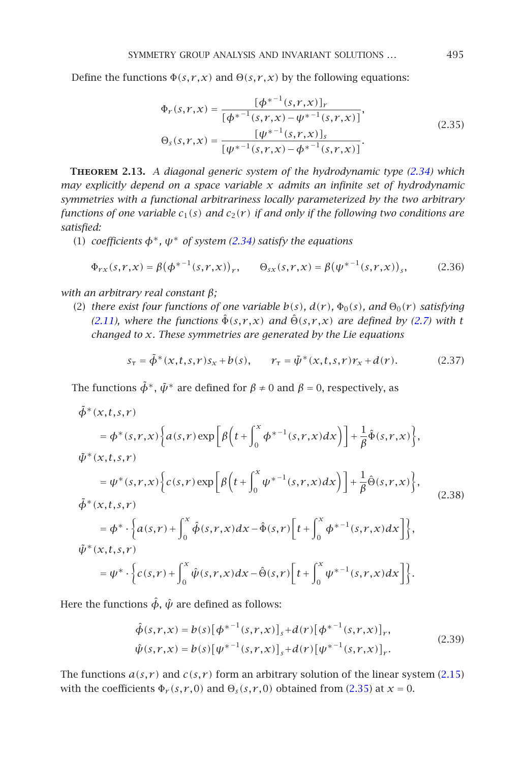Define the functions $\Phi(s,r,x)$ and $\Theta(s,r,x)$ by the following equations:

$$
\begin{aligned}
\Phi_r(s,r,x) &= \frac{[\phi^{*-1}(s,r,x)]_r}{[\phi^{*-1}(s,r,x) - \psi^{*-1}(s,r,x)]}, \\
\Theta_s(s,r,x) &= \frac{[\psi^{*-1}(s,r,x)]_s}{[\psi^{*-1}(s,r,x) - \phi^{*-1}(s,r,x)]}.
\end{aligned}
\tag{2.35}
$$

**Theorem 2.13.** *A diagonal generic system of the hydrodynamic type (2.34) which may explicitly depend on a space variable $x$ admits an infinite set of hydrodynamic symmetries with a functional arbitrariness locally parameterized by the two arbitrary functions of one variable $c_1(s)$ and $c_2(r)$ if and only if the following two conditions are satisfied:*

(1) *coefficients $\phi^*$, $\psi^*$ of system (2.34) satisfy the equations*

$$
\Phi_{rx}(s,r,x) = \beta\left(\phi^{*-1}(s,r,x)\right)_r, \qquad \Theta_{sx}(s,r,x) = \beta\left(\psi^{*-1}(s,r,x)\right)_s,
\tag{2.36}
$$

*with an arbitrary real constant $\beta$;*

(2) *there exist four functions of one variable $b(s)$, $d(r)$, $\Phi_0(s)$, and $\Theta_0(r)$ satisfying (2.11), where the functions $\hat{\Phi}(s,r,x)$ and $\hat{\Theta}(s,r,x)$ are defined by (2.7) with $t$ changed to $x$. These symmetries are generated by the Lie equations*

$$
s_\tau = \tilde{\phi}^*(x,t,s,r)s_x + b(s), \qquad r_\tau = \tilde{\psi}^*(x,t,s,r)r_x + d(r).
\tag{2.37}
$$

The functions $\tilde{\phi}^*$, $\tilde{\psi}^*$ are defined for $\beta \neq 0$ and $\beta = 0$, respectively, as

$$
\begin{aligned}
&\tilde{\phi}^*(x,t,s,r) \\
&\quad = \phi^*(s,r,x)\left\{a(s,r)\exp\left[\beta\left(t + \int_0^x \phi^{*-1}(s,r,x)dx\right)\right] + \frac{1}{\beta}\hat{\Phi}(s,r,x)\right\}, \\
&\tilde{\psi}^*(x,t,s,r) \\
&\quad = \psi^*(s,r,x)\left\{c(s,r)\exp\left[\beta\left(t + \int_0^x \psi^{*-1}(s,r,x)dx\right)\right] + \frac{1}{\beta}\hat{\Theta}(s,r,x)\right\}, \\
&\tilde{\phi}^*(x,t,s,r) \\
&\quad = \phi^* \cdot \left\{a(s,r) + \int_0^x \hat{\phi}(s,r,x)dx - \hat{\Phi}(s,r)\left[t + \int_0^x \phi^{*-1}(s,r,x)dx\right]\right\}, \\
&\tilde{\psi}^*(x,t,s,r) \\
&\quad = \psi^* \cdot \left\{c(s,r) + \int_0^x \hat{\psi}(s,r,x)dx - \hat{\Theta}(s,r)\left[t + \int_0^x \psi^{*-1}(s,r,x)dx\right]\right\}.
\end{aligned}
\tag{2.38}
$$

Here the functions $\hat{\phi}$, $\hat{\psi}$ are defined as follows:

$$
\begin{aligned}
\hat{\phi}(s,r,x) &= b(s)\left[\phi^{*-1}(s,r,x)\right]_s + d(r)\left[\phi^{*-1}(s,r,x)\right]_r, \\
\hat{\psi}(s,r,x) &= b(s)\left[\psi^{*-1}(s,r,x)\right]_s + d(r)\left[\psi^{*-1}(s,r,x)\right]_r.
\end{aligned}
\tag{2.39}
$$

The functions $a(s,r)$ and $c(s,r)$ form an arbitrary solution of the linear system (2.15) with the coefficients $\Phi_r(s,r,0)$ and $\Theta_s(s,r,0)$ obtained from (2.35) at $x = 0$.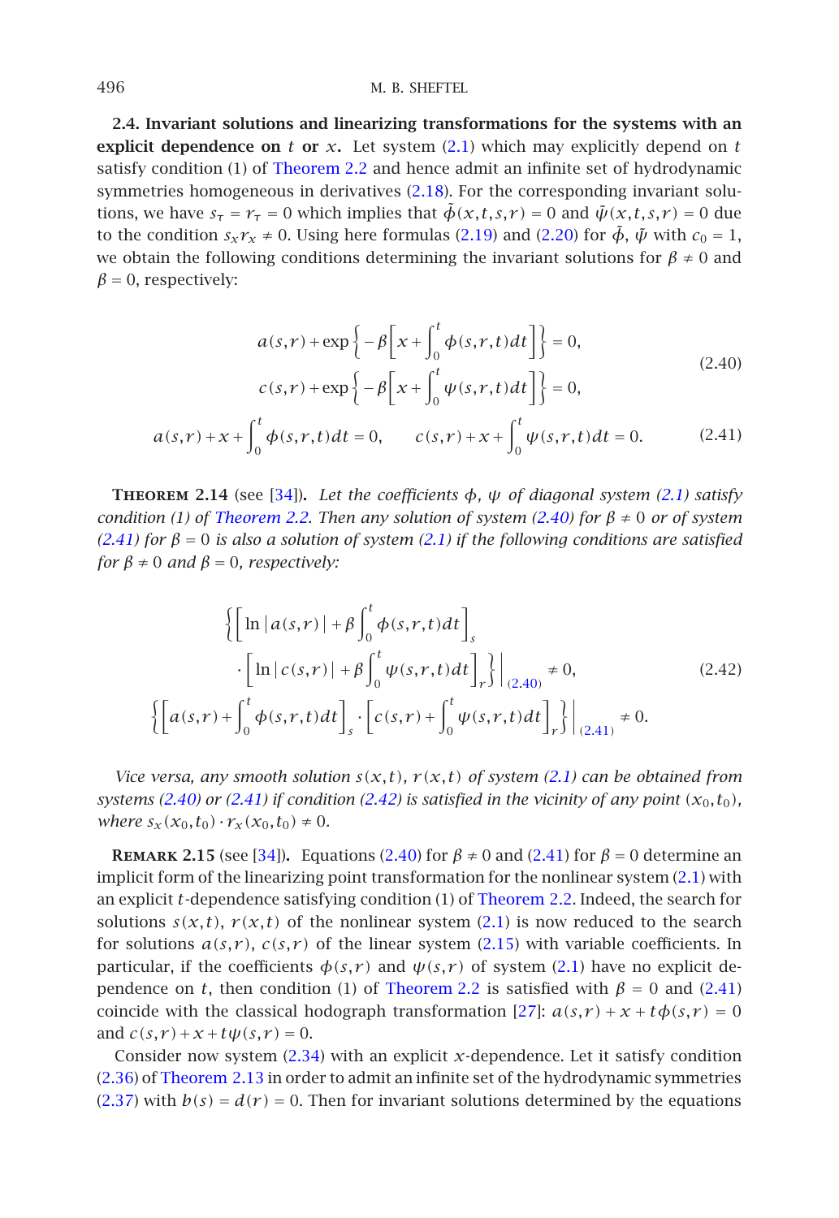**2.4. Invariant solutions and linearizing transformations for the systems with an explicit dependence on $t$ or $x$.** Let system (2.1) which may explicitly depend on $t$ satisfy condition (1) of Theorem 2.2 and hence admit an infinite set of hydrodynamic symmetries homogeneous in derivatives (2.18). For the corresponding invariant solutions, we have $s_\tau = r_\tau = 0$ which implies that $\tilde{\phi}(x,t,s,r) = 0$ and $\tilde{\psi}(x,t,s,r) = 0$ due to the condition $s_x r_x \neq 0$. Using here formulas (2.19) and (2.20) for $\tilde{\phi}$, $\tilde{\psi}$ with $c_0 = 1$, we obtain the following conditions determining the invariant solutions for $\beta \neq 0$ and $\beta = 0$, respectively:

$$
\begin{aligned}
a(s,r) + \exp\left\{-\beta\left[x + \int_0^t \phi(s,r,t)\,dt\right]\right\} &= 0, \\
c(s,r) + \exp\left\{-\beta\left[x + \int_0^t \psi(s,r,t)\,dt\right]\right\} &= 0,
\end{aligned}
\tag{2.40}
$$

$$
a(s,r) + x + \int_0^t \phi(s,r,t)\,dt = 0, \qquad c(s,r) + x + \int_0^t \psi(s,r,t)\,dt = 0. \tag{2.41}
$$

**Theorem 2.14** (see [34]). *Let the coefficients $\phi$, $\psi$ of diagonal system (2.1) satisfy condition (1) of Theorem 2.2. Then any solution of system (2.40) for $\beta \neq 0$ or of system (2.41) for $\beta = 0$ is also a solution of system (2.1) if the following conditions are satisfied for $\beta \neq 0$ and $\beta = 0$, respectively:*

$$
\begin{aligned}
&\left\{\left[\ln|a(s,r)| + \beta\int_0^t \phi(s,r,t)\,dt\right]_s \cdot \left[\ln|c(s,r)| + \beta\int_0^t \psi(s,r,t)\,dt\right]_r\right\}\Bigg|_{(2.40)} \neq 0, \\
&\left\{\left[a(s,r) + \int_0^t \phi(s,r,t)\,dt\right]_s \cdot \left[c(s,r) + \int_0^t \psi(s,r,t)\,dt\right]_r\right\}\Bigg|_{(2.41)} \neq 0.
\end{aligned}
\tag{2.42}
$$

*Vice versa, any smooth solution $s(x,t)$, $r(x,t)$ of system (2.1) can be obtained from systems (2.40) or (2.41) if condition (2.42) is satisfied in the vicinity of any point $(x_0,t_0)$, where $s_x(x_0,t_0) \cdot r_x(x_0,t_0) \neq 0$.*

**Remark 2.15** (see [34]). Equations (2.40) for $\beta \neq 0$ and (2.41) for $\beta = 0$ determine an implicit form of the linearizing point transformation for the nonlinear system (2.1) with an explicit $t$-dependence satisfying condition (1) of Theorem 2.2. Indeed, the search for solutions $s(x,t)$, $r(x,t)$ of the nonlinear system (2.1) is now reduced to the search for solutions $a(s,r)$, $c(s,r)$ of the linear system (2.15) with variable coefficients. In particular, if the coefficients $\phi(s,r)$ and $\psi(s,r)$ of system (2.1) have no explicit dependence on $t$, then condition (1) of Theorem 2.2 is satisfied with $\beta = 0$ and (2.41) coincide with the classical hodograph transformation [27]: $a(s,r) + x + t\phi(s,r) = 0$ and $c(s,r) + x + t\psi(s,r) = 0$.

Consider now system (2.34) with an explicit $x$-dependence. Let it satisfy condition (2.36) of Theorem 2.13 in order to admit an infinite set of the hydrodynamic symmetries (2.37) with $b(s) = d(r) = 0$. Then for invariant solutions determined by the equations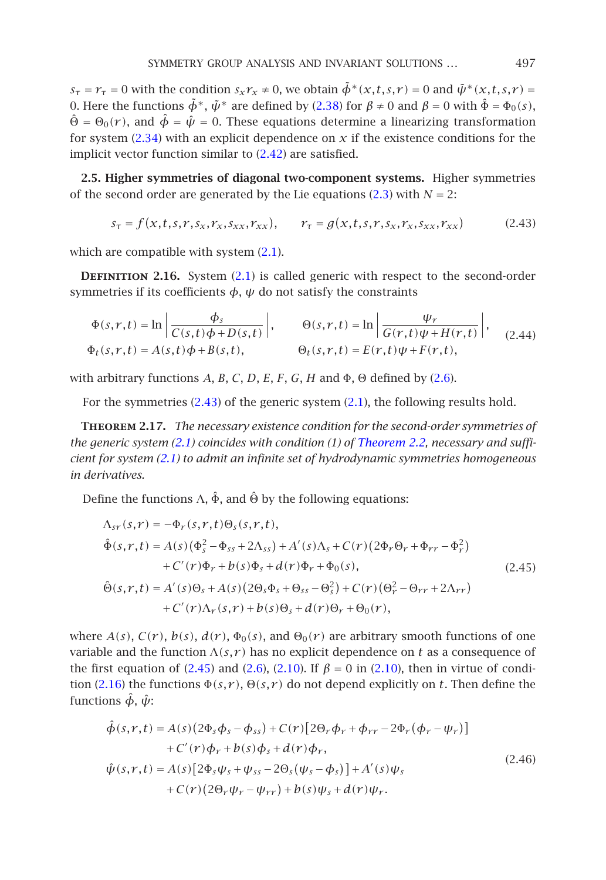$s_\tau = r_\tau = 0$ with the condition $s_x r_x \neq 0$, we obtain $\tilde{\phi}^*(x,t,s,r) = 0$ and $\tilde{\psi}^*(x,t,s,r) = 0$. Here the functions $\tilde{\phi}^*$, $\tilde{\psi}^*$ are defined by (2.38) for $\beta \neq 0$ and $\beta = 0$ with $\hat{\Phi} = \Phi_0(s)$, $\hat{\Theta} = \Theta_0(r)$, and $\hat{\phi} = \hat{\psi} = 0$. These equations determine a linearizing transformation for system (2.34) with an explicit dependence on $x$ if the existence conditions for the implicit vector function similar to (2.42) are satisfied.

**2.5. Higher symmetries of diagonal two-component systems.** Higher symmetries of the second order are generated by the Lie equations (2.3) with $N = 2$:

$$s_\tau = f(x,t,s,r,s_x,r_x,s_{xx},r_{xx}), \qquad r_\tau = g(x,t,s,r,s_x,r_x,s_{xx},r_{xx}) \tag{2.43}$$

which are compatible with system (2.1).

**Definition 2.16.** System (2.1) is called generic with respect to the second-order symmetries if its coefficients $\phi$, $\psi$ do not satisfy the constraints

$$\begin{aligned}
\Phi(s,r,t) &= \ln\left|\frac{\phi_s}{C(s,t)\phi + D(s,t)}\right|, \qquad & \Theta(s,r,t) &= \ln\left|\frac{\psi_r}{G(r,t)\psi + H(r,t)}\right|, \\
\Phi_t(s,r,t) &= A(s,t)\phi + B(s,t), & \Theta_t(s,r,t) &= E(r,t)\psi + F(r,t),
\end{aligned} \tag{2.44}$$

with arbitrary functions $A$, $B$, $C$, $D$, $E$, $F$, $G$, $H$ and $\Phi$, $\Theta$ defined by (2.6).

For the symmetries (2.43) of the generic system (2.1), the following results hold.

**Theorem 2.17.** *The necessary existence condition for the second-order symmetries of the generic system (2.1) coincides with condition (1) of Theorem 2.2, necessary and sufficient for system (2.1) to admit an infinite set of hydrodynamic symmetries homogeneous in derivatives.*

Define the functions $\Lambda$, $\hat{\Phi}$, and $\hat{\Theta}$ by the following equations:

$$\begin{aligned}
\Lambda_{sr}(s,r) &= -\Phi_r(s,r,t)\Theta_s(s,r,t), \\
\hat{\Phi}(s,r,t) &= A(s)\left(\Phi_s^2 - \Phi_{ss} + 2\Lambda_{ss}\right) + A'(s)\Lambda_s + C(r)\left(2\Phi_r\Theta_r + \Phi_{rr} - \Phi_r^2\right) \\
&\quad + C'(r)\Phi_r + b(s)\Phi_s + d(r)\Phi_r + \Phi_0(s), \\
\hat{\Theta}(s,r,t) &= A'(s)\Theta_s + A(s)\left(2\Theta_s\Phi_s + \Theta_{ss} - \Theta_s^2\right) + C(r)\left(\Theta_r^2 - \Theta_{rr} + 2\Lambda_{rr}\right) \\
&\quad + C'(r)\Lambda_r(s,r) + b(s)\Theta_s + d(r)\Theta_r + \Theta_0(r),
\end{aligned} \tag{2.45}$$

where $A(s)$, $C(r)$, $b(s)$, $d(r)$, $\Phi_0(s)$, and $\Theta_0(r)$ are arbitrary smooth functions of one variable and the function $\Lambda(s,r)$ has no explicit dependence on $t$ as a consequence of the first equation of (2.45) and (2.6), (2.10). If $\beta = 0$ in (2.10), then in virtue of condition (2.16) the functions $\Phi(s,r)$, $\Theta(s,r)$ do not depend explicitly on $t$. Then define the functions $\hat{\phi}$, $\hat{\psi}$:

$$\begin{aligned}
\hat{\phi}(s,r,t) &= A(s)\left(2\Phi_s\phi_s - \phi_{ss}\right) + C(r)\left[2\Theta_r\phi_r + \phi_{rr} - 2\Phi_r(\phi_r - \psi_r)\right] \\
&\quad + C'(r)\phi_r + b(s)\phi_s + d(r)\phi_r, \\
\hat{\psi}(s,r,t) &= A(s)\left[2\Phi_s\psi_s + \psi_{ss} - 2\Theta_s(\psi_s - \phi_s)\right] + A'(s)\psi_s \\
&\quad + C(r)\left(2\Theta_r\psi_r - \psi_{rr}\right) + b(s)\psi_s + d(r)\psi_r.
\end{aligned} \tag{2.46}$$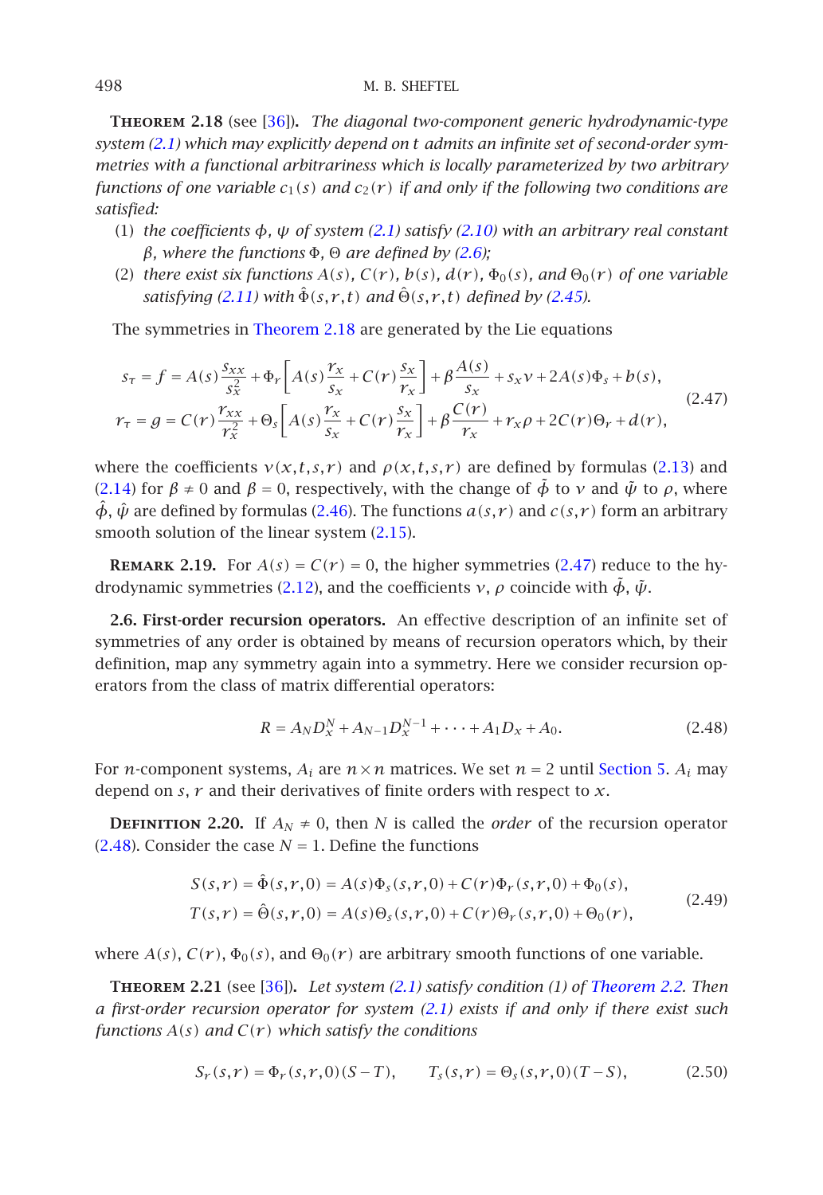**Theorem 2.18** (see [36])**.** *The diagonal two-component generic hydrodynamic-type system (2.1) which may explicitly depend on $t$ admits an infinite set of second-order symmetries with a functional arbitrariness which is locally parameterized by two arbitrary functions of one variable $c_1(s)$ and $c_2(r)$ if and only if the following two conditions are satisfied:*

(1) *the coefficients $\phi$, $\psi$ of system (2.1) satisfy (2.10) with an arbitrary real constant $\beta$, where the functions $\Phi$, $\Theta$ are defined by (2.6);*

(2) *there exist six functions $A(s)$, $C(r)$, $b(s)$, $d(r)$, $\Phi_0(s)$, and $\Theta_0(r)$ of one variable satisfying (2.11) with $\hat{\Phi}(s,r,t)$ and $\hat{\Theta}(s,r,t)$ defined by (2.45).*

The symmetries in Theorem 2.18 are generated by the Lie equations

$$
\begin{aligned}
s_\tau = f &= A(s)\frac{s_{xx}}{s_x^2} + \Phi_r\left[A(s)\frac{r_x}{s_x} + C(r)\frac{s_x}{r_x}\right] + \beta\frac{A(s)}{s_x} + s_x\nu + 2A(s)\Phi_s + b(s),\\
r_\tau = g &= C(r)\frac{r_{xx}}{r_x^2} + \Theta_s\left[A(s)\frac{r_x}{s_x} + C(r)\frac{s_x}{r_x}\right] + \beta\frac{C(r)}{r_x} + r_x\rho + 2C(r)\Theta_r + d(r),
\end{aligned}
\tag{2.47}
$$

where the coefficients $\nu(x,t,s,r)$ and $\rho(x,t,s,r)$ are defined by formulas (2.13) and (2.14) for $\beta \neq 0$ and $\beta = 0$, respectively, with the change of $\tilde{\phi}$ to $\nu$ and $\tilde{\psi}$ to $\rho$, where $\hat{\phi}$, $\hat{\psi}$ are defined by formulas (2.46). The functions $a(s,r)$ and $c(s,r)$ form an arbitrary smooth solution of the linear system (2.15).

**Remark 2.19.** For $A(s) = C(r) = 0$, the higher symmetries (2.47) reduce to the hydrodynamic symmetries (2.12), and the coefficients $\nu$, $\rho$ coincide with $\tilde{\phi}$, $\tilde{\psi}$.

**2.6. First-order recursion operators.** An effective description of an infinite set of symmetries of any order is obtained by means of recursion operators which, by their definition, map any symmetry again into a symmetry. Here we consider recursion operators from the class of matrix differential operators:

$$
R = A_N D_x^N + A_{N-1} D_x^{N-1} + \cdots + A_1 D_x + A_0.
\tag{2.48}
$$

For $n$-component systems, $A_i$ are $n\times n$ matrices. We set $n = 2$ until Section 5. $A_i$ may depend on $s$, $r$ and their derivatives of finite orders with respect to $x$.

**Definition 2.20.** If $A_N \neq 0$, then $N$ is called the *order* of the recursion operator (2.48). Consider the case $N = 1$. Define the functions

$$
\begin{aligned}
S(s,r) &= \hat{\Phi}(s,r,0) = A(s)\Phi_s(s,r,0) + C(r)\Phi_r(s,r,0) + \Phi_0(s),\\
T(s,r) &= \hat{\Theta}(s,r,0) = A(s)\Theta_s(s,r,0) + C(r)\Theta_r(s,r,0) + \Theta_0(r),
\end{aligned}
\tag{2.49}
$$

where $A(s)$, $C(r)$, $\Phi_0(s)$, and $\Theta_0(r)$ are arbitrary smooth functions of one variable.

**Theorem 2.21** (see [36])**.** *Let system (2.1) satisfy condition (1) of Theorem 2.2. Then a first-order recursion operator for system (2.1) exists if and only if there exist such functions $A(s)$ and $C(r)$ which satisfy the conditions*

$$
S_r(s,r) = \Phi_r(s,r,0)(S-T), \qquad T_s(s,r) = \Theta_s(s,r,0)(T-S),
\tag{2.50}
$$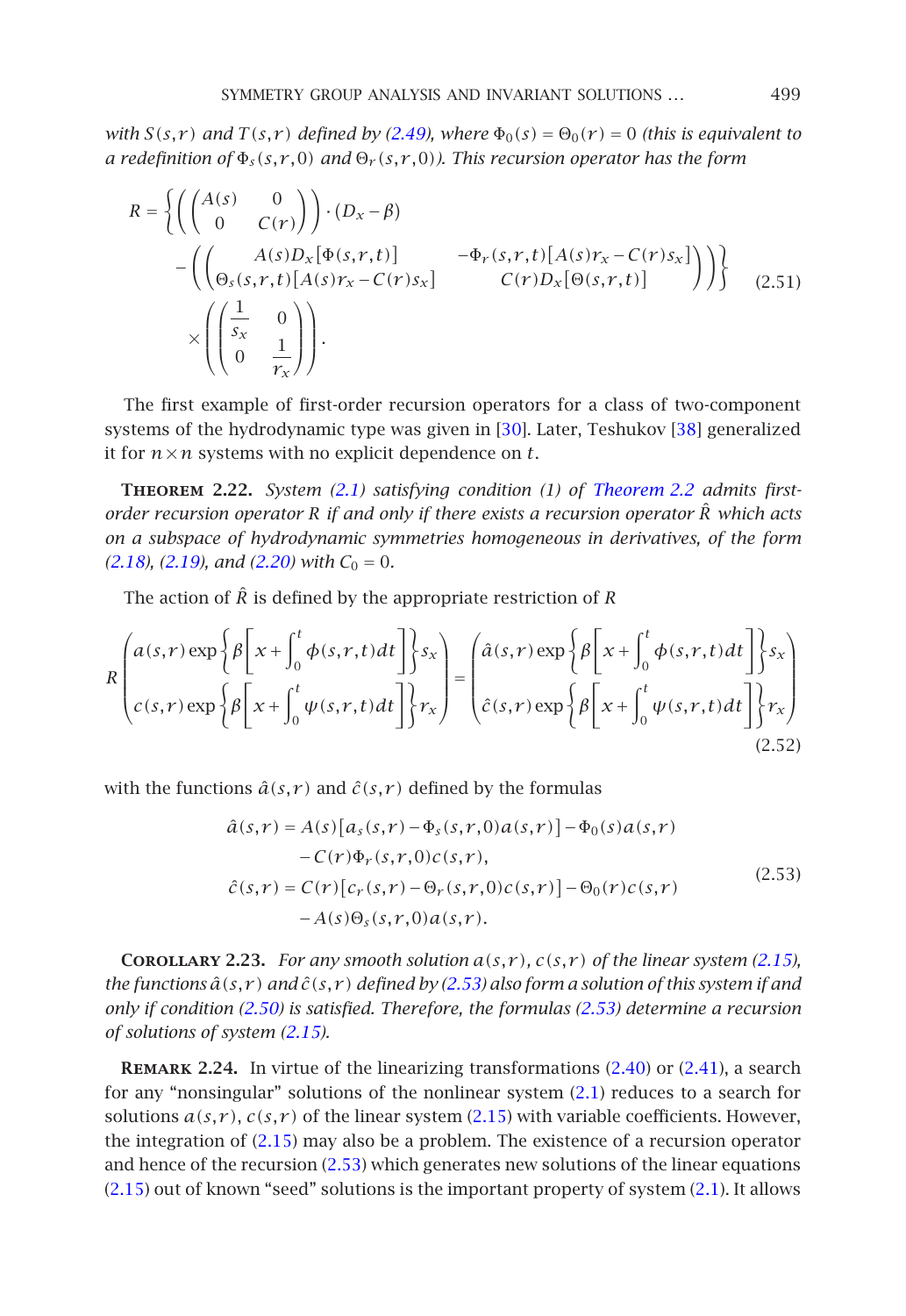*with $S(s,r)$ and $T(s,r)$ defined by (2.49), where $\Phi_0(s) = \Theta_0(r) = 0$ (this is equivalent to a redefinition of $\Phi_s(s,r,0)$ and $\Theta_r(s,r,0)$). This recursion operator has the form*

$$
\begin{aligned}
R = \Bigg\{ &\left( \begin{pmatrix} A(s) & 0 \\ 0 & C(r) \end{pmatrix} \right) \cdot (D_x - \beta) \\
&- \left( \begin{pmatrix} A(s) D_x[\Phi(s,r,t)] & -\Phi_r(s,r,t)[A(s) r_x - C(r) s_x] \\ \Theta_s(s,r,t)[A(s) r_x - C(r) s_x] & C(r) D_x[\Theta(s,r,t)] \end{pmatrix} \right) \Bigg\} \\
&\times \left( \begin{pmatrix} \dfrac{1}{s_x} & 0 \\ 0 & \dfrac{1}{r_x} \end{pmatrix} \right).
\end{aligned}
\tag{2.51}
$$

The first example of first-order recursion operators for a class of two-component systems of the hydrodynamic type was given in [30]. Later, Teshukov [38] generalized it for $n \times n$ systems with no explicit dependence on $t$.

**Theorem 2.22.** *System (2.1) satisfying condition (1) of Theorem 2.2 admits first-order recursion operator $R$ if and only if there exists a recursion operator $\hat{R}$ which acts on a subspace of hydrodynamic symmetries homogeneous in derivatives, of the form (2.18), (2.19), and (2.20) with $C_0 = 0$.*

The action of $\hat{R}$ is defined by the appropriate restriction of $R$

$$
R \begin{pmatrix} a(s,r) \exp\left\{ \beta \left[ x + \displaystyle\int_0^t \phi(s,r,t)\,dt \right] \right\} s_x \\ c(s,r) \exp\left\{ \beta \left[ x + \displaystyle\int_0^t \psi(s,r,t)\,dt \right] \right\} r_x \end{pmatrix} = \begin{pmatrix} \hat{a}(s,r) \exp\left\{ \beta \left[ x + \displaystyle\int_0^t \phi(s,r,t)\,dt \right] \right\} s_x \\ \hat{c}(s,r) \exp\left\{ \beta \left[ x + \displaystyle\int_0^t \psi(s,r,t)\,dt \right] \right\} r_x \end{pmatrix}
\tag{2.52}
$$

with the functions $\hat{a}(s,r)$ and $\hat{c}(s,r)$ defined by the formulas

$$
\begin{aligned}
\hat{a}(s,r) &= A(s)\left[a_s(s,r) - \Phi_s(s,r,0) a(s,r)\right] - \Phi_0(s) a(s,r) \\
&\quad - C(r) \Phi_r(s,r,0) c(s,r), \\
\hat{c}(s,r) &= C(r)\left[c_r(s,r) - \Theta_r(s,r,0) c(s,r)\right] - \Theta_0(r) c(s,r) \\
&\quad - A(s) \Theta_s(s,r,0) a(s,r).
\end{aligned}
\tag{2.53}
$$

**Corollary 2.23.** *For any smooth solution $a(s,r)$, $c(s,r)$ of the linear system (2.15), the functions $\hat{a}(s,r)$ and $\hat{c}(s,r)$ defined by (2.53) also form a solution of this system if and only if condition (2.50) is satisfied. Therefore, the formulas (2.53) determine a recursion of solutions of system (2.15).*

**Remark 2.24.** In virtue of the linearizing transformations (2.40) or (2.41), a search for any "nonsingular" solutions of the nonlinear system (2.1) reduces to a search for solutions $a(s,r)$, $c(s,r)$ of the linear system (2.15) with variable coefficients. However, the integration of (2.15) may also be a problem. The existence of a recursion operator and hence of the recursion (2.53) which generates new solutions of the linear equations (2.15) out of known "seed" solutions is the important property of system (2.1). It allows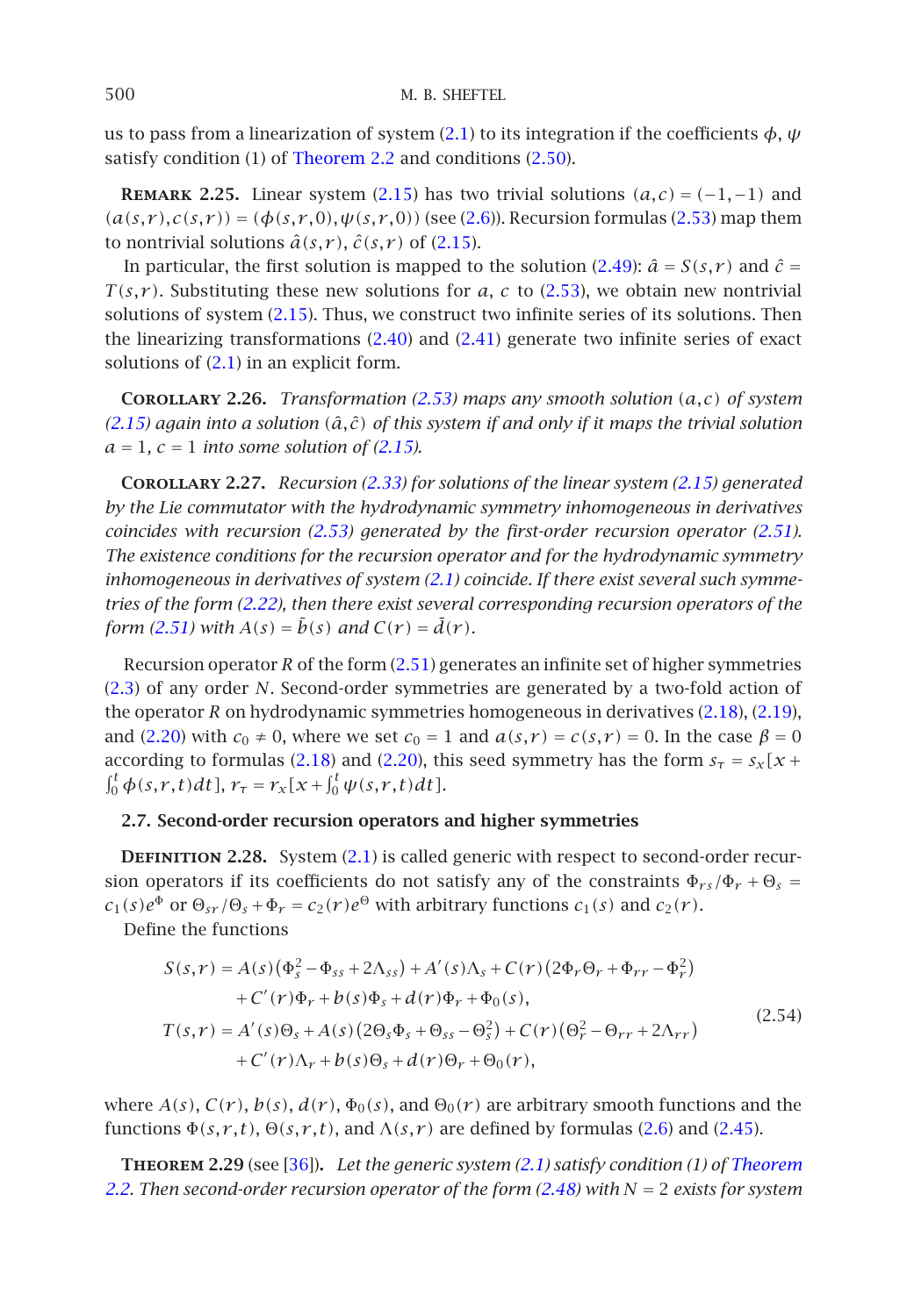us to pass from a linearization of system (2.1) to its integration if the coefficients $\phi$, $\psi$ satisfy condition (1) of Theorem 2.2 and conditions (2.50).

**Remark 2.25.** Linear system (2.15) has two trivial solutions $(a,c) = (-1,-1)$ and $(a(s,r), c(s,r)) = (\phi(s,r,0), \psi(s,r,0))$ (see (2.6)). Recursion formulas (2.53) map them to nontrivial solutions $\hat{a}(s,r)$, $\hat{c}(s,r)$ of (2.15).

In particular, the first solution is mapped to the solution (2.49): $\hat{a} = S(s,r)$ and $\hat{c} = T(s,r)$. Substituting these new solutions for $a$, $c$ to (2.53), we obtain new nontrivial solutions of system (2.15). Thus, we construct two infinite series of its solutions. Then the linearizing transformations (2.40) and (2.41) generate two infinite series of exact solutions of (2.1) in an explicit form.

**Corollary 2.26.** *Transformation (2.53) maps any smooth solution $(a,c)$ of system (2.15) again into a solution $(\hat{a},\hat{c})$ of this system if and only if it maps the trivial solution $a = 1$, $c = 1$ into some solution of (2.15).*

**Corollary 2.27.** *Recursion (2.33) for solutions of the linear system (2.15) generated by the Lie commutator with the hydrodynamic symmetry inhomogeneous in derivatives coincides with recursion (2.53) generated by the first-order recursion operator (2.51). The existence conditions for the recursion operator and for the hydrodynamic symmetry inhomogeneous in derivatives of system (2.1) coincide. If there exist several such symmetries of the form (2.22), then there exist several corresponding recursion operators of the form (2.51) with $A(s) = \bar{b}(s)$ and $C(r) = \bar{d}(r)$.*

Recursion operator $R$ of the form (2.51) generates an infinite set of higher symmetries (2.3) of any order $N$. Second-order symmetries are generated by a two-fold action of the operator $R$ on hydrodynamic symmetries homogeneous in derivatives (2.18), (2.19), and (2.20) with $c_0 \neq 0$, where we set $c_0 = 1$ and $a(s,r) = c(s,r) = 0$. In the case $\beta = 0$ according to formulas (2.18) and (2.20), this seed symmetry has the form $s_\tau = s_x[x + \int_0^t \phi(s,r,t)dt]$, $r_\tau = r_x[x + \int_0^t \psi(s,r,t)dt]$.

### 2.7. Second-order recursion operators and higher symmetries

**Definition 2.28.** System (2.1) is called generic with respect to second-order recursion operators if its coefficients do not satisfy any of the constraints $\Phi_{rs}/\Phi_r + \Theta_s = c_1(s)e^{\Phi}$ or $\Theta_{sr}/\Theta_s + \Phi_r = c_2(r)e^{\Theta}$ with arbitrary functions $c_1(s)$ and $c_2(r)$.

Define the functions

$$
\begin{aligned}
S(s,r) &= A(s)\left(\Phi_s^2 - \Phi_{ss} + 2\Lambda_{ss}\right) + A'(s)\Lambda_s + C(r)\left(2\Phi_r\Theta_r + \Phi_{rr} - \Phi_r^2\right) \\
&\quad + C'(r)\Phi_r + b(s)\Phi_s + d(r)\Phi_r + \Phi_0(s), \\
T(s,r) &= A'(s)\Theta_s + A(s)\left(2\Theta_s\Phi_s + \Theta_{ss} - \Theta_s^2\right) + C(r)\left(\Theta_r^2 - \Theta_{rr} + 2\Lambda_{rr}\right) \\
&\quad + C'(r)\Lambda_r + b(s)\Theta_s + d(r)\Theta_r + \Theta_0(r),
\end{aligned}
\tag{2.54}
$$

where $A(s)$, $C(r)$, $b(s)$, $d(r)$, $\Phi_0(s)$, and $\Theta_0(r)$ are arbitrary smooth functions and the functions $\Phi(s,r,t)$, $\Theta(s,r,t)$, and $\Lambda(s,r)$ are defined by formulas (2.6) and (2.45).

**Theorem 2.29** (see [36]). *Let the generic system (2.1) satisfy condition (1) of Theorem 2.2. Then second-order recursion operator of the form (2.48) with $N = 2$ exists for system*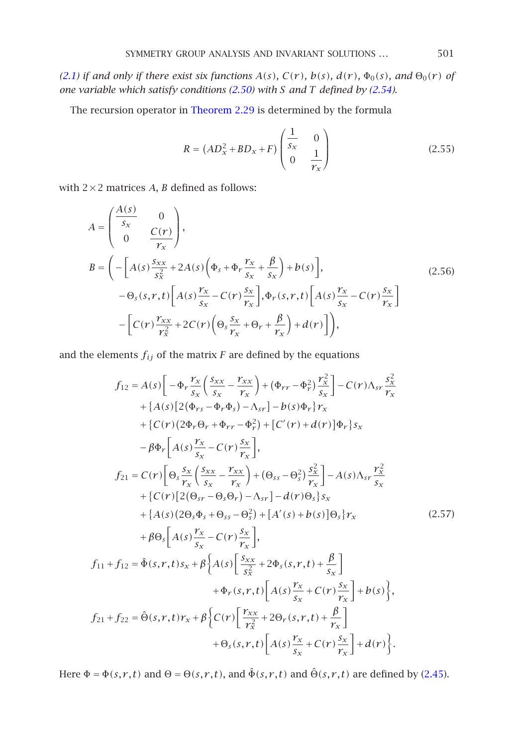*(2.1) if and only if there exist six functions $A(s)$, $C(r)$, $b(s)$, $d(r)$, $\Phi_0(s)$, and $\Theta_0(r)$ of one variable which satisfy conditions (2.50) with $S$ and $T$ defined by (2.54).*

The recursion operator in Theorem 2.29 is determined by the formula

$$R = \left(AD_x^2 + BD_x + F\right)\begin{pmatrix} \dfrac{1}{s_x} & 0 \\ 0 & \dfrac{1}{r_x} \end{pmatrix} \tag{2.55}$$

with $2\times 2$ matrices $A$, $B$ defined as follows:

$$\begin{aligned}
A &= \begin{pmatrix} \dfrac{A(s)}{s_x} & 0 \\ 0 & \dfrac{C(r)}{r_x} \end{pmatrix}, \\
B &= \Bigg( -\left[A(s)\frac{s_{xx}}{s_x^2} + 2A(s)\left(\Phi_s + \Phi_r\frac{r_x}{s_x} + \frac{\beta}{s_x}\right) + b(s)\right], \\
&\qquad -\Theta_s(s,r,t)\left[A(s)\frac{r_x}{s_x} - C(r)\frac{s_x}{r_x}\right], \Phi_r(s,r,t)\left[A(s)\frac{r_x}{s_x} - C(r)\frac{s_x}{r_x}\right] \\
&\qquad -\left[C(r)\frac{r_{xx}}{r_x^2} + 2C(r)\left(\Theta_s\frac{s_x}{r_x} + \Theta_r + \frac{\beta}{r_x}\right) + d(r)\right]\Bigg),
\end{aligned} \tag{2.56}$$

and the elements $f_{ij}$ of the matrix $F$ are defined by the equations

$$\begin{aligned}
f_{12} &= A(s)\left[-\Phi_r\frac{r_x}{s_x}\left(\frac{s_{xx}}{s_x} - \frac{r_{xx}}{r_x}\right) + \left(\Phi_{rr} - \Phi_r^2\right)\frac{r_x^2}{s_x}\right] - C(r)\Lambda_{sr}\frac{s_x^2}{r_x} \\
&\quad + \left\{A(s)\left[2\left(\Phi_{rs} - \Phi_r\Phi_s\right) - \Lambda_{sr}\right] - b(s)\Phi_r\right\}r_x \\
&\quad + \left\{C(r)\left(2\Phi_r\Theta_r + \Phi_{rr} - \Phi_r^2\right) + \left[C'(r) + d(r)\right]\Phi_r\right\}s_x \\
&\quad - \beta\Phi_r\left[A(s)\frac{r_x}{s_x} - C(r)\frac{s_x}{r_x}\right], \\
f_{21} &= C(r)\left[\Theta_s\frac{s_x}{r_x}\left(\frac{s_{xx}}{s_x} - \frac{r_{xx}}{r_x}\right) + \left(\Theta_{ss} - \Theta_s^2\right)\frac{s_x^2}{r_x}\right] - A(s)\Lambda_{sr}\frac{r_x^2}{s_x} \\
&\quad + \left\{C(r)\left[2\left(\Theta_{sr} - \Theta_s\Theta_r\right) - \Lambda_{sr}\right] - d(r)\Theta_s\right\}s_x \\
&\quad + \left\{A(s)\left(2\Theta_s\Phi_s + \Theta_{ss} - \Theta_s^2\right) + \left[A'(s) + b(s)\right]\Theta_s\right\}r_x \\
&\quad + \beta\Theta_s\left[A(s)\frac{r_x}{s_x} - C(r)\frac{s_x}{r_x}\right], \\
f_{11} + f_{12} &= \hat{\Phi}(s,r,t)s_x + \beta\Bigg\{A(s)\left[\frac{s_{xx}}{s_x^2} + 2\Phi_s(s,r,t) + \frac{\beta}{s_x}\right] \\
&\qquad + \Phi_r(s,r,t)\left[A(s)\frac{r_x}{s_x} + C(r)\frac{s_x}{r_x}\right] + b(s)\Bigg\}, \\
f_{21} + f_{22} &= \hat{\Theta}(s,r,t)r_x + \beta\Bigg\{C(r)\left[\frac{r_{xx}}{r_x^2} + 2\Theta_r(s,r,t) + \frac{\beta}{r_x}\right] \\
&\qquad + \Theta_s(s,r,t)\left[A(s)\frac{r_x}{s_x} + C(r)\frac{s_x}{r_x}\right] + d(r)\Bigg\}.
\end{aligned} \tag{2.57}$$

Here $\Phi = \Phi(s,r,t)$ and $\Theta = \Theta(s,r,t)$, and $\hat{\Phi}(s,r,t)$ and $\hat{\Theta}(s,r,t)$ are defined by (2.45).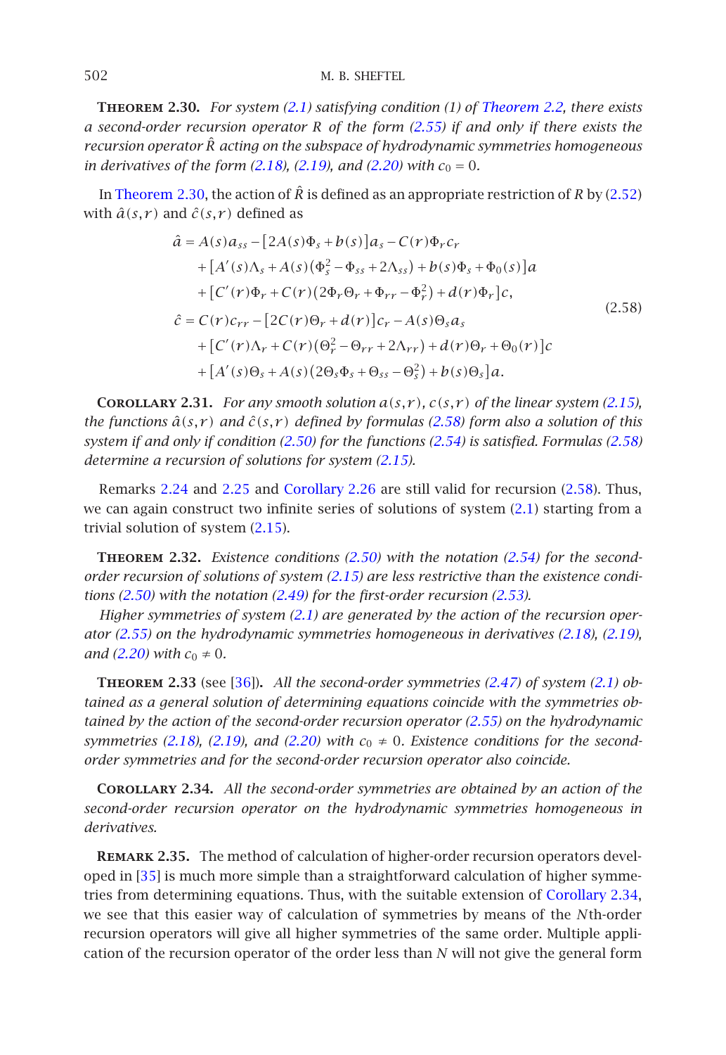**Theorem 2.30.** *For system (2.1) satisfying condition (1) of Theorem 2.2, there exists a second-order recursion operator $R$ of the form (2.55) if and only if there exists the recursion operator $\hat{R}$ acting on the subspace of hydrodynamic symmetries homogeneous in derivatives of the form (2.18), (2.19), and (2.20) with $c_0 = 0$.*

In Theorem 2.30, the action of $\hat{R}$ is defined as an appropriate restriction of $R$ by (2.52) with $\hat{a}(s,r)$ and $\hat{c}(s,r)$ defined as

$$
\begin{aligned}
\hat{a} &= A(s)a_{ss} - \left[2A(s)\Phi_s + b(s)\right]a_s - C(r)\Phi_r c_r \\
&\quad + \left[A'(s)\Lambda_s + A(s)\left(\Phi_s^2 - \Phi_{ss} + 2\Lambda_{ss}\right) + b(s)\Phi_s + \Phi_0(s)\right]a \\
&\quad + \left[C'(r)\Phi_r + C(r)\left(2\Phi_r\Theta_r + \Phi_{rr} - \Phi_r^2\right) + d(r)\Phi_r\right]c, \\
\hat{c} &= C(r)c_{rr} - \left[2C(r)\Theta_r + d(r)\right]c_r - A(s)\Theta_s a_s \\
&\quad + \left[C'(r)\Lambda_r + C(r)\left(\Theta_r^2 - \Theta_{rr} + 2\Lambda_{rr}\right) + d(r)\Theta_r + \Theta_0(r)\right]c \\
&\quad + \left[A'(s)\Theta_s + A(s)\left(2\Theta_s\Phi_s + \Theta_{ss} - \Theta_s^2\right) + b(s)\Theta_s\right]a.
\end{aligned}
\tag{2.58}
$$

**Corollary 2.31.** *For any smooth solution $a(s,r)$, $c(s,r)$ of the linear system (2.15), the functions $\hat{a}(s,r)$ and $\hat{c}(s,r)$ defined by formulas (2.58) form also a solution of this system if and only if condition (2.50) for the functions (2.54) is satisfied. Formulas (2.58) determine a recursion of solutions for system (2.15).*

Remarks 2.24 and 2.25 and Corollary 2.26 are still valid for recursion (2.58). Thus, we can again construct two infinite series of solutions of system (2.1) starting from a trivial solution of system (2.15).

**Theorem 2.32.** *Existence conditions (2.50) with the notation (2.54) for the second-order recursion of solutions of system (2.15) are less restrictive than the existence conditions (2.50) with the notation (2.49) for the first-order recursion (2.53).*

*Higher symmetries of system (2.1) are generated by the action of the recursion operator (2.55) on the hydrodynamic symmetries homogeneous in derivatives (2.18), (2.19), and (2.20) with $c_0 \neq 0$.*

**Theorem 2.33** (see [36]). *All the second-order symmetries (2.47) of system (2.1) obtained as a general solution of determining equations coincide with the symmetries obtained by the action of the second-order recursion operator (2.55) on the hydrodynamic symmetries (2.18), (2.19), and (2.20) with $c_0 \neq 0$. Existence conditions for the second-order symmetries and for the second-order recursion operator also coincide.*

**Corollary 2.34.** *All the second-order symmetries are obtained by an action of the second-order recursion operator on the hydrodynamic symmetries homogeneous in derivatives.*

**Remark 2.35.** The method of calculation of higher-order recursion operators developed in [35] is much more simple than a straightforward calculation of higher symmetries from determining equations. Thus, with the suitable extension of Corollary 2.34, we see that this easier way of calculation of symmetries by means of the $N$th-order recursion operators will give all higher symmetries of the same order. Multiple application of the recursion operator of the order less than $N$ will not give the general form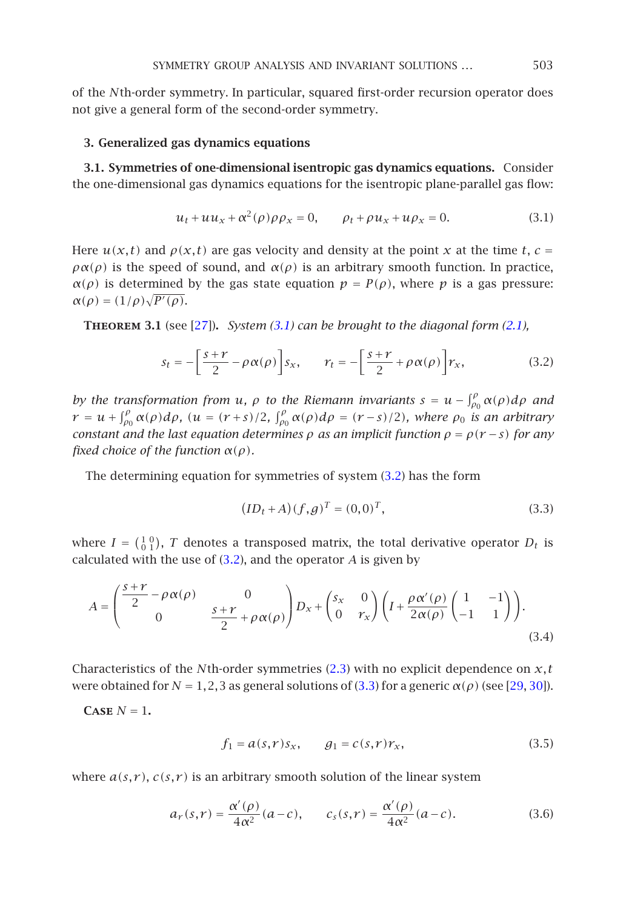of the $N$th-order symmetry. In particular, squared first-order recursion operator does not give a general form of the second-order symmetry.

## 3. Generalized gas dynamics equations

### 3.1. Symmetries of one-dimensional isentropic gas dynamics equations.

Consider the one-dimensional gas dynamics equations for the isentropic plane-parallel gas flow:

$$u_t + uu_x + \alpha^2(\rho)\rho\rho_x = 0, \qquad \rho_t + \rho u_x + u\rho_x = 0. \tag{3.1}$$

Here $u(x,t)$ and $\rho(x,t)$ are gas velocity and density at the point $x$ at the time $t$, $c = \rho\alpha(\rho)$ is the speed of sound, and $\alpha(\rho)$ is an arbitrary smooth function. In practice, $\alpha(\rho)$ is determined by the gas state equation $p = P(\rho)$, where $p$ is a gas pressure: $\alpha(\rho) = (1/\rho)\sqrt{P'(\rho)}$.

**Theorem 3.1** (see [27]). *System (3.1) can be brought to the diagonal form (2.1),*

$$s_t = -\left[\frac{s+r}{2} - \rho\alpha(\rho)\right]s_x, \qquad r_t = -\left[\frac{s+r}{2} + \rho\alpha(\rho)\right]r_x, \tag{3.2}$$

*by the transformation from $u$, $\rho$ to the Riemann invariants $s = u - \int_{\rho_0}^{\rho}\alpha(\rho)d\rho$ and $r = u + \int_{\rho_0}^{\rho}\alpha(\rho)d\rho$, $(u = (r+s)/2, \int_{\rho_0}^{\rho}\alpha(\rho)d\rho = (r-s)/2)$, where $\rho_0$ is an arbitrary constant and the last equation determines $\rho$ as an implicit function $\rho = \rho(r-s)$ for any fixed choice of the function $\alpha(\rho)$.*

The determining equation for symmetries of system (3.2) has the form

$$(ID_t + A)(f,g)^T = (0,0)^T, \tag{3.3}$$

where $I = \left(\begin{smallmatrix}1 & 0\\ 0 & 1\end{smallmatrix}\right)$, $T$ denotes a transposed matrix, the total derivative operator $D_t$ is calculated with the use of (3.2), and the operator $A$ is given by

$$A = \begin{pmatrix} \dfrac{s+r}{2} - \rho\alpha(\rho) & 0 \\ 0 & \dfrac{s+r}{2} + \rho\alpha(\rho) \end{pmatrix} D_x + \begin{pmatrix} s_x & 0 \\ 0 & r_x \end{pmatrix}\left(I + \frac{\rho\alpha'(\rho)}{2\alpha(\rho)}\begin{pmatrix} 1 & -1 \\ -1 & 1 \end{pmatrix}\right). \tag{3.4}$$

Characteristics of the $N$th-order symmetries (2.3) with no explicit dependence on $x,t$ were obtained for $N = 1,2,3$ as general solutions of (3.3) for a generic $\alpha(\rho)$ (see [29, 30]).

**Case** $N = 1$.

$$f_1 = a(s,r)s_x, \qquad g_1 = c(s,r)r_x, \tag{3.5}$$

where $a(s,r)$, $c(s,r)$ is an arbitrary smooth solution of the linear system

$$a_r(s,r) = \frac{\alpha'(\rho)}{4\alpha^2}(a-c), \qquad c_s(s,r) = \frac{\alpha'(\rho)}{4\alpha^2}(a-c). \tag{3.6}$$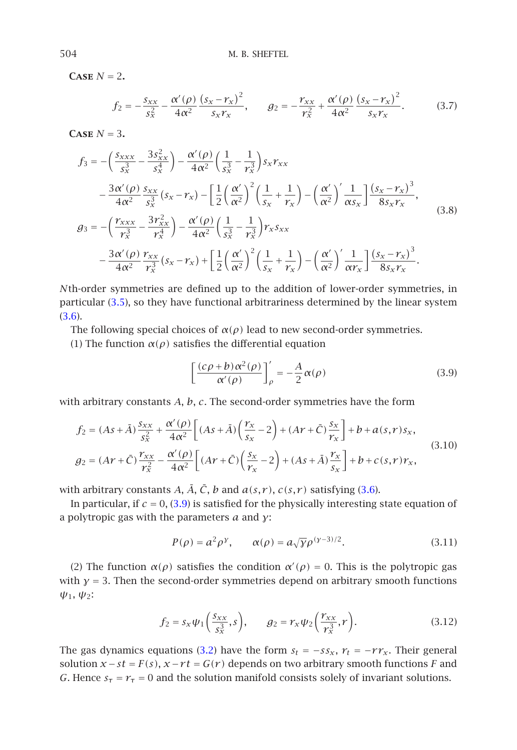**Case** $N = 2$.

$$f_2 = -\frac{s_{xx}}{s_x^2} - \frac{\alpha'(\rho)}{4\alpha^2}\frac{(s_x - r_x)^2}{s_x r_x}, \qquad g_2 = -\frac{r_{xx}}{r_x^2} + \frac{\alpha'(\rho)}{4\alpha^2}\frac{(s_x - r_x)^2}{s_x r_x}. \tag{3.7}$$

**Case** $N = 3$.

$$\begin{aligned}
f_3 = &-\left(\frac{s_{xxx}}{s_x^3} - \frac{3s_{xx}^2}{s_x^4}\right) - \frac{\alpha'(\rho)}{4\alpha^2}\left(\frac{1}{s_x^3} - \frac{1}{r_x^3}\right)s_x r_{xx} \\
&- \frac{3\alpha'(\rho)}{4\alpha^2}\frac{s_{xx}}{s_x^3}(s_x - r_x) - \left[\frac{1}{2}\left(\frac{\alpha'}{\alpha^2}\right)^2\left(\frac{1}{s_x} + \frac{1}{r_x}\right) - \left(\frac{\alpha'}{\alpha^2}\right)'\frac{1}{\alpha s_x}\right]\frac{(s_x - r_x)^3}{8 s_x r_x}, \\
g_3 = &-\left(\frac{r_{xxx}}{r_x^3} - \frac{3r_{xx}^2}{r_x^4}\right) - \frac{\alpha'(\rho)}{4\alpha^2}\left(\frac{1}{s_x^3} - \frac{1}{r_x^3}\right)r_x s_{xx} \\
&- \frac{3\alpha'(\rho)}{4\alpha^2}\frac{r_{xx}}{r_x^3}(s_x - r_x) + \left[\frac{1}{2}\left(\frac{\alpha'}{\alpha^2}\right)^2\left(\frac{1}{s_x} + \frac{1}{r_x}\right) - \left(\frac{\alpha'}{\alpha^2}\right)'\frac{1}{\alpha r_x}\right]\frac{(s_x - r_x)^3}{8 s_x r_x}.
\end{aligned} \tag{3.8}$$

$N$th-order symmetries are defined up to the addition of lower-order symmetries, in particular (3.5), so they have functional arbitrariness determined by the linear system (3.6).

The following special choices of $\alpha(\rho)$ lead to new second-order symmetries.

(1) The function $\alpha(\rho)$ satisfies the differential equation

$$\left[\frac{(c\rho + b)\alpha^2(\rho)}{\alpha'(\rho)}\right]'_\rho = -\frac{A}{2}\alpha(\rho) \tag{3.9}$$

with arbitrary constants $A$, $b$, $c$. The second-order symmetries have the form

$$\begin{aligned}
f_2 &= (As + \bar{A})\frac{s_{xx}}{s_x^2} + \frac{\alpha'(\rho)}{4\alpha^2}\left[(As + \bar{A})\left(\frac{r_x}{s_x} - 2\right) + (Ar + \bar{C})\frac{s_x}{r_x}\right] + b + a(s,r)s_x, \\
g_2 &= (Ar + \bar{C})\frac{r_{xx}}{r_x^2} - \frac{\alpha'(\rho)}{4\alpha^2}\left[(Ar + \bar{C})\left(\frac{s_x}{r_x} - 2\right) + (As + \bar{A})\frac{r_x}{s_x}\right] + b + c(s,r)r_x,
\end{aligned} \tag{3.10}$$

with arbitrary constants $A$, $\bar{A}$, $\bar{C}$, $b$ and $a(s,r)$, $c(s,r)$ satisfying (3.6).

In particular, if $c = 0$, (3.9) is satisfied for the physically interesting state equation of a polytropic gas with the parameters $a$ and $\gamma$:

$$P(\rho) = a^2\rho^\gamma, \qquad \alpha(\rho) = a\sqrt{\gamma}\rho^{(\gamma-3)/2}. \tag{3.11}$$

(2) The function $\alpha(\rho)$ satisfies the condition $\alpha'(\rho) = 0$. This is the polytropic gas with $\gamma = 3$. Then the second-order symmetries depend on arbitrary smooth functions $\psi_1$, $\psi_2$:

$$f_2 = s_x\psi_1\left(\frac{s_{xx}}{s_x^3}, s\right), \qquad g_2 = r_x\psi_2\left(\frac{r_{xx}}{r_x^3}, r\right). \tag{3.12}$$

The gas dynamics equations (3.2) have the form $s_t = -ss_x$, $r_t = -rr_x$. Their general solution $x - st = F(s)$, $x - rt = G(r)$ depends on two arbitrary smooth functions $F$ and $G$. Hence $s_\tau = r_\tau = 0$ and the solution manifold consists solely of invariant solutions.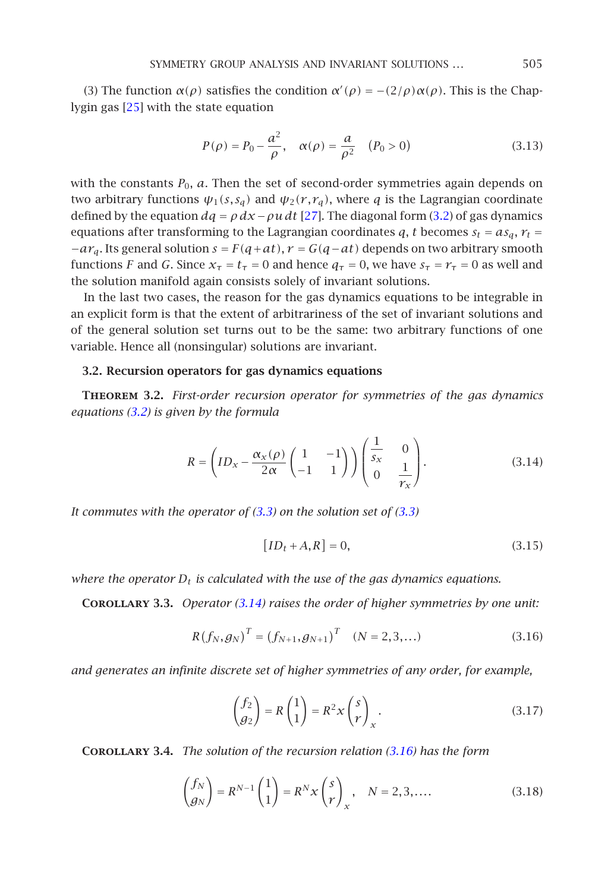(3) The function $\alpha(\rho)$ satisfies the condition $\alpha'(\rho) = -(2/\rho)\alpha(\rho)$. This is the Chaplygin gas [25] with the state equation

$$P(\rho) = P_0 - \frac{a^2}{\rho}, \quad \alpha(\rho) = \frac{a}{\rho^2} \quad (P_0 > 0) \tag{3.13}$$

with the constants $P_0$, $a$. Then the set of second-order symmetries again depends on two arbitrary functions $\psi_1(s, s_q)$ and $\psi_2(r, r_q)$, where $q$ is the Lagrangian coordinate defined by the equation $dq = \rho\, dx - \rho u\, dt$ [27]. The diagonal form (3.2) of gas dynamics equations after transforming to the Lagrangian coordinates $q$, $t$ becomes $s_t = a s_q$, $r_t = -a r_q$. Its general solution $s = F(q + at)$, $r = G(q - at)$ depends on two arbitrary smooth functions $F$ and $G$. Since $x_\tau = t_\tau = 0$ and hence $q_\tau = 0$, we have $s_\tau = r_\tau = 0$ as well and the solution manifold again consists solely of invariant solutions.

In the last two cases, the reason for the gas dynamics equations to be integrable in an explicit form is that the extent of arbitrariness of the set of invariant solutions and of the general solution set turns out to be the same: two arbitrary functions of one variable. Hence all (nonsingular) solutions are invariant.

### 3.2. Recursion operators for gas dynamics equations

**Theorem 3.2.** *First-order recursion operator for symmetries of the gas dynamics equations (3.2) is given by the formula*

$$R = \left( I D_x - \frac{\alpha_x(\rho)}{2\alpha} \begin{pmatrix} 1 & -1 \\ -1 & 1 \end{pmatrix} \right) \begin{pmatrix} \dfrac{1}{s_x} & 0 \\ 0 & \dfrac{1}{r_x} \end{pmatrix}. \tag{3.14}$$

*It commutes with the operator of (3.3) on the solution set of (3.3)*

$$[I D_t + A, R] = 0, \tag{3.15}$$

*where the operator $D_t$ is calculated with the use of the gas dynamics equations.*

**Corollary 3.3.** *Operator (3.14) raises the order of higher symmetries by one unit:*

$$R(f_N, g_N)^T = (f_{N+1}, g_{N+1})^T \quad (N = 2, 3, \ldots) \tag{3.16}$$

*and generates an infinite discrete set of higher symmetries of any order, for example,*

$$\begin{pmatrix} f_2 \\ g_2 \end{pmatrix} = R \begin{pmatrix} 1 \\ 1 \end{pmatrix} = R^2 x \begin{pmatrix} s \\ r \end{pmatrix}_x. \tag{3.17}$$

**Corollary 3.4.** *The solution of the recursion relation (3.16) has the form*

$$\begin{pmatrix} f_N \\ g_N \end{pmatrix} = R^{N-1} \begin{pmatrix} 1 \\ 1 \end{pmatrix} = R^N x \begin{pmatrix} s \\ r \end{pmatrix}_x, \quad N = 2, 3, \ldots. \tag{3.18}$$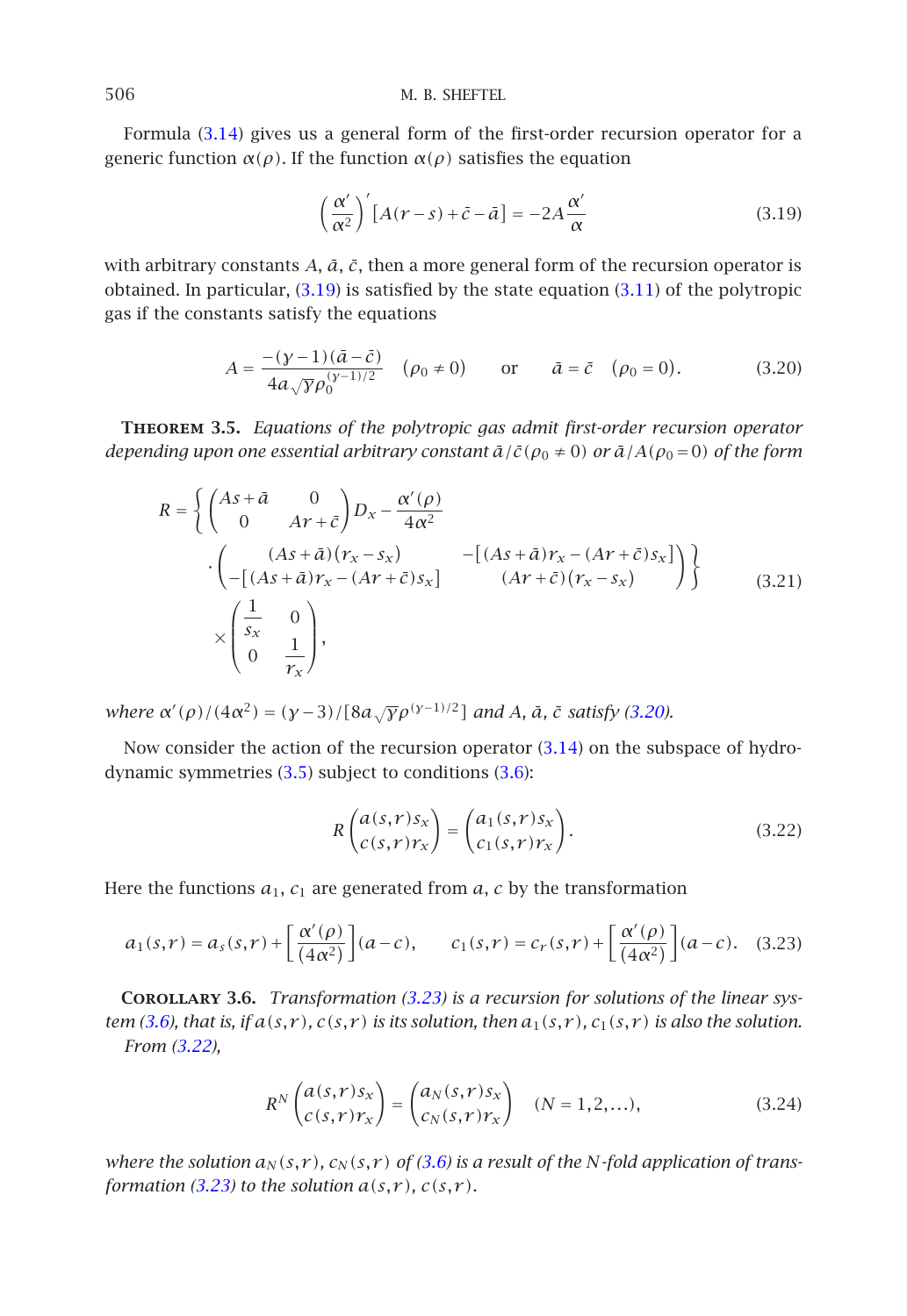Formula (3.14) gives us a general form of the first-order recursion operator for a generic function $\alpha(\rho)$. If the function $\alpha(\rho)$ satisfies the equation

$$\left(\frac{\alpha'}{\alpha^2}\right)'\left[A(r-s)+\bar{c}-\bar{a}\right] = -2A\frac{\alpha'}{\alpha} \tag{3.19}$$

with arbitrary constants $A$, $\bar{a}$, $\bar{c}$, then a more general form of the recursion operator is obtained. In particular, (3.19) is satisfied by the state equation (3.11) of the polytropic gas if the constants satisfy the equations

$$A = \frac{-(\gamma-1)(\bar{a}-\bar{c})}{4a\sqrt{\gamma}\rho_0^{(\gamma-1)/2}} \quad (\rho_0 \neq 0) \qquad \text{or} \qquad \bar{a} = \bar{c} \quad (\rho_0 = 0). \tag{3.20}$$

**Theorem 3.5.** *Equations of the polytropic gas admit first-order recursion operator depending upon one essential arbitrary constant $\bar{a}/\bar{c}\,(\rho_0 \neq 0)$ or $\bar{a}/A\,(\rho_0 = 0)$ of the form*

$$\begin{aligned} R = \Bigg\{ &\begin{pmatrix} As+\bar{a} & 0 \\ 0 & Ar+\bar{c} \end{pmatrix} D_x - \frac{\alpha'(\rho)}{4\alpha^2} \\ &\cdot \begin{pmatrix} (As+\bar{a})(r_x-s_x) & -\left[(As+\bar{a})r_x-(Ar+\bar{c})s_x\right] \\ -\left[(As+\bar{a})r_x-(Ar+\bar{c})s_x\right] & (Ar+\bar{c})(r_x-s_x) \end{pmatrix} \Bigg\} \\ &\times \begin{pmatrix} \dfrac{1}{s_x} & 0 \\ 0 & \dfrac{1}{r_x} \end{pmatrix}, \end{aligned} \tag{3.21}$$

*where $\alpha'(\rho)/(4\alpha^2) = (\gamma-3)/\left[8a\sqrt{\gamma}\rho^{(\gamma-1)/2}\right]$ and $A$, $\bar{a}$, $\bar{c}$ satisfy (3.20).*

Now consider the action of the recursion operator (3.14) on the subspace of hydrodynamic symmetries (3.5) subject to conditions (3.6):

$$R\begin{pmatrix} a(s,r)s_x \\ c(s,r)r_x \end{pmatrix} = \begin{pmatrix} a_1(s,r)s_x \\ c_1(s,r)r_x \end{pmatrix}. \tag{3.22}$$

Here the functions $a_1$, $c_1$ are generated from $a$, $c$ by the transformation

$$a_1(s,r) = a_s(s,r) + \left[\frac{\alpha'(\rho)}{(4\alpha^2)}\right](a-c), \qquad c_1(s,r) = c_r(s,r) + \left[\frac{\alpha'(\rho)}{(4\alpha^2)}\right](a-c). \tag{3.23}$$

**Corollary 3.6.** *Transformation (3.23) is a recursion for solutions of the linear system (3.6), that is, if $a(s,r)$, $c(s,r)$ is its solution, then $a_1(s,r)$, $c_1(s,r)$ is also the solution.*

*From (3.22),*

$$R^N\begin{pmatrix} a(s,r)s_x \\ c(s,r)r_x \end{pmatrix} = \begin{pmatrix} a_N(s,r)s_x \\ c_N(s,r)r_x \end{pmatrix} \quad (N = 1,2,\ldots), \tag{3.24}$$

*where the solution $a_N(s,r)$, $c_N(s,r)$ of (3.6) is a result of the $N$-fold application of transformation (3.23) to the solution $a(s,r)$, $c(s,r)$.*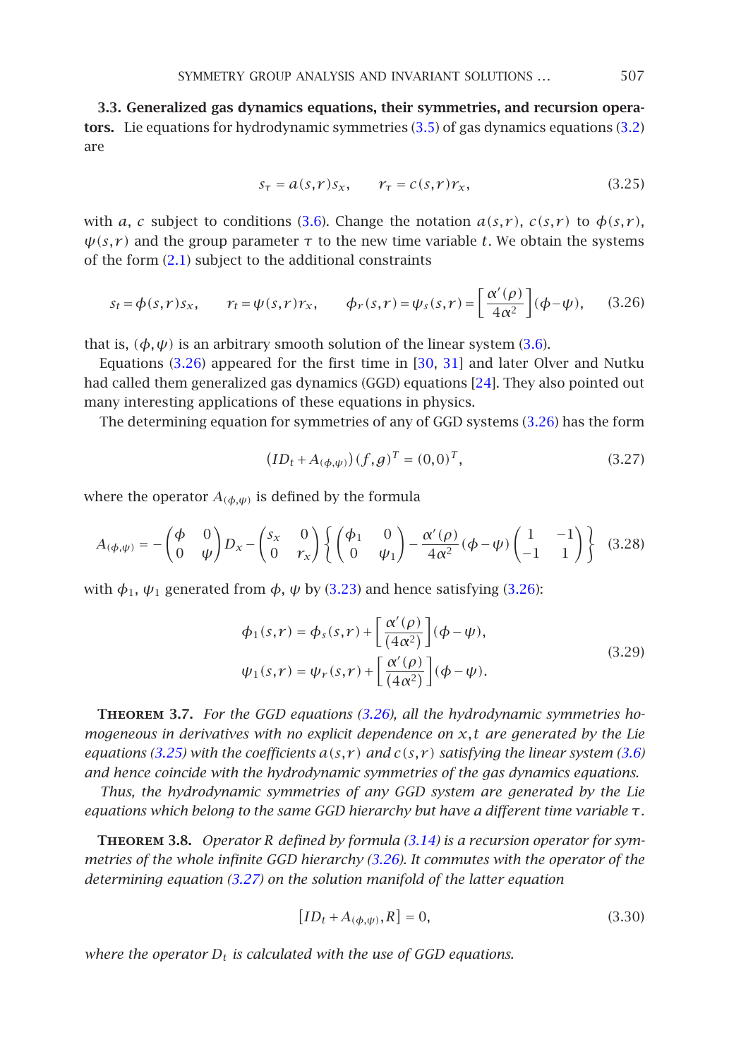**3.3. Generalized gas dynamics equations, their symmetries, and recursion operators.** Lie equations for hydrodynamic symmetries (3.5) of gas dynamics equations (3.2) are

$$s_\tau = a(s,r)s_x, \qquad r_\tau = c(s,r)r_x, \tag{3.25}$$

with $a$, $c$ subject to conditions (3.6). Change the notation $a(s,r)$, $c(s,r)$ to $\phi(s,r)$, $\psi(s,r)$ and the group parameter $\tau$ to the new time variable $t$. We obtain the systems of the form (2.1) subject to the additional constraints

$$s_t = \phi(s,r)s_x, \qquad r_t = \psi(s,r)r_x, \qquad \phi_r(s,r) = \psi_s(s,r) = \left[\frac{\alpha'(\rho)}{4\alpha^2}\right](\phi - \psi), \tag{3.26}$$

that is, $(\phi,\psi)$ is an arbitrary smooth solution of the linear system (3.6).

Equations (3.26) appeared for the first time in [30, 31] and later Olver and Nutku had called them generalized gas dynamics (GGD) equations [24]. They also pointed out many interesting applications of these equations in physics.

The determining equation for symmetries of any of GGD systems (3.26) has the form

$$(ID_t + A_{(\phi,\psi)})(f,g)^T = (0,0)^T, \tag{3.27}$$

where the operator $A_{(\phi,\psi)}$ is defined by the formula

$$A_{(\phi,\psi)} = -\begin{pmatrix}\phi & 0\\ 0 & \psi\end{pmatrix}D_x - \begin{pmatrix}s_x & 0\\ 0 & r_x\end{pmatrix}\left\{\begin{pmatrix}\phi_1 & 0\\ 0 & \psi_1\end{pmatrix} - \frac{\alpha'(\rho)}{4\alpha^2}(\phi-\psi)\begin{pmatrix}1 & -1\\ -1 & 1\end{pmatrix}\right\} \tag{3.28}$$

with $\phi_1$, $\psi_1$ generated from $\phi$, $\psi$ by (3.23) and hence satisfying (3.26):

$$\begin{aligned}
\phi_1(s,r) &= \phi_s(s,r) + \left[\frac{\alpha'(\rho)}{(4\alpha^2)}\right](\phi-\psi),\\
\psi_1(s,r) &= \psi_r(s,r) + \left[\frac{\alpha'(\rho)}{(4\alpha^2)}\right](\phi-\psi).
\end{aligned} \tag{3.29}$$

**Theorem 3.7.** *For the GGD equations (3.26), all the hydrodynamic symmetries homogeneous in derivatives with no explicit dependence on $x,t$ are generated by the Lie equations (3.25) with the coefficients $a(s,r)$ and $c(s,r)$ satisfying the linear system (3.6) and hence coincide with the hydrodynamic symmetries of the gas dynamics equations.*

*Thus, the hydrodynamic symmetries of any GGD system are generated by the Lie equations which belong to the same GGD hierarchy but have a different time variable $\tau$.*

**Theorem 3.8.** *Operator $R$ defined by formula (3.14) is a recursion operator for symmetries of the whole infinite GGD hierarchy (3.26). It commutes with the operator of the determining equation (3.27) on the solution manifold of the latter equation*

$$[ID_t + A_{(\phi,\psi)}, R] = 0, \tag{3.30}$$

*where the operator $D_t$ is calculated with the use of GGD equations.*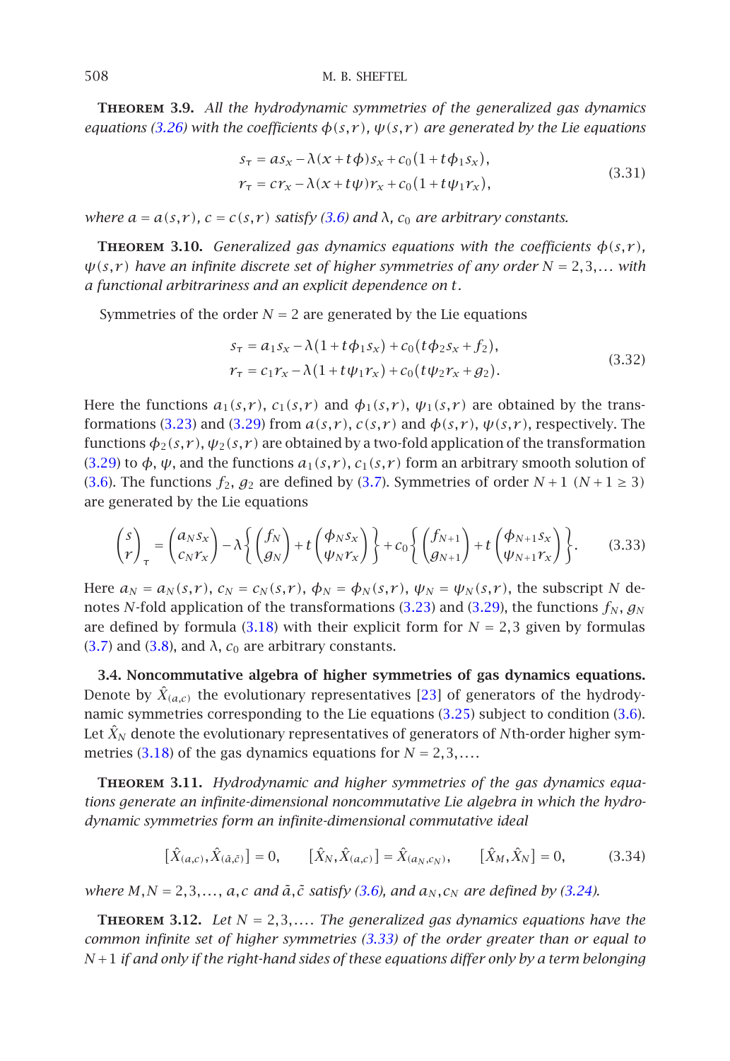**Theorem 3.9.** *All the hydrodynamic symmetries of the generalized gas dynamics equations (3.26) with the coefficients $\phi(s,r)$, $\psi(s,r)$ are generated by the Lie equations*

$$s_\tau = as_x - \lambda(x + t\phi)s_x + c_0(1 + t\phi_1 s_x),$$
$$r_\tau = cr_x - \lambda(x + t\psi)r_x + c_0(1 + t\psi_1 r_x), \tag{3.31}$$

*where $a = a(s,r)$, $c = c(s,r)$ satisfy (3.6) and $\lambda$, $c_0$ are arbitrary constants.*

**Theorem 3.10.** *Generalized gas dynamics equations with the coefficients $\phi(s,r)$, $\psi(s,r)$ have an infinite discrete set of higher symmetries of any order $N = 2,3,\dots$ with a functional arbitrariness and an explicit dependence on $t$.*

Symmetries of the order $N = 2$ are generated by the Lie equations

$$s_\tau = a_1 s_x - \lambda(1 + t\phi_1 s_x) + c_0(t\phi_2 s_x + f_2),$$
$$r_\tau = c_1 r_x - \lambda(1 + t\psi_1 r_x) + c_0(t\psi_2 r_x + g_2). \tag{3.32}$$

Here the functions $a_1(s,r)$, $c_1(s,r)$ and $\phi_1(s,r)$, $\psi_1(s,r)$ are obtained by the transformations (3.23) and (3.29) from $a(s,r)$, $c(s,r)$ and $\phi(s,r)$, $\psi(s,r)$, respectively. The functions $\phi_2(s,r)$, $\psi_2(s,r)$ are obtained by a two-fold application of the transformation (3.29) to $\phi$, $\psi$, and the functions $a_1(s,r)$, $c_1(s,r)$ form an arbitrary smooth solution of (3.6). The functions $f_2$, $g_2$ are defined by (3.7). Symmetries of order $N+1$ $(N+1 \geq 3)$ are generated by the Lie equations

$$\begin{pmatrix} s \\ r \end{pmatrix}_\tau = \begin{pmatrix} a_N s_x \\ c_N r_x \end{pmatrix} - \lambda\left\{\begin{pmatrix} f_N \\ g_N \end{pmatrix} + t\begin{pmatrix} \phi_N s_x \\ \psi_N r_x \end{pmatrix}\right\} + c_0\left\{\begin{pmatrix} f_{N+1} \\ g_{N+1} \end{pmatrix} + t\begin{pmatrix} \phi_{N+1} s_x \\ \psi_{N+1} r_x \end{pmatrix}\right\}. \tag{3.33}$$

Here $a_N = a_N(s,r)$, $c_N = c_N(s,r)$, $\phi_N = \phi_N(s,r)$, $\psi_N = \psi_N(s,r)$, the subscript $N$ denotes $N$-fold application of the transformations (3.23) and (3.29), the functions $f_N$, $g_N$ are defined by formula (3.18) with their explicit form for $N = 2,3$ given by formulas (3.7) and (3.8), and $\lambda$, $c_0$ are arbitrary constants.

**3.4. Noncommutative algebra of higher symmetries of gas dynamics equations.** Denote by $\hat{X}_{(a,c)}$ the evolutionary representatives [23] of generators of the hydrodynamic symmetries corresponding to the Lie equations (3.25) subject to condition (3.6). Let $\hat{X}_N$ denote the evolutionary representatives of generators of $N$th-order higher symmetries (3.18) of the gas dynamics equations for $N = 2,3,\dots$.

**Theorem 3.11.** *Hydrodynamic and higher symmetries of the gas dynamics equations generate an infinite-dimensional noncommutative Lie algebra in which the hydrodynamic symmetries form an infinite-dimensional commutative ideal*

$$[\hat{X}_{(a,c)}, \hat{X}_{(\tilde{a},\tilde{c})}] = 0, \qquad [\hat{X}_N, \hat{X}_{(a,c)}] = \hat{X}_{(a_N,c_N)}, \qquad [\hat{X}_M, \hat{X}_N] = 0, \tag{3.34}$$

*where $M,N = 2,3,\dots$, $a,c$ and $\tilde{a},\tilde{c}$ satisfy (3.6), and $a_N, c_N$ are defined by (3.24).*

**Theorem 3.12.** *Let $N = 2,3,\dots$. The generalized gas dynamics equations have the common infinite set of higher symmetries (3.33) of the order greater than or equal to $N+1$ if and only if the right-hand sides of these equations differ only by a term belonging*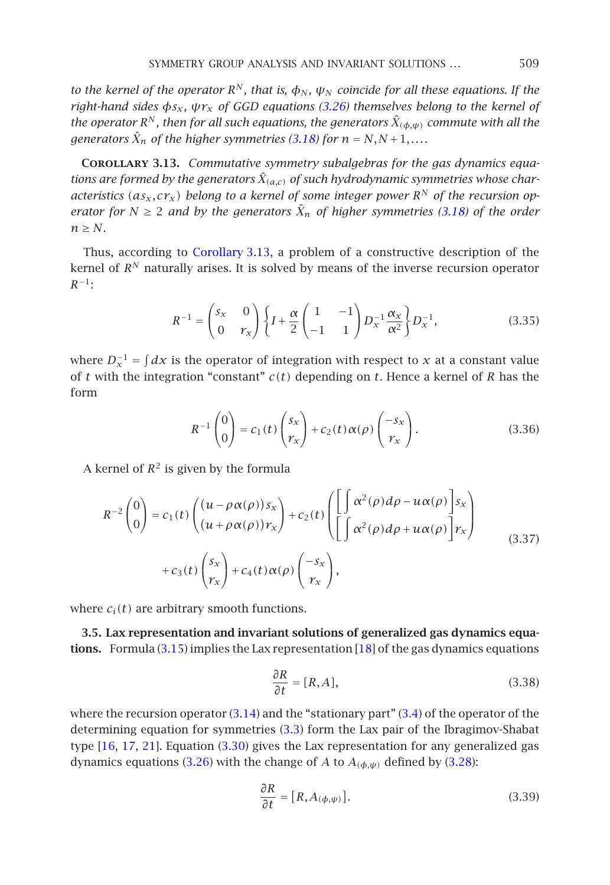*to the kernel of the operator $R^N$, that is, $\phi_N$, $\psi_N$ coincide for all these equations. If the right-hand sides $\phi s_x$, $\psi r_x$ of GGD equations (3.26) themselves belong to the kernel of the operator $R^N$, then for all such equations, the generators $\hat{X}_{(\phi,\psi)}$ commute with all the generators $\hat{X}_n$ of the higher symmetries (3.18) for $n = N, N+1, \ldots$.*

**Corollary 3.13.** *Commutative symmetry subalgebras for the gas dynamics equations are formed by the generators $\hat{X}_{(a,c)}$ of such hydrodynamic symmetries whose characteristics $(as_x, cr_x)$ belong to a kernel of some integer power $R^N$ of the recursion operator for $N \geq 2$ and by the generators $\hat{X}_n$ of higher symmetries (3.18) of the order $n \geq N$.*

Thus, according to Corollary 3.13, a problem of a constructive description of the kernel of $R^N$ naturally arises. It is solved by means of the inverse recursion operator $R^{-1}$:

$$R^{-1} = \begin{pmatrix} s_x & 0 \\ 0 & r_x \end{pmatrix} \left\{ I + \frac{\alpha}{2} \begin{pmatrix} 1 & -1 \\ -1 & 1 \end{pmatrix} D_x^{-1} \frac{\alpha_x}{\alpha^2} \right\} D_x^{-1}, \tag{3.35}$$

where $D_x^{-1} = \int dx$ is the operator of integration with respect to $x$ at a constant value of $t$ with the integration "constant" $c(t)$ depending on $t$. Hence a kernel of $R$ has the form

$$R^{-1} \begin{pmatrix} 0 \\ 0 \end{pmatrix} = c_1(t) \begin{pmatrix} s_x \\ r_x \end{pmatrix} + c_2(t)\alpha(\rho) \begin{pmatrix} -s_x \\ r_x \end{pmatrix}. \tag{3.36}$$

A kernel of $R^2$ is given by the formula

$$\begin{aligned} R^{-2} \begin{pmatrix} 0 \\ 0 \end{pmatrix} = {} & c_1(t) \begin{pmatrix} (u - \rho\alpha(\rho))s_x \\ (u + \rho\alpha(\rho))r_x \end{pmatrix} + c_2(t) \begin{pmatrix} \left[ \int \alpha^2(\rho)d\rho - u\alpha(\rho) \right] s_x \\ \left[ \int \alpha^2(\rho)d\rho + u\alpha(\rho) \right] r_x \end{pmatrix} \\ & + c_3(t) \begin{pmatrix} s_x \\ r_x \end{pmatrix} + c_4(t)\alpha(\rho) \begin{pmatrix} -s_x \\ r_x \end{pmatrix}, \end{aligned} \tag{3.37}$$

where $c_i(t)$ are arbitrary smooth functions.

**3.5. Lax representation and invariant solutions of generalized gas dynamics equations.** Formula (3.15) implies the Lax representation [18] of the gas dynamics equations

$$\frac{\partial R}{\partial t} = [R, A], \tag{3.38}$$

where the recursion operator (3.14) and the "stationary part" (3.4) of the operator of the determining equation for symmetries (3.3) form the Lax pair of the Ibragimov-Shabat type [16, 17, 21]. Equation (3.30) gives the Lax representation for any generalized gas dynamics equations (3.26) with the change of $A$ to $A_{(\phi,\psi)}$ defined by (3.28):

$$\frac{\partial R}{\partial t} = [R, A_{(\phi,\psi)}]. \tag{3.39}$$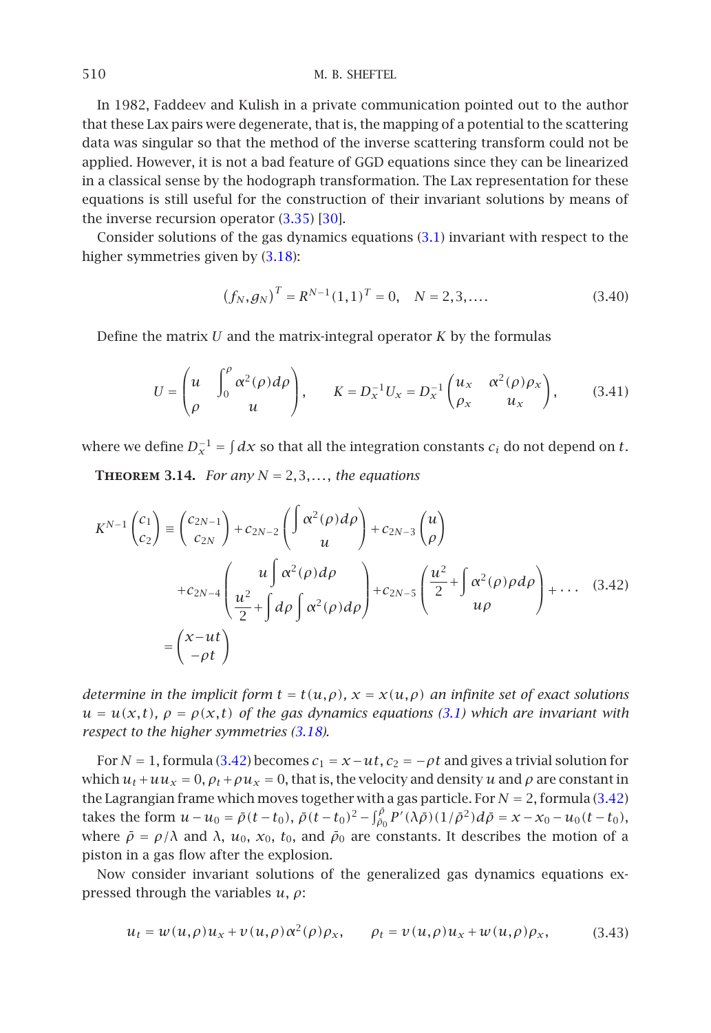In 1982, Faddeev and Kulish in a private communication pointed out to the author that these Lax pairs were degenerate, that is, the mapping of a potential to the scattering data was singular so that the method of the inverse scattering transform could not be applied. However, it is not a bad feature of GGD equations since they can be linearized in a classical sense by the hodograph transformation. The Lax representation for these equations is still useful for the construction of their invariant solutions by means of the inverse recursion operator (3.35) [30].

Consider solutions of the gas dynamics equations (3.1) invariant with respect to the higher symmetries given by (3.18):

$$\left(f_N, g_N\right)^T = R^{N-1}(1,1)^T = 0, \quad N = 2,3,\ldots. \tag{3.40}$$

Define the matrix $U$ and the matrix-integral operator $K$ by the formulas

$$U = \begin{pmatrix} u & \displaystyle\int_0^\rho \alpha^2(\rho)\,d\rho \\ \rho & u \end{pmatrix}, \qquad K = D_x^{-1}U_x = D_x^{-1}\begin{pmatrix} u_x & \alpha^2(\rho)\rho_x \\ \rho_x & u_x \end{pmatrix}, \tag{3.41}$$

where we define $D_x^{-1} = \int dx$ so that all the integration constants $c_i$ do not depend on $t$.

**Theorem 3.14.** *For any $N = 2,3,\ldots,$ the equations*

$$\begin{aligned}
K^{N-1}\begin{pmatrix} c_1 \\ c_2 \end{pmatrix} \equiv \begin{pmatrix} c_{2N-1} \\ c_{2N} \end{pmatrix} &+ c_{2N-2}\begin{pmatrix} \displaystyle\int \alpha^2(\rho)\,d\rho \\ u \end{pmatrix} + c_{2N-3}\begin{pmatrix} u \\ \rho \end{pmatrix} \\
&+ c_{2N-4}\begin{pmatrix} u\displaystyle\int \alpha^2(\rho)\,d\rho \\ \dfrac{u^2}{2} + \displaystyle\int d\rho \int \alpha^2(\rho)\,d\rho \end{pmatrix} + c_{2N-5}\begin{pmatrix} \dfrac{u^2}{2} + \displaystyle\int \alpha^2(\rho)\rho\,d\rho \\ u\rho \end{pmatrix} + \cdots \\
= \begin{pmatrix} x - ut \\ -\rho t \end{pmatrix}
\end{aligned} \tag{3.42}$$

*determine in the implicit form $t = t(u,\rho)$, $x = x(u,\rho)$ an infinite set of exact solutions $u = u(x,t)$, $\rho = \rho(x,t)$ of the gas dynamics equations (3.1) which are invariant with respect to the higher symmetries (3.18).*

For $N = 1$, formula (3.42) becomes $c_1 = x - ut$, $c_2 = -\rho t$ and gives a trivial solution for which $u_t + uu_x = 0$, $\rho_t + \rho u_x = 0$, that is, the velocity and density $u$ and $\rho$ are constant in the Lagrangian frame which moves together with a gas particle. For $N = 2$, formula (3.42) takes the form $u - u_0 = \bar\rho(t - t_0)$, $\bar\rho(t - t_0)^2 - \int_{\bar\rho_0}^{\bar\rho} P'(\lambda\bar\rho)(1/\bar\rho^2)\,d\bar\rho = x - x_0 - u_0(t - t_0)$, where $\bar\rho = \rho/\lambda$ and $\lambda$, $u_0$, $x_0$, $t_0$, and $\bar\rho_0$ are constants. It describes the motion of a piston in a gas flow after the explosion.

Now consider invariant solutions of the generalized gas dynamics equations expressed through the variables $u$, $\rho$:

$$u_t = w(u,\rho)u_x + v(u,\rho)\alpha^2(\rho)\rho_x, \qquad \rho_t = v(u,\rho)u_x + w(u,\rho)\rho_x, \tag{3.43}$$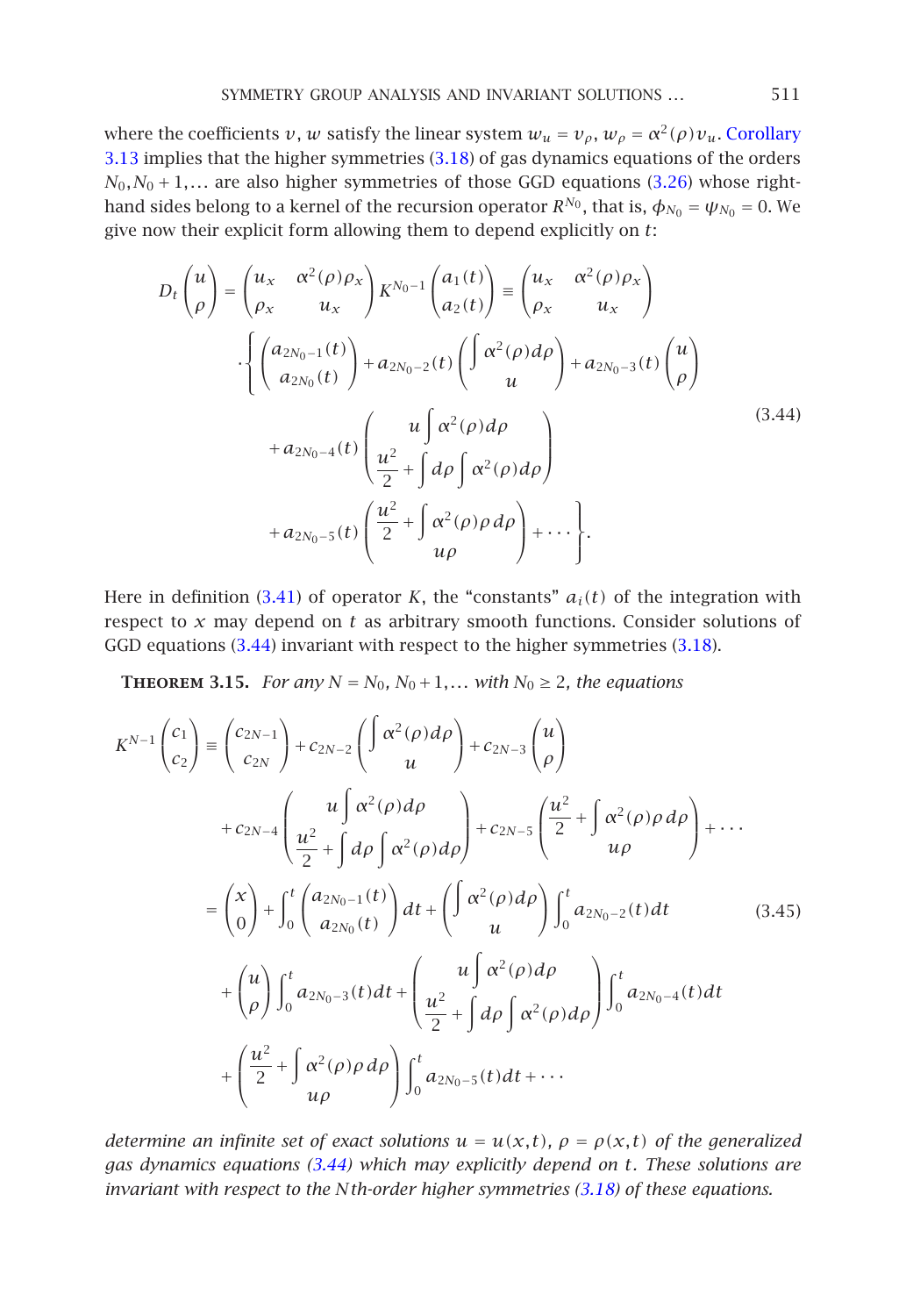where the coefficients $v$, $w$ satisfy the linear system $w_u = v_\rho$, $w_\rho = \alpha^2(\rho)v_u$. Corollary 3.13 implies that the higher symmetries (3.18) of gas dynamics equations of the orders $N_0, N_0+1, \dots$ are also higher symmetries of those GGD equations (3.26) whose right-hand sides belong to a kernel of the recursion operator $R^{N_0}$, that is, $\phi_{N_0} = \psi_{N_0} = 0$. We give now their explicit form allowing them to depend explicitly on $t$:

$$
\begin{aligned}
D_t\begin{pmatrix} u \\ \rho \end{pmatrix} &= \begin{pmatrix} u_x & \alpha^2(\rho)\rho_x \\ \rho_x & u_x \end{pmatrix} K^{N_0-1}\begin{pmatrix} a_1(t) \\ a_2(t) \end{pmatrix} \equiv \begin{pmatrix} u_x & \alpha^2(\rho)\rho_x \\ \rho_x & u_x \end{pmatrix} \\
&\quad \cdot \left\{ \begin{pmatrix} a_{2N_0-1}(t) \\ a_{2N_0}(t) \end{pmatrix} + a_{2N_0-2}(t)\begin{pmatrix} \int \alpha^2(\rho)d\rho \\ u \end{pmatrix} + a_{2N_0-3}(t)\begin{pmatrix} u \\ \rho \end{pmatrix} \right. \\
&\quad + a_{2N_0-4}(t)\begin{pmatrix} u\int \alpha^2(\rho)d\rho \\ \dfrac{u^2}{2} + \int d\rho \int \alpha^2(\rho)d\rho \end{pmatrix} \\
&\quad \left. + a_{2N_0-5}(t)\begin{pmatrix} \dfrac{u^2}{2} + \int \alpha^2(\rho)\rho\, d\rho \\ u\rho \end{pmatrix} + \cdots \right\}.
\end{aligned}
\tag{3.44}
$$

Here in definition (3.41) of operator $K$, the "constants" $a_i(t)$ of the integration with respect to $x$ may depend on $t$ as arbitrary smooth functions. Consider solutions of GGD equations (3.44) invariant with respect to the higher symmetries (3.18).

**Theorem 3.15.** *For any $N = N_0, N_0+1, \dots$ with $N_0 \geq 2$, the equations*

$$
\begin{aligned}
K^{N-1}\begin{pmatrix} c_1 \\ c_2 \end{pmatrix} &\equiv \begin{pmatrix} c_{2N-1} \\ c_{2N} \end{pmatrix} + c_{2N-2}\begin{pmatrix} \int \alpha^2(\rho)d\rho \\ u \end{pmatrix} + c_{2N-3}\begin{pmatrix} u \\ \rho \end{pmatrix} \\
&\quad + c_{2N-4}\begin{pmatrix} u\int \alpha^2(\rho)d\rho \\ \dfrac{u^2}{2} + \int d\rho \int \alpha^2(\rho)d\rho \end{pmatrix} + c_{2N-5}\begin{pmatrix} \dfrac{u^2}{2} + \int \alpha^2(\rho)\rho\, d\rho \\ u\rho \end{pmatrix} + \cdots \\
&= \begin{pmatrix} x \\ 0 \end{pmatrix} + \int_0^t \begin{pmatrix} a_{2N_0-1}(t) \\ a_{2N_0}(t) \end{pmatrix} dt + \begin{pmatrix} \int \alpha^2(\rho)d\rho \\ u \end{pmatrix}\int_0^t a_{2N_0-2}(t)dt \\
&\quad + \begin{pmatrix} u \\ \rho \end{pmatrix}\int_0^t a_{2N_0-3}(t)dt + \begin{pmatrix} u\int \alpha^2(\rho)d\rho \\ \dfrac{u^2}{2} + \int d\rho \int \alpha^2(\rho)d\rho \end{pmatrix}\int_0^t a_{2N_0-4}(t)dt \\
&\quad + \begin{pmatrix} \dfrac{u^2}{2} + \int \alpha^2(\rho)\rho\, d\rho \\ u\rho \end{pmatrix}\int_0^t a_{2N_0-5}(t)dt + \cdots
\end{aligned}
\tag{3.45}
$$

*determine an infinite set of exact solutions $u = u(x,t)$, $\rho = \rho(x,t)$ of the generalized gas dynamics equations (3.44) which may explicitly depend on $t$. These solutions are invariant with respect to the $N$th-order higher symmetries (3.18) of these equations.*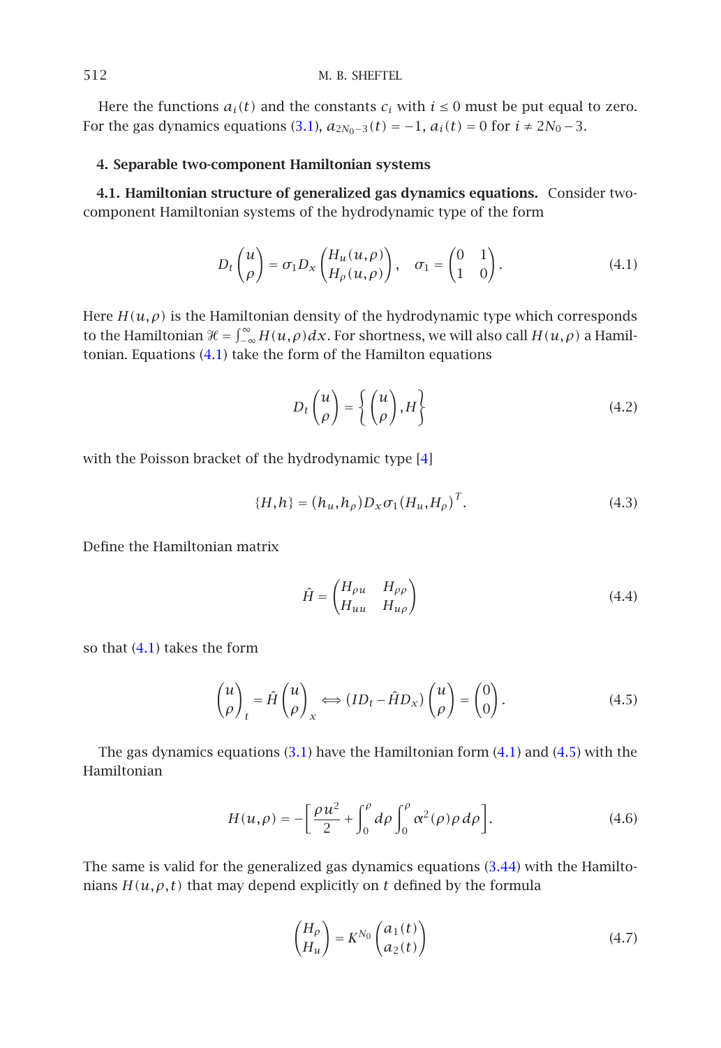Here the functions $a_i(t)$ and the constants $c_i$ with $i \leq 0$ must be put equal to zero. For the gas dynamics equations (3.1), $a_{2N_0-3}(t) = -1$, $a_i(t) = 0$ for $i \neq 2N_0 - 3$.

## 4. Separable two-component Hamiltonian systems

**4.1. Hamiltonian structure of generalized gas dynamics equations.** Consider two-component Hamiltonian systems of the hydrodynamic type of the form

$$D_t \begin{pmatrix} u \\ \rho \end{pmatrix} = \sigma_1 D_x \begin{pmatrix} H_u(u,\rho) \\ H_\rho(u,\rho) \end{pmatrix}, \quad \sigma_1 = \begin{pmatrix} 0 & 1 \\ 1 & 0 \end{pmatrix}. \tag{4.1}$$

Here $H(u,\rho)$ is the Hamiltonian density of the hydrodynamic type which corresponds to the Hamiltonian $\mathcal{H} = \int_{-\infty}^{\infty} H(u,\rho)\,dx$. For shortness, we will also call $H(u,\rho)$ a Hamiltonian. Equations (4.1) take the form of the Hamilton equations

$$D_t \begin{pmatrix} u \\ \rho \end{pmatrix} = \left\{ \begin{pmatrix} u \\ \rho \end{pmatrix}, H \right\} \tag{4.2}$$

with the Poisson bracket of the hydrodynamic type [4]

$$\{H, h\} = (h_u, h_\rho) D_x \sigma_1 (H_u, H_\rho)^T. \tag{4.3}$$

Define the Hamiltonian matrix

$$\hat{H} = \begin{pmatrix} H_{\rho u} & H_{\rho\rho} \\ H_{uu} & H_{u\rho} \end{pmatrix} \tag{4.4}$$

so that (4.1) takes the form

$$\begin{pmatrix} u \\ \rho \end{pmatrix}_t = \hat{H} \begin{pmatrix} u \\ \rho \end{pmatrix}_x \Longleftrightarrow (ID_t - \hat{H} D_x) \begin{pmatrix} u \\ \rho \end{pmatrix} = \begin{pmatrix} 0 \\ 0 \end{pmatrix}. \tag{4.5}$$

The gas dynamics equations (3.1) have the Hamiltonian form (4.1) and (4.5) with the Hamiltonian

$$H(u,\rho) = -\left[ \frac{\rho u^2}{2} + \int_0^\rho d\rho \int_0^\rho \alpha^2(\rho)\rho\, d\rho \right]. \tag{4.6}$$

The same is valid for the generalized gas dynamics equations (3.44) with the Hamiltonians $H(u,\rho,t)$ that may depend explicitly on $t$ defined by the formula

$$\begin{pmatrix} H_\rho \\ H_u \end{pmatrix} = K^{N_0} \begin{pmatrix} a_1(t) \\ a_2(t) \end{pmatrix} \tag{4.7}$$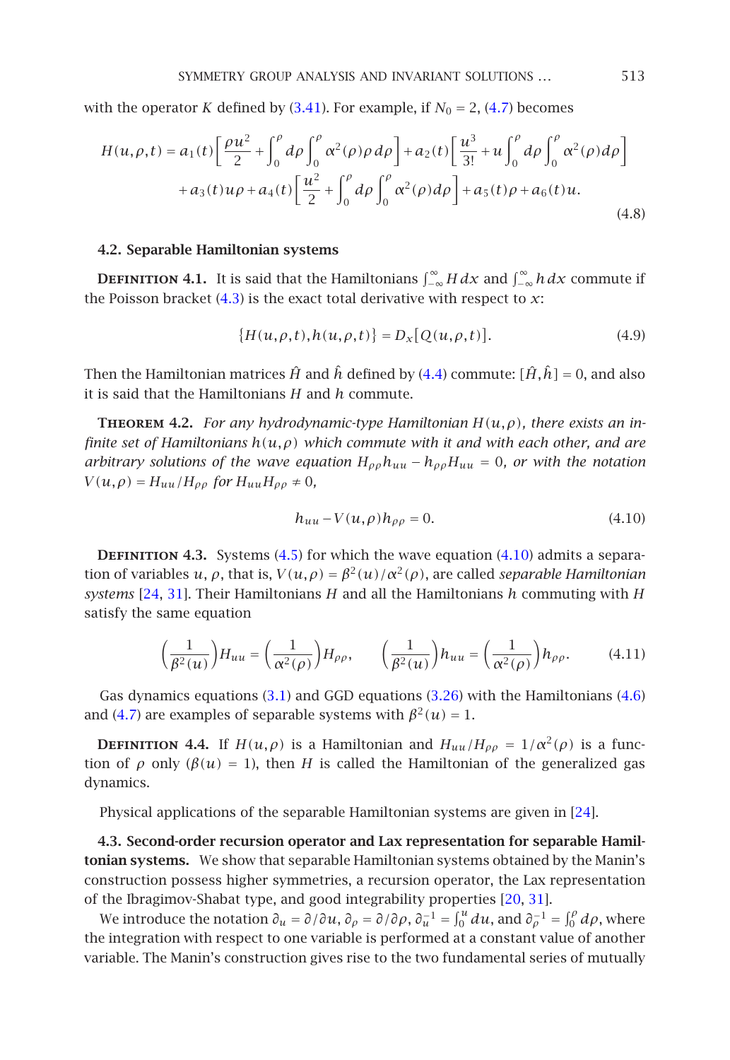with the operator $K$ defined by (3.41). For example, if $N_0 = 2$, (4.7) becomes

$$H(u,\rho,t) = a_1(t)\left[\frac{\rho u^2}{2} + \int_0^\rho d\rho \int_0^\rho \alpha^2(\rho)\rho\, d\rho\right] + a_2(t)\left[\frac{u^3}{3!} + u\int_0^\rho d\rho \int_0^\rho \alpha^2(\rho)\, d\rho\right]$$
$$+ a_3(t)u\rho + a_4(t)\left[\frac{u^2}{2} + \int_0^\rho d\rho \int_0^\rho \alpha^2(\rho)\, d\rho\right] + a_5(t)\rho + a_6(t)u. \tag{4.8}$$

### 4.2. Separable Hamiltonian systems

**Definition 4.1.** It is said that the Hamiltonians $\int_{-\infty}^{\infty} H\, dx$ and $\int_{-\infty}^{\infty} h\, dx$ commute if the Poisson bracket (4.3) is the exact total derivative with respect to $x$:

$$\{H(u,\rho,t), h(u,\rho,t)\} = D_x[Q(u,\rho,t)]. \tag{4.9}$$

Then the Hamiltonian matrices $\hat{H}$ and $\hat{h}$ defined by (4.4) commute: $[\hat{H},\hat{h}] = 0$, and also it is said that the Hamiltonians $H$ and $h$ commute.

**Theorem 4.2.** *For any hydrodynamic-type Hamiltonian $H(u,\rho)$, there exists an infinite set of Hamiltonians $h(u,\rho)$ which commute with it and with each other, and are arbitrary solutions of the wave equation $H_{\rho\rho}h_{uu} - h_{\rho\rho}H_{uu} = 0$, or with the notation $V(u,\rho) = H_{uu}/H_{\rho\rho}$ for $H_{uu}H_{\rho\rho} \neq 0$,*

$$h_{uu} - V(u,\rho)h_{\rho\rho} = 0. \tag{4.10}$$

**Definition 4.3.** Systems (4.5) for which the wave equation (4.10) admits a separation of variables $u$, $\rho$, that is, $V(u,\rho) = \beta^2(u)/\alpha^2(\rho)$, are called *separable Hamiltonian systems* [24, 31]. Their Hamiltonians $H$ and all the Hamiltonians $h$ commuting with $H$ satisfy the same equation

$$\left(\frac{1}{\beta^2(u)}\right)H_{uu} = \left(\frac{1}{\alpha^2(\rho)}\right)H_{\rho\rho}, \qquad \left(\frac{1}{\beta^2(u)}\right)h_{uu} = \left(\frac{1}{\alpha^2(\rho)}\right)h_{\rho\rho}. \tag{4.11}$$

Gas dynamics equations (3.1) and GGD equations (3.26) with the Hamiltonians (4.6) and (4.7) are examples of separable systems with $\beta^2(u) = 1$.

**Definition 4.4.** If $H(u,\rho)$ is a Hamiltonian and $H_{uu}/H_{\rho\rho} = 1/\alpha^2(\rho)$ is a function of $\rho$ only ($\beta(u) = 1$), then $H$ is called the Hamiltonian of the generalized gas dynamics.

Physical applications of the separable Hamiltonian systems are given in [24].

**4.3. Second-order recursion operator and Lax representation for separable Hamiltonian systems.** We show that separable Hamiltonian systems obtained by the Manin's construction possess higher symmetries, a recursion operator, the Lax representation of the Ibragimov-Shabat type, and good integrability properties [20, 31].

We introduce the notation $\partial_u = \partial/\partial u$, $\partial_\rho = \partial/\partial\rho$, $\partial_u^{-1} = \int_0^u du$, and $\partial_\rho^{-1} = \int_0^\rho d\rho$, where the integration with respect to one variable is performed at a constant value of another variable. The Manin's construction gives rise to the two fundamental series of mutually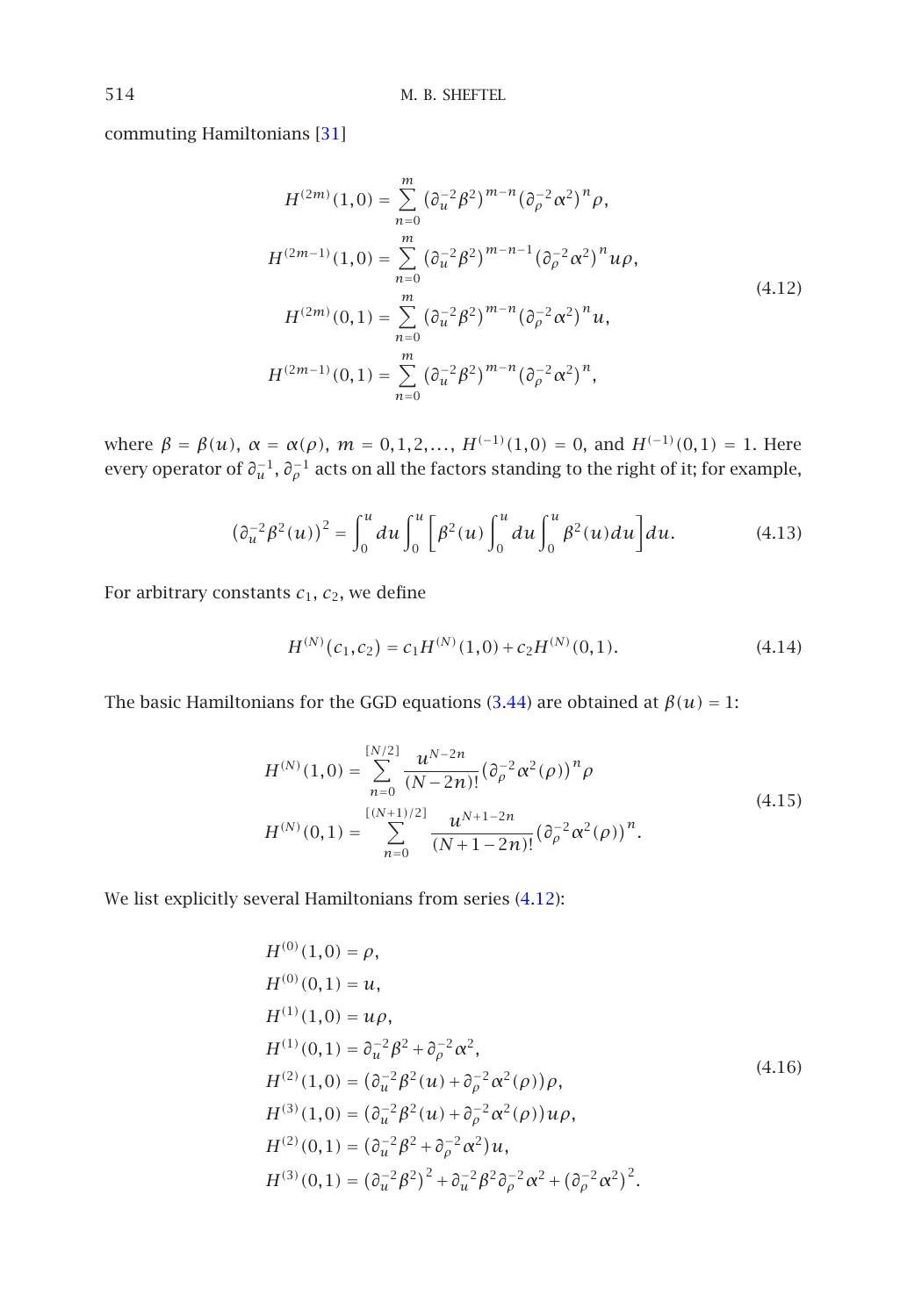commuting Hamiltonians [31]

$$
\begin{aligned}
H^{(2m)}(1,0) &= \sum_{n=0}^{m} \left(\partial_u^{-2}\beta^2\right)^{m-n}\left(\partial_\rho^{-2}\alpha^2\right)^n \rho,\\
H^{(2m-1)}(1,0) &= \sum_{n=0}^{m} \left(\partial_u^{-2}\beta^2\right)^{m-n-1}\left(\partial_\rho^{-2}\alpha^2\right)^n u\rho,\\
H^{(2m)}(0,1) &= \sum_{n=0}^{m} \left(\partial_u^{-2}\beta^2\right)^{m-n}\left(\partial_\rho^{-2}\alpha^2\right)^n u,\\
H^{(2m-1)}(0,1) &= \sum_{n=0}^{m} \left(\partial_u^{-2}\beta^2\right)^{m-n}\left(\partial_\rho^{-2}\alpha^2\right)^n,
\end{aligned}
\tag{4.12}
$$

where $\beta = \beta(u)$, $\alpha = \alpha(\rho)$, $m = 0,1,2,\ldots$, $H^{(-1)}(1,0) = 0$, and $H^{(-1)}(0,1) = 1$. Here every operator of $\partial_u^{-1}$, $\partial_\rho^{-1}$ acts on all the factors standing to the right of it; for example,

$$
\left(\partial_u^{-2}\beta^2(u)\right)^2 = \int_0^u du \int_0^u \left[\beta^2(u)\int_0^u du \int_0^u \beta^2(u)du\right]du. \tag{4.13}
$$

For arbitrary constants $c_1$, $c_2$, we define

$$
H^{(N)}(c_1,c_2) = c_1 H^{(N)}(1,0) + c_2 H^{(N)}(0,1). \tag{4.14}
$$

The basic Hamiltonians for the GGD equations (3.44) are obtained at $\beta(u) = 1$:

$$
\begin{aligned}
H^{(N)}(1,0) &= \sum_{n=0}^{[N/2]} \frac{u^{N-2n}}{(N-2n)!}\left(\partial_\rho^{-2}\alpha^2(\rho)\right)^n \rho\\
H^{(N)}(0,1) &= \sum_{n=0}^{[(N+1)/2]} \frac{u^{N+1-2n}}{(N+1-2n)!}\left(\partial_\rho^{-2}\alpha^2(\rho)\right)^n.
\end{aligned}
\tag{4.15}
$$

We list explicitly several Hamiltonians from series (4.12):

$$
\begin{aligned}
H^{(0)}(1,0) &= \rho,\\
H^{(0)}(0,1) &= u,\\
H^{(1)}(1,0) &= u\rho,\\
H^{(1)}(0,1) &= \partial_u^{-2}\beta^2 + \partial_\rho^{-2}\alpha^2,\\
H^{(2)}(1,0) &= \left(\partial_u^{-2}\beta^2(u) + \partial_\rho^{-2}\alpha^2(\rho)\right)\rho,\\
H^{(3)}(1,0) &= \left(\partial_u^{-2}\beta^2(u) + \partial_\rho^{-2}\alpha^2(\rho)\right)u\rho,\\
H^{(2)}(0,1) &= \left(\partial_u^{-2}\beta^2 + \partial_\rho^{-2}\alpha^2\right)u,\\
H^{(3)}(0,1) &= \left(\partial_u^{-2}\beta^2\right)^2 + \partial_u^{-2}\beta^2\partial_\rho^{-2}\alpha^2 + \left(\partial_\rho^{-2}\alpha^2\right)^2.
\end{aligned}
\tag{4.16}
$$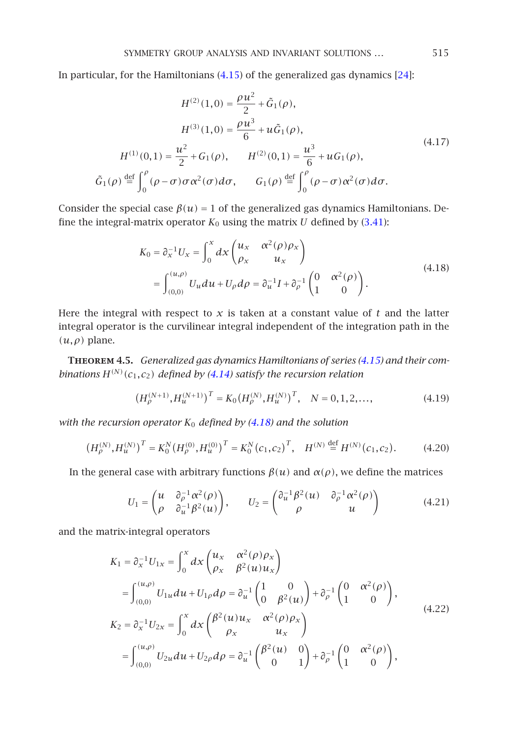In particular, for the Hamiltonians (4.15) of the generalized gas dynamics [24]:

$$
\begin{gathered}
H^{(2)}(1,0) = \frac{\rho u^2}{2} + \tilde{G}_1(\rho), \\
H^{(3)}(1,0) = \frac{\rho u^3}{6} + u\tilde{G}_1(\rho), \\
H^{(1)}(0,1) = \frac{u^2}{2} + G_1(\rho), \qquad H^{(2)}(0,1) = \frac{u^3}{6} + uG_1(\rho), \\
\tilde{G}_1(\rho) \overset{\text{def}}{=} \int_0^\rho (\rho-\sigma)\sigma\alpha^2(\sigma)d\sigma, \qquad G_1(\rho) \overset{\text{def}}{=} \int_0^\rho (\rho-\sigma)\alpha^2(\sigma)d\sigma.
\end{gathered}
\tag{4.17}
$$

Consider the special case $\beta(u) = 1$ of the generalized gas dynamics Hamiltonians. Define the integral-matrix operator $K_0$ using the matrix $U$ defined by (3.41):

$$
\begin{aligned}
K_0 = \partial_x^{-1}U_x &= \int_0^x dx \begin{pmatrix} u_x & \alpha^2(\rho)\rho_x \\ \rho_x & u_x \end{pmatrix} \\
&= \int_{(0,0)}^{(u,\rho)} U_u du + U_\rho d\rho = \partial_u^{-1} I + \partial_\rho^{-1} \begin{pmatrix} 0 & \alpha^2(\rho) \\ 1 & 0 \end{pmatrix}.
\end{aligned}
\tag{4.18}
$$

Here the integral with respect to $x$ is taken at a constant value of $t$ and the latter integral operator is the curvilinear integral independent of the integration path in the $(u,\rho)$ plane.

**Theorem 4.5.** *Generalized gas dynamics Hamiltonians of series (4.15) and their combinations $H^{(N)}(c_1,c_2)$ defined by (4.14) satisfy the recursion relation*

$$
\left(H_\rho^{(N+1)}, H_u^{(N+1)}\right)^T = K_0\left(H_\rho^{(N)}, H_u^{(N)}\right)^T, \quad N = 0,1,2,\ldots,
\tag{4.19}
$$

*with the recursion operator $K_0$ defined by (4.18) and the solution*

$$
\left(H_\rho^{(N)}, H_u^{(N)}\right)^T = K_0^N\left(H_\rho^{(0)}, H_u^{(0)}\right)^T = K_0^N\left(c_1,c_2\right)^T, \quad H^{(N)} \overset{\text{def}}{=} H^{(N)}(c_1,c_2).
\tag{4.20}
$$

In the general case with arbitrary functions $\beta(u)$ and $\alpha(\rho)$, we define the matrices

$$
U_1 = \begin{pmatrix} u & \partial_\rho^{-1}\alpha^2(\rho) \\ \rho & \partial_u^{-1}\beta^2(u) \end{pmatrix}, \qquad U_2 = \begin{pmatrix} \partial_u^{-1}\beta^2(u) & \partial_\rho^{-1}\alpha^2(\rho) \\ \rho & u \end{pmatrix}
\tag{4.21}
$$

and the matrix-integral operators

$$
\begin{aligned}
K_1 = \partial_x^{-1}U_{1x} &= \int_0^x dx \begin{pmatrix} u_x & \alpha^2(\rho)\rho_x \\ \rho_x & \beta^2(u)u_x \end{pmatrix} \\
&= \int_{(0,0)}^{(u,\rho)} U_{1u} du + U_{1\rho} d\rho = \partial_u^{-1} \begin{pmatrix} 1 & 0 \\ 0 & \beta^2(u) \end{pmatrix} + \partial_\rho^{-1} \begin{pmatrix} 0 & \alpha^2(\rho) \\ 1 & 0 \end{pmatrix}, \\
K_2 = \partial_x^{-1}U_{2x} &= \int_0^x dx \begin{pmatrix} \beta^2(u)u_x & \alpha^2(\rho)\rho_x \\ \rho_x & u_x \end{pmatrix} \\
&= \int_{(0,0)}^{(u,\rho)} U_{2u} du + U_{2\rho} d\rho = \partial_u^{-1} \begin{pmatrix} \beta^2(u) & 0 \\ 0 & 1 \end{pmatrix} + \partial_\rho^{-1} \begin{pmatrix} 0 & \alpha^2(\rho) \\ 1 & 0 \end{pmatrix},
\end{aligned}
\tag{4.22}
$$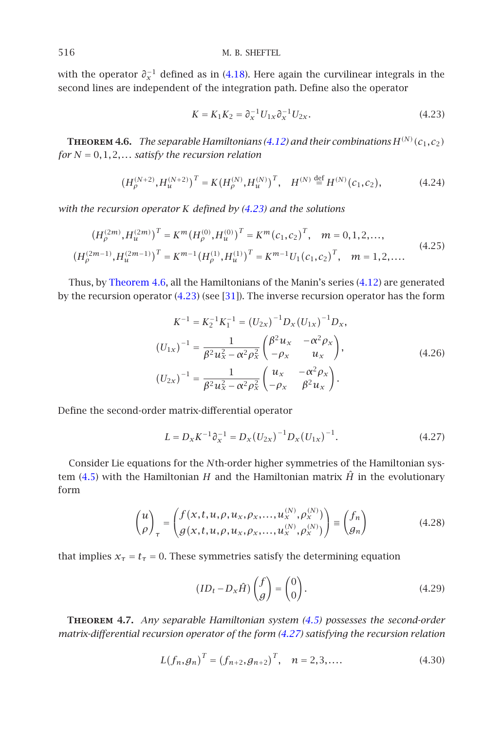with the operator $\partial_x^{-1}$ defined as in (4.18). Here again the curvilinear integrals in the second lines are independent of the integration path. Define also the operator

$$K = K_1 K_2 = \partial_x^{-1} U_{1x} \partial_x^{-1} U_{2x}. \tag{4.23}$$

**Theorem 4.6.** *The separable Hamiltonians (4.12) and their combinations $H^{(N)}(c_1, c_2)$ for $N = 0, 1, 2, \ldots$ satisfy the recursion relation*

$$\left(H_\rho^{(N+2)}, H_u^{(N+2)}\right)^T = K\left(H_\rho^{(N)}, H_u^{(N)}\right)^T, \quad H^{(N)} \stackrel{\text{def}}{=} H^{(N)}(c_1, c_2), \tag{4.24}$$

*with the recursion operator $K$ defined by (4.23) and the solutions*

$$\begin{gathered}
\left(H_\rho^{(2m)}, H_u^{(2m)}\right)^T = K^m\left(H_\rho^{(0)}, H_u^{(0)}\right)^T = K^m\left(c_1, c_2\right)^T, \quad m = 0, 1, 2, \ldots, \\
\left(H_\rho^{(2m-1)}, H_u^{(2m-1)}\right)^T = K^{m-1}\left(H_\rho^{(1)}, H_u^{(1)}\right)^T = K^{m-1} U_1\left(c_1, c_2\right)^T, \quad m = 1, 2, \ldots.
\end{gathered} \tag{4.25}$$

Thus, by Theorem 4.6, all the Hamiltonians of the Manin's series (4.12) are generated by the recursion operator (4.23) (see [31]). The inverse recursion operator has the form

$$\begin{gathered}
K^{-1} = K_2^{-1} K_1^{-1} = \left(U_{2x}\right)^{-1} D_x \left(U_{1x}\right)^{-1} D_x, \\
\left(U_{1x}\right)^{-1} = \frac{1}{\beta^2 u_x^2 - \alpha^2 \rho_x^2} \begin{pmatrix} \beta^2 u_x & -\alpha^2 \rho_x \\ -\rho_x & u_x \end{pmatrix}, \\
\left(U_{2x}\right)^{-1} = \frac{1}{\beta^2 u_x^2 - \alpha^2 \rho_x^2} \begin{pmatrix} u_x & -\alpha^2 \rho_x \\ -\rho_x & \beta^2 u_x \end{pmatrix}.
\end{gathered} \tag{4.26}$$

Define the second-order matrix-differential operator

$$L = D_x K^{-1} \partial_x^{-1} = D_x \left(U_{2x}\right)^{-1} D_x \left(U_{1x}\right)^{-1}. \tag{4.27}$$

Consider Lie equations for the $N$th-order higher symmetries of the Hamiltonian system (4.5) with the Hamiltonian $H$ and the Hamiltonian matrix $\hat{H}$ in the evolutionary form

$$\begin{pmatrix} u \\ \rho \end{pmatrix}_\tau = \begin{pmatrix} f\left(x, t, u, \rho, u_x, \rho_x, \ldots, u_x^{(N)}, \rho_x^{(N)}\right) \\ g\left(x, t, u, \rho, u_x, \rho_x, \ldots, u_x^{(N)}, \rho_x^{(N)}\right) \end{pmatrix} \equiv \begin{pmatrix} f_n \\ g_n \end{pmatrix} \tag{4.28}$$

that implies $x_\tau = t_\tau = 0$. These symmetries satisfy the determining equation

$$\left(I D_t - D_x \hat{H}\right) \begin{pmatrix} f \\ g \end{pmatrix} = \begin{pmatrix} 0 \\ 0 \end{pmatrix}. \tag{4.29}$$

**Theorem 4.7.** *Any separable Hamiltonian system (4.5) possesses the second-order matrix-differential recursion operator of the form (4.27) satisfying the recursion relation*

$$L\left(f_n, g_n\right)^T = \left(f_{n+2}, g_{n+2}\right)^T, \quad n = 2, 3, \ldots. \tag{4.30}$$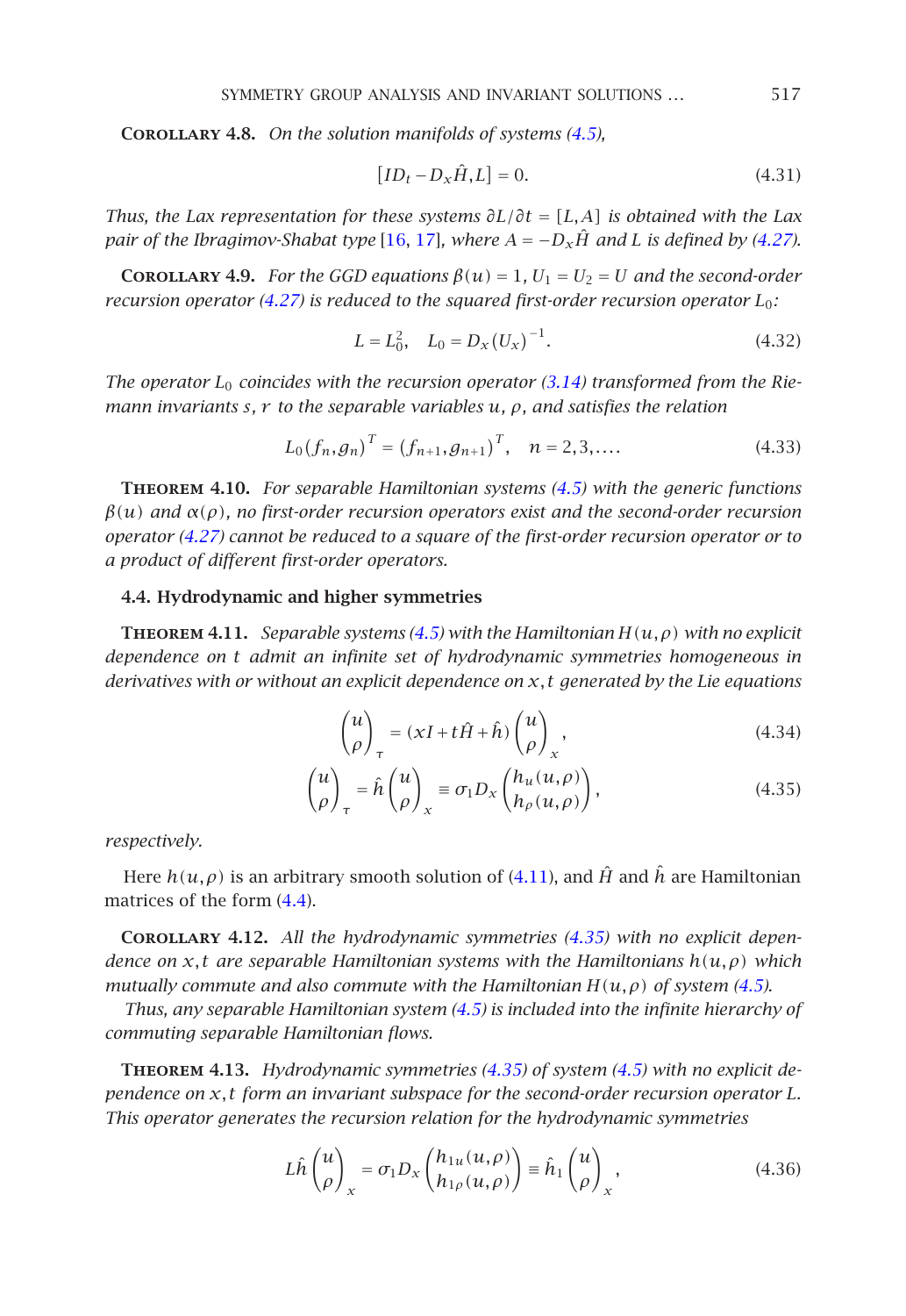**Corollary 4.8.** *On the solution manifolds of systems (4.5),*

$$[ID_t - D_x\hat{H}, L] = 0. \tag{4.31}$$

*Thus, the Lax representation for these systems $\partial L/\partial t = [L, A]$ is obtained with the Lax pair of the Ibragimov-Shabat type [16, 17], where $A = -D_x\hat{H}$ and $L$ is defined by (4.27).*

**Corollary 4.9.** *For the GGD equations $\beta(u) = 1$, $U_1 = U_2 = U$ and the second-order recursion operator (4.27) is reduced to the squared first-order recursion operator $L_0$:*

$$L = L_0^2, \quad L_0 = D_x(U_x)^{-1}. \tag{4.32}$$

*The operator $L_0$ coincides with the recursion operator (3.14) transformed from the Riemann invariants $s, r$ to the separable variables $u, \rho$, and satisfies the relation*

$$L_0(f_n, g_n)^T = (f_{n+1}, g_{n+1})^T, \quad n = 2, 3, \ldots. \tag{4.33}$$

**Theorem 4.10.** *For separable Hamiltonian systems (4.5) with the generic functions $\beta(u)$ and $\alpha(\rho)$, no first-order recursion operators exist and the second-order recursion operator (4.27) cannot be reduced to a square of the first-order recursion operator or to a product of different first-order operators.*

### 4.4. Hydrodynamic and higher symmetries

**Theorem 4.11.** *Separable systems (4.5) with the Hamiltonian $H(u,\rho)$ with no explicit dependence on $t$ admit an infinite set of hydrodynamic symmetries homogeneous in derivatives with or without an explicit dependence on $x, t$ generated by the Lie equations*

$$\begin{pmatrix} u \\ \rho \end{pmatrix}_\tau = (xI + t\hat{H} + \hat{h})\begin{pmatrix} u \\ \rho \end{pmatrix}_x, \tag{4.34}$$

$$\begin{pmatrix} u \\ \rho \end{pmatrix}_\tau = \hat{h}\begin{pmatrix} u \\ \rho \end{pmatrix}_x \equiv \sigma_1 D_x \begin{pmatrix} h_u(u,\rho) \\ h_\rho(u,\rho) \end{pmatrix}, \tag{4.35}$$

*respectively.*

Here $h(u,\rho)$ is an arbitrary smooth solution of (4.11), and $\hat{H}$ and $\hat{h}$ are Hamiltonian matrices of the form (4.4).

**Corollary 4.12.** *All the hydrodynamic symmetries (4.35) with no explicit dependence on $x, t$ are separable Hamiltonian systems with the Hamiltonians $h(u,\rho)$ which mutually commute and also commute with the Hamiltonian $H(u,\rho)$ of system (4.5).*

*Thus, any separable Hamiltonian system (4.5) is included into the infinite hierarchy of commuting separable Hamiltonian flows.*

**Theorem 4.13.** *Hydrodynamic symmetries (4.35) of system (4.5) with no explicit dependence on $x, t$ form an invariant subspace for the second-order recursion operator $L$. This operator generates the recursion relation for the hydrodynamic symmetries*

$$L\hat{h}\begin{pmatrix} u \\ \rho \end{pmatrix}_x = \sigma_1 D_x \begin{pmatrix} h_{1u}(u,\rho) \\ h_{1\rho}(u,\rho) \end{pmatrix} \equiv \hat{h}_1 \begin{pmatrix} u \\ \rho \end{pmatrix}_x, \tag{4.36}$$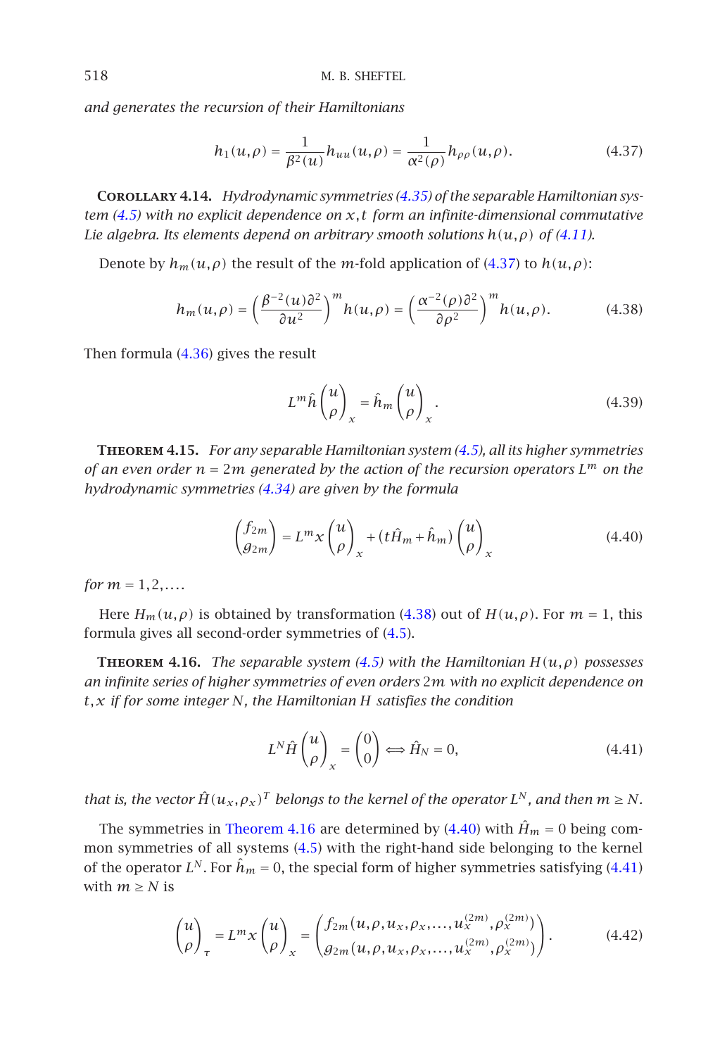*and generates the recursion of their Hamiltonians*

$$h_1(u,\rho) = \frac{1}{\beta^2(u)} h_{uu}(u,\rho) = \frac{1}{\alpha^2(\rho)} h_{\rho\rho}(u,\rho). \tag{4.37}$$

**Corollary 4.14.** *Hydrodynamic symmetries (4.35) of the separable Hamiltonian system (4.5) with no explicit dependence on $x,t$ form an infinite-dimensional commutative Lie algebra. Its elements depend on arbitrary smooth solutions $h(u,\rho)$ of (4.11).*

Denote by $h_m(u,\rho)$ the result of the $m$-fold application of (4.37) to $h(u,\rho)$:

$$h_m(u,\rho) = \left(\frac{\beta^{-2}(u)\partial^2}{\partial u^2}\right)^m h(u,\rho) = \left(\frac{\alpha^{-2}(\rho)\partial^2}{\partial \rho^2}\right)^m h(u,\rho). \tag{4.38}$$

Then formula (4.36) gives the result

$$L^m \hat{h} \begin{pmatrix} u \\ \rho \end{pmatrix}_x = \hat{h}_m \begin{pmatrix} u \\ \rho \end{pmatrix}_x. \tag{4.39}$$

**Theorem 4.15.** *For any separable Hamiltonian system (4.5), all its higher symmetries of an even order $n = 2m$ generated by the action of the recursion operators $L^m$ on the hydrodynamic symmetries (4.34) are given by the formula*

$$\begin{pmatrix} f_{2m} \\ g_{2m} \end{pmatrix} = L^m x \begin{pmatrix} u \\ \rho \end{pmatrix}_x + \left(t\hat{H}_m + \hat{h}_m\right) \begin{pmatrix} u \\ \rho \end{pmatrix}_x \tag{4.40}$$

*for $m = 1,2,\ldots$.*

Here $H_m(u,\rho)$ is obtained by transformation (4.38) out of $H(u,\rho)$. For $m = 1$, this formula gives all second-order symmetries of (4.5).

**Theorem 4.16.** *The separable system (4.5) with the Hamiltonian $H(u,\rho)$ possesses an infinite series of higher symmetries of even orders $2m$ with no explicit dependence on $t,x$ if for some integer $N$, the Hamiltonian $H$ satisfies the condition*

$$L^N \hat{H} \begin{pmatrix} u \\ \rho \end{pmatrix}_x = \begin{pmatrix} 0 \\ 0 \end{pmatrix} \Longleftrightarrow \hat{H}_N = 0, \tag{4.41}$$

*that is, the vector $\hat{H}(u_x,\rho_x)^T$ belongs to the kernel of the operator $L^N$, and then $m \geq N$.*

The symmetries in Theorem 4.16 are determined by (4.40) with $\hat{H}_m = 0$ being common symmetries of all systems (4.5) with the right-hand side belonging to the kernel of the operator $L^N$. For $\hat{h}_m = 0$, the special form of higher symmetries satisfying (4.41) with $m \geq N$ is

$$\begin{pmatrix} u \\ \rho \end{pmatrix}_\tau = L^m x \begin{pmatrix} u \\ \rho \end{pmatrix}_x = \begin{pmatrix} f_{2m}\left(u,\rho,u_x,\rho_x,\ldots,u_x^{(2m)},\rho_x^{(2m)}\right) \\ g_{2m}\left(u,\rho,u_x,\rho_x,\ldots,u_x^{(2m)},\rho_x^{(2m)}\right) \end{pmatrix}. \tag{4.42}$$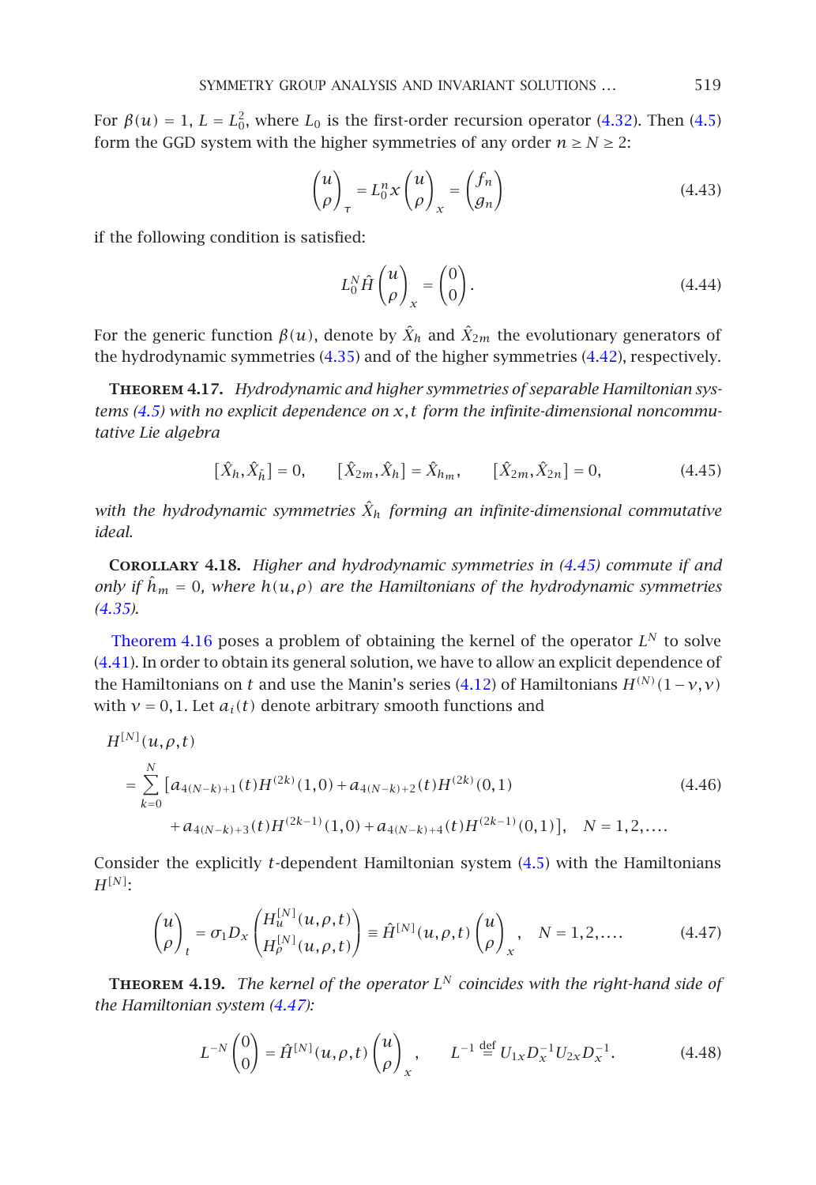For $\beta(u) = 1$, $L = L_0^2$, where $L_0$ is the first-order recursion operator (4.32). Then (4.5) form the GGD system with the higher symmetries of any order $n \geq N \geq 2$:

$$\begin{pmatrix} u \\ \rho \end{pmatrix}_\tau = L_0^n x \begin{pmatrix} u \\ \rho \end{pmatrix}_x = \begin{pmatrix} f_n \\ g_n \end{pmatrix} \tag{4.43}$$

if the following condition is satisfied:

$$L_0^N \hat{H} \begin{pmatrix} u \\ \rho \end{pmatrix}_x = \begin{pmatrix} 0 \\ 0 \end{pmatrix}. \tag{4.44}$$

For the generic function $\beta(u)$, denote by $\hat{X}_h$ and $\hat{X}_{2m}$ the evolutionary generators of the hydrodynamic symmetries (4.35) and of the higher symmetries (4.42), respectively.

**Theorem 4.17.** *Hydrodynamic and higher symmetries of separable Hamiltonian systems (4.5) with no explicit dependence on $x, t$ form the infinite-dimensional noncommutative Lie algebra*

$$[\hat{X}_h, \hat{X}_{\tilde{h}}] = 0, \qquad [\hat{X}_{2m}, \hat{X}_h] = \hat{X}_{h_m}, \qquad [\hat{X}_{2m}, \hat{X}_{2n}] = 0, \tag{4.45}$$

*with the hydrodynamic symmetries $\hat{X}_h$ forming an infinite-dimensional commutative ideal.*

**Corollary 4.18.** *Higher and hydrodynamic symmetries in (4.45) commute if and only if $\hat{h}_m = 0$, where $h(u,\rho)$ are the Hamiltonians of the hydrodynamic symmetries (4.35).*

Theorem 4.16 poses a problem of obtaining the kernel of the operator $L^N$ to solve (4.41). In order to obtain its general solution, we have to allow an explicit dependence of the Hamiltonians on $t$ and use the Manin's series (4.12) of Hamiltonians $H^{(N)}(1-\nu, \nu)$ with $\nu = 0, 1$. Let $a_i(t)$ denote arbitrary smooth functions and

$$\begin{aligned} H^{[N]}&(u,\rho,t) \\ &= \sum_{k=0}^{N} \big[a_{4(N-k)+1}(t) H^{(2k)}(1,0) + a_{4(N-k)+2}(t) H^{(2k)}(0,1) \\ &\qquad + a_{4(N-k)+3}(t) H^{(2k-1)}(1,0) + a_{4(N-k)+4}(t) H^{(2k-1)}(0,1)\big], \quad N = 1, 2, \ldots. \end{aligned} \tag{4.46}$$

Consider the explicitly $t$-dependent Hamiltonian system (4.5) with the Hamiltonians $H^{[N]}$:

$$\begin{pmatrix} u \\ \rho \end{pmatrix}_t = \sigma_1 D_x \begin{pmatrix} H_u^{[N]}(u,\rho,t) \\ H_\rho^{[N]}(u,\rho,t) \end{pmatrix} \equiv \hat{H}^{[N]}(u,\rho,t) \begin{pmatrix} u \\ \rho \end{pmatrix}_x, \quad N = 1, 2, \ldots. \tag{4.47}$$

**Theorem 4.19.** *The kernel of the operator $L^N$ coincides with the right-hand side of the Hamiltonian system (4.47):*

$$L^{-N} \begin{pmatrix} 0 \\ 0 \end{pmatrix} = \hat{H}^{[N]}(u,\rho,t) \begin{pmatrix} u \\ \rho \end{pmatrix}_x, \qquad L^{-1} \overset{\text{def}}{=} U_{1x} D_x^{-1} U_{2x} D_x^{-1}. \tag{4.48}$$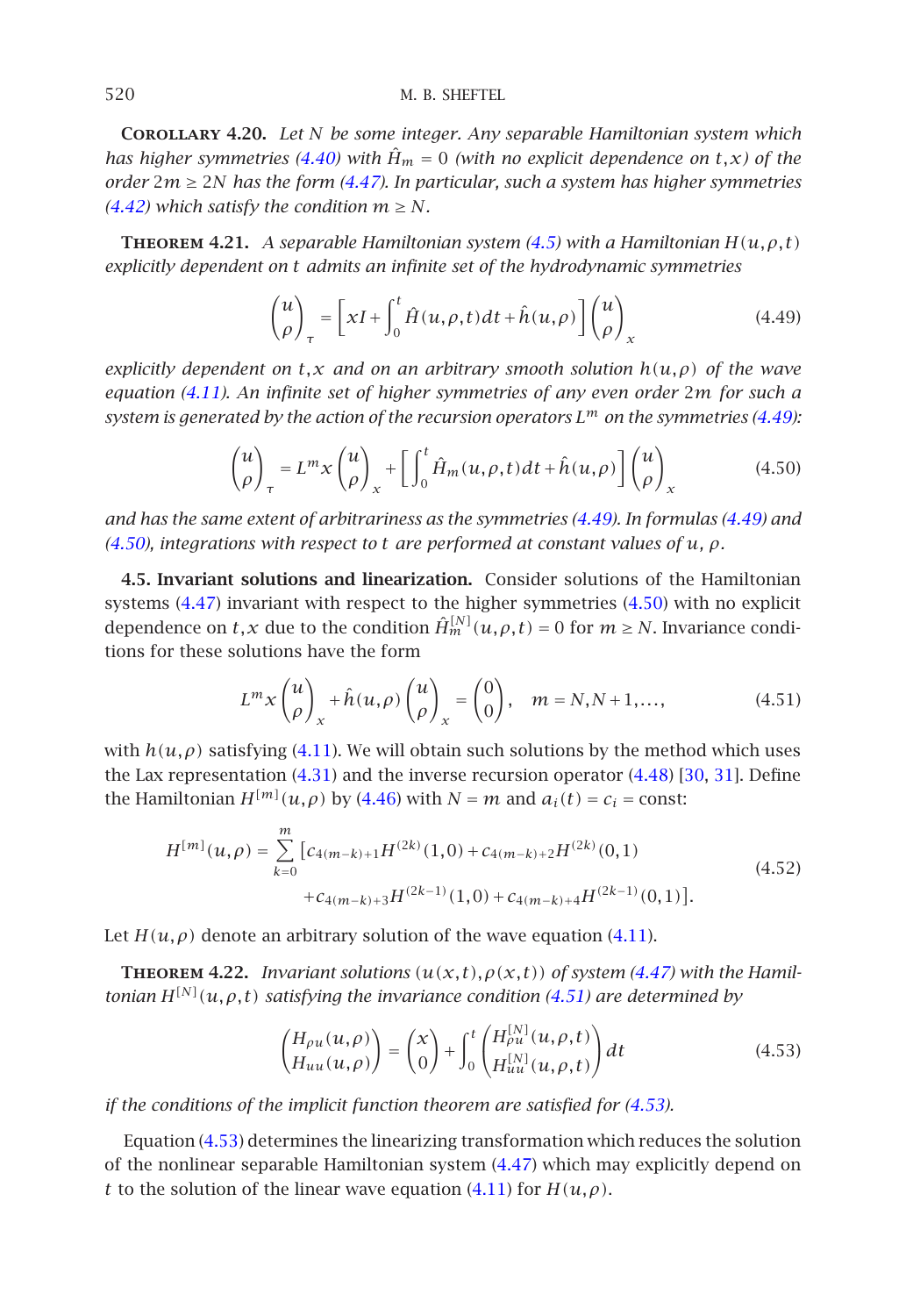**Corollary 4.20.** *Let $N$ be some integer. Any separable Hamiltonian system which has higher symmetries (4.40) with $\hat{H}_m = 0$ (with no explicit dependence on $t,x$) of the order $2m \geq 2N$ has the form (4.47). In particular, such a system has higher symmetries (4.42) which satisfy the condition $m \geq N$.*

**Theorem 4.21.** *A separable Hamiltonian system (4.5) with a Hamiltonian $H(u,\rho,t)$ explicitly dependent on $t$ admits an infinite set of the hydrodynamic symmetries*

$$\begin{pmatrix} u \\ \rho \end{pmatrix}_\tau = \left[ xI + \int_0^t \hat{H}(u,\rho,t)\,dt + \hat{h}(u,\rho) \right] \begin{pmatrix} u \\ \rho \end{pmatrix}_x \tag{4.49}$$

*explicitly dependent on $t,x$ and on an arbitrary smooth solution $h(u,\rho)$ of the wave equation (4.11). An infinite set of higher symmetries of any even order $2m$ for such a system is generated by the action of the recursion operators $L^m$ on the symmetries (4.49):*

$$\begin{pmatrix} u \\ \rho \end{pmatrix}_\tau = L^m x \begin{pmatrix} u \\ \rho \end{pmatrix}_x + \left[ \int_0^t \hat{H}_m(u,\rho,t)\,dt + \hat{h}(u,\rho) \right] \begin{pmatrix} u \\ \rho \end{pmatrix}_x \tag{4.50}$$

*and has the same extent of arbitrariness as the symmetries (4.49). In formulas (4.49) and (4.50), integrations with respect to $t$ are performed at constant values of $u$, $\rho$.*

**4.5. Invariant solutions and linearization.** Consider solutions of the Hamiltonian systems (4.47) invariant with respect to the higher symmetries (4.50) with no explicit dependence on $t,x$ due to the condition $\hat{H}_m^{[N]}(u,\rho,t) = 0$ for $m \geq N$. Invariance conditions for these solutions have the form

$$L^m x \begin{pmatrix} u \\ \rho \end{pmatrix}_x + \hat{h}(u,\rho) \begin{pmatrix} u \\ \rho \end{pmatrix}_x = \begin{pmatrix} 0 \\ 0 \end{pmatrix}, \quad m = N, N+1, \ldots, \tag{4.51}$$

with $h(u,\rho)$ satisfying (4.11). We will obtain such solutions by the method which uses the Lax representation (4.31) and the inverse recursion operator (4.48) [30, 31]. Define the Hamiltonian $H^{[m]}(u,\rho)$ by (4.46) with $N = m$ and $a_i(t) = c_i = \text{const}$:

$$\begin{aligned} H^{[m]}(u,\rho) = \sum_{k=0}^{m} \big[ & c_{4(m-k)+1} H^{(2k)}(1,0) + c_{4(m-k)+2} H^{(2k)}(0,1) \\ & + c_{4(m-k)+3} H^{(2k-1)}(1,0) + c_{4(m-k)+4} H^{(2k-1)}(0,1) \big]. \end{aligned} \tag{4.52}$$

Let $H(u,\rho)$ denote an arbitrary solution of the wave equation (4.11).

**Theorem 4.22.** *Invariant solutions $(u(x,t),\rho(x,t))$ of system (4.47) with the Hamiltonian $H^{[N]}(u,\rho,t)$ satisfying the invariance condition (4.51) are determined by*

$$\begin{pmatrix} H_{\rho u}(u,\rho) \\ H_{uu}(u,\rho) \end{pmatrix} = \begin{pmatrix} x \\ 0 \end{pmatrix} + \int_0^t \begin{pmatrix} H_{\rho u}^{[N]}(u,\rho,t) \\ H_{uu}^{[N]}(u,\rho,t) \end{pmatrix} dt \tag{4.53}$$

*if the conditions of the implicit function theorem are satisfied for (4.53).*

Equation (4.53) determines the linearizing transformation which reduces the solution of the nonlinear separable Hamiltonian system (4.47) which may explicitly depend on $t$ to the solution of the linear wave equation (4.11) for $H(u,\rho)$.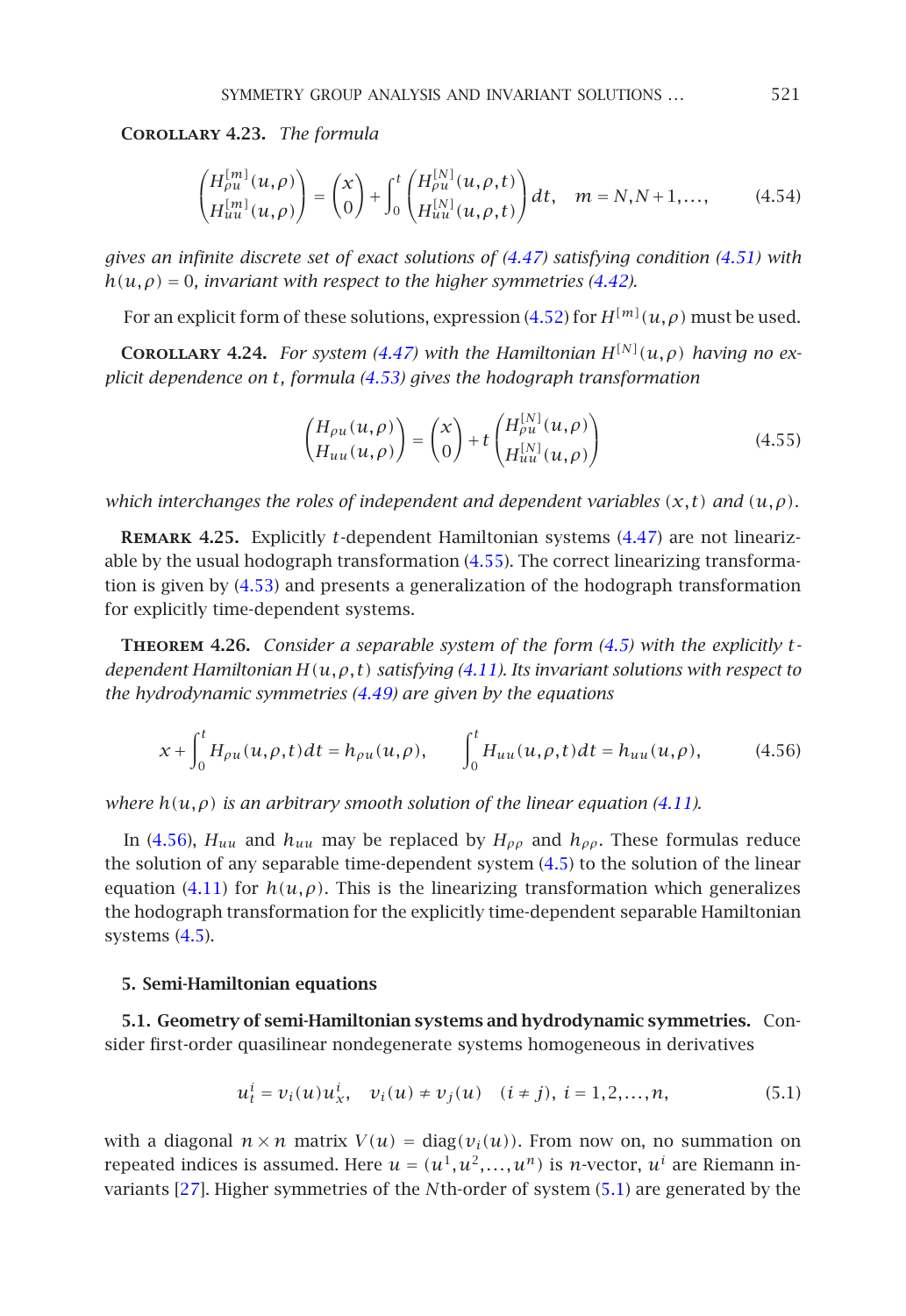**Corollary 4.23.** *The formula*

$$\begin{pmatrix} H^{[m]}_{\rho u}(u,\rho) \\ H^{[m]}_{uu}(u,\rho) \end{pmatrix} = \begin{pmatrix} x \\ 0 \end{pmatrix} + \int_0^t \begin{pmatrix} H^{[N]}_{\rho u}(u,\rho,t) \\ H^{[N]}_{uu}(u,\rho,t) \end{pmatrix} dt, \quad m = N, N+1, \ldots, \tag{4.54}$$

*gives an infinite discrete set of exact solutions of (4.47) satisfying condition (4.51) with $h(u,\rho) = 0$, invariant with respect to the higher symmetries (4.42).*

For an explicit form of these solutions, expression (4.52) for $H^{[m]}(u,\rho)$ must be used.

**Corollary 4.24.** *For system (4.47) with the Hamiltonian $H^{[N]}(u,\rho)$ having no explicit dependence on $t$, formula (4.53) gives the hodograph transformation*

$$\begin{pmatrix} H_{\rho u}(u,\rho) \\ H_{uu}(u,\rho) \end{pmatrix} = \begin{pmatrix} x \\ 0 \end{pmatrix} + t \begin{pmatrix} H^{[N]}_{\rho u}(u,\rho) \\ H^{[N]}_{uu}(u,\rho) \end{pmatrix} \tag{4.55}$$

*which interchanges the roles of independent and dependent variables $(x,t)$ and $(u,\rho)$.*

**Remark 4.25.** Explicitly $t$-dependent Hamiltonian systems (4.47) are not linearizable by the usual hodograph transformation (4.55). The correct linearizing transformation is given by (4.53) and presents a generalization of the hodograph transformation for explicitly time-dependent systems.

**Theorem 4.26.** *Consider a separable system of the form (4.5) with the explicitly $t$-dependent Hamiltonian $H(u,\rho,t)$ satisfying (4.11). Its invariant solutions with respect to the hydrodynamic symmetries (4.49) are given by the equations*

$$x + \int_0^t H_{\rho u}(u,\rho,t)dt = h_{\rho u}(u,\rho), \qquad \int_0^t H_{uu}(u,\rho,t)dt = h_{uu}(u,\rho), \tag{4.56}$$

*where $h(u,\rho)$ is an arbitrary smooth solution of the linear equation (4.11).*

In (4.56), $H_{uu}$ and $h_{uu}$ may be replaced by $H_{\rho\rho}$ and $h_{\rho\rho}$. These formulas reduce the solution of any separable time-dependent system (4.5) to the solution of the linear equation (4.11) for $h(u,\rho)$. This is the linearizing transformation which generalizes the hodograph transformation for the explicitly time-dependent separable Hamiltonian systems (4.5).

## 5. Semi-Hamiltonian equations

**5.1. Geometry of semi-Hamiltonian systems and hydrodynamic symmetries.** Consider first-order quasilinear nondegenerate systems homogeneous in derivatives

$$u^i_t = v_i(u)u^i_x, \quad v_i(u) \neq v_j(u) \quad (i \neq j),\ i = 1,2,\ldots,n, \tag{5.1}$$

with a diagonal $n \times n$ matrix $V(u) = \operatorname{diag}(v_i(u))$. From now on, no summation on repeated indices is assumed. Here $u = (u^1, u^2, \ldots, u^n)$ is $n$-vector, $u^i$ are Riemann invariants [27]. Higher symmetries of the $N$th-order of system (5.1) are generated by the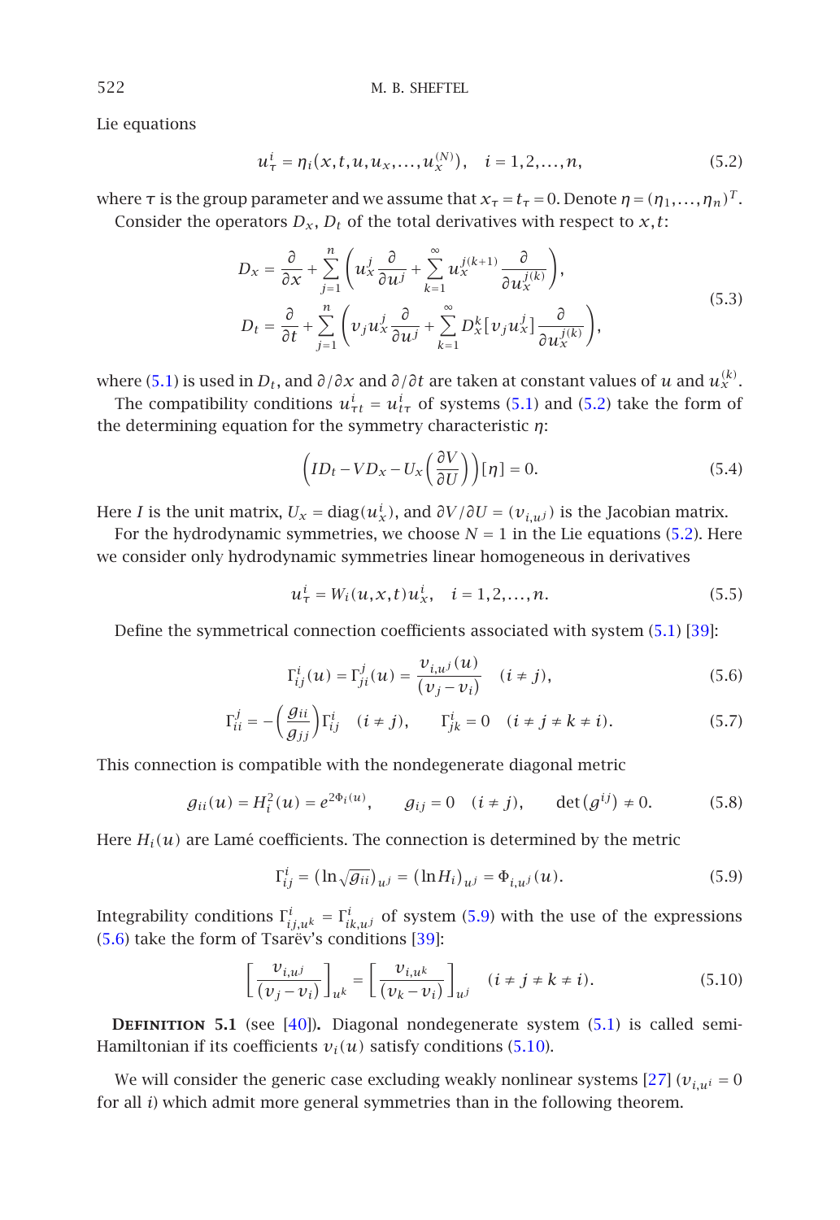Lie equations

$$u^i_\tau = \eta_i(x,t,u,u_x,\dots,u_x^{(N)}), \quad i = 1,2,\dots,n, \tag{5.2}$$

where $\tau$ is the group parameter and we assume that $x_\tau = t_\tau = 0$. Denote $\eta = (\eta_1,\dots,\eta_n)^T$.

Consider the operators $D_x$, $D_t$ of the total derivatives with respect to $x,t$:

$$\begin{aligned} D_x &= \frac{\partial}{\partial x} + \sum_{j=1}^{n}\left(u_x^j \frac{\partial}{\partial u^j} + \sum_{k=1}^{\infty} u_x^{j(k+1)} \frac{\partial}{\partial u_x^{j(k)}}\right), \\ D_t &= \frac{\partial}{\partial t} + \sum_{j=1}^{n}\left(v_j u_x^j \frac{\partial}{\partial u^j} + \sum_{k=1}^{\infty} D_x^k\left[v_j u_x^j\right] \frac{\partial}{\partial u_x^{j(k)}}\right), \end{aligned} \tag{5.3}$$

where (5.1) is used in $D_t$, and $\partial/\partial x$ and $\partial/\partial t$ are taken at constant values of $u$ and $u_x^{(k)}$.

The compatibility conditions $u^i_{\tau t} = u^i_{t\tau}$ of systems (5.1) and (5.2) take the form of the determining equation for the symmetry characteristic $\eta$:

$$\left(ID_t - VD_x - U_x\left(\frac{\partial V}{\partial U}\right)\right)[\eta] = 0. \tag{5.4}$$

Here $I$ is the unit matrix, $U_x = \operatorname{diag}(u^i_x)$, and $\partial V/\partial U = (v_{i,u^j})$ is the Jacobian matrix.

For the hydrodynamic symmetries, we choose $N = 1$ in the Lie equations (5.2). Here we consider only hydrodynamic symmetries linear homogeneous in derivatives

$$u^i_\tau = W_i(u,x,t)u^i_x, \quad i = 1,2,\dots,n. \tag{5.5}$$

Define the symmetrical connection coefficients associated with system (5.1) [39]:

$$\Gamma^i_{ij}(u) = \Gamma^i_{ji}(u) = \frac{v_{i,u^j}(u)}{(v_j - v_i)} \quad (i \neq j), \tag{5.6}$$

$$\Gamma^j_{ii} = -\left(\frac{g_{ii}}{g_{jj}}\right)\Gamma^i_{ij} \quad (i \neq j), \qquad \Gamma^i_{jk} = 0 \quad (i \neq j \neq k \neq i). \tag{5.7}$$

This connection is compatible with the nondegenerate diagonal metric

$$g_{ii}(u) = H_i^2(u) = e^{2\Phi_i(u)}, \qquad g_{ij} = 0 \quad (i \neq j), \qquad \det\left(g^{ij}\right) \neq 0. \tag{5.8}$$

Here $H_i(u)$ are Lamé coefficients. The connection is determined by the metric

$$\Gamma^i_{ij} = \left(\ln\sqrt{g_{ii}}\right)_{u^j} = \left(\ln H_i\right)_{u^j} = \Phi_{i,u^j}(u). \tag{5.9}$$

Integrability conditions $\Gamma^i_{ij,u^k} = \Gamma^i_{ik,u^j}$ of system (5.9) with the use of the expressions (5.6) take the form of Tsarëv's conditions [39]:

$$\left[\frac{v_{i,u^j}}{(v_j - v_i)}\right]_{u^k} = \left[\frac{v_{i,u^k}}{(v_k - v_i)}\right]_{u^j} \quad (i \neq j \neq k \neq i). \tag{5.10}$$

**Definition 5.1** (see [40]). Diagonal nondegenerate system (5.1) is called semi-Hamiltonian if its coefficients $v_i(u)$ satisfy conditions (5.10).

We will consider the generic case excluding weakly nonlinear systems [27] ($v_{i,u^i} = 0$ for all $i$) which admit more general symmetries than in the following theorem.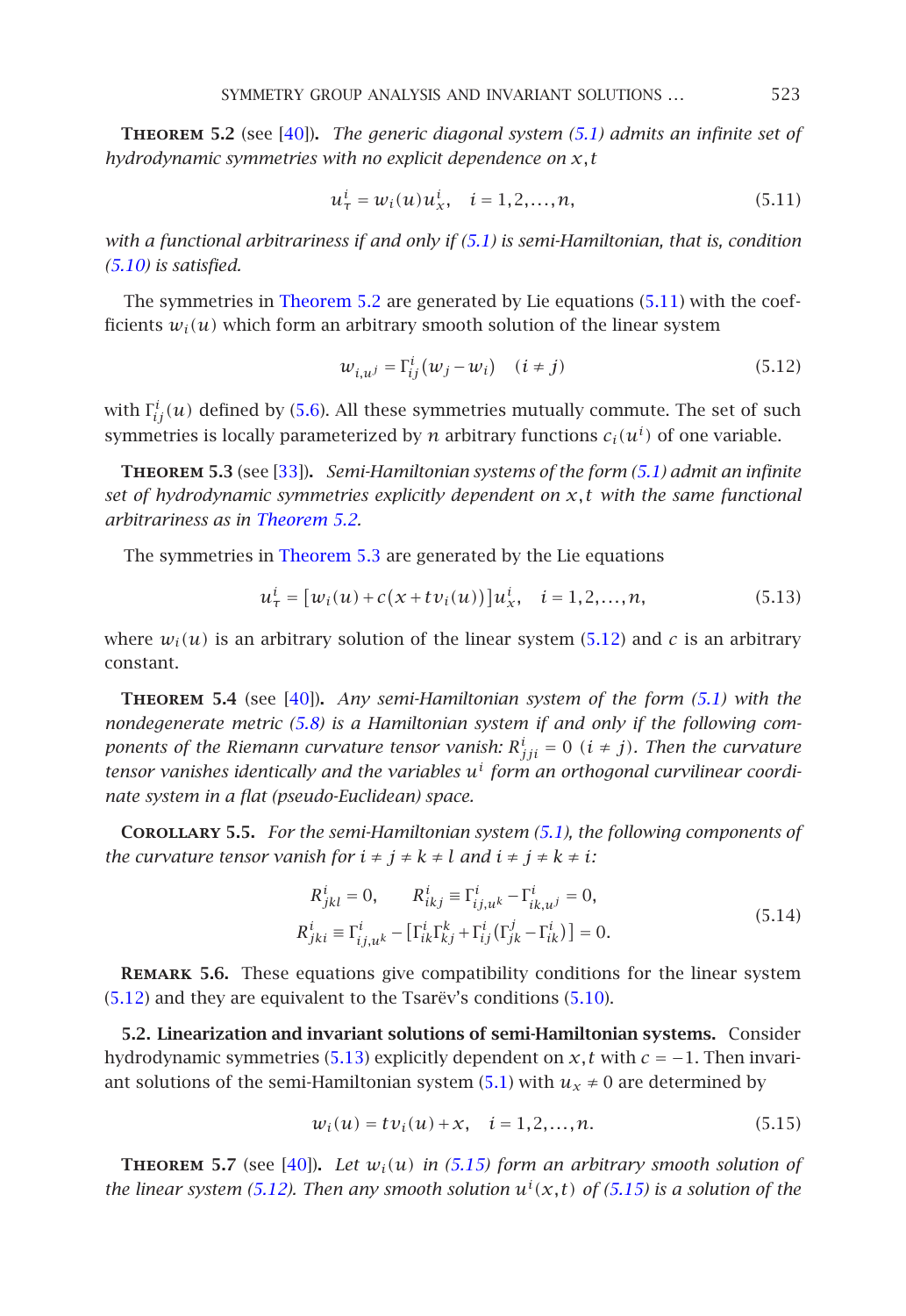**Theorem 5.2** (see [40]). *The generic diagonal system (5.1) admits an infinite set of hydrodynamic symmetries with no explicit dependence on $x,t$*

$$u^i_\tau = w_i(u)u^i_x, \quad i = 1,2,\dots,n, \tag{5.11}$$

*with a functional arbitrariness if and only if (5.1) is semi-Hamiltonian, that is, condition (5.10) is satisfied.*

The symmetries in Theorem 5.2 are generated by Lie equations (5.11) with the coefficients $w_i(u)$ which form an arbitrary smooth solution of the linear system

$$w_{i,u^j} = \Gamma^i_{ij}(w_j - w_i) \quad (i \neq j) \tag{5.12}$$

with $\Gamma^i_{ij}(u)$ defined by (5.6). All these symmetries mutually commute. The set of such symmetries is locally parameterized by $n$ arbitrary functions $c_i(u^i)$ of one variable.

**Theorem 5.3** (see [33]). *Semi-Hamiltonian systems of the form (5.1) admit an infinite set of hydrodynamic symmetries explicitly dependent on $x,t$ with the same functional arbitrariness as in Theorem 5.2.*

The symmetries in Theorem 5.3 are generated by the Lie equations

$$u^i_\tau = \left[w_i(u) + c(x + tv_i(u))\right]u^i_x, \quad i = 1,2,\dots,n, \tag{5.13}$$

where $w_i(u)$ is an arbitrary solution of the linear system (5.12) and $c$ is an arbitrary constant.

**Theorem 5.4** (see [40]). *Any semi-Hamiltonian system of the form (5.1) with the nondegenerate metric (5.8) is a Hamiltonian system if and only if the following components of the Riemann curvature tensor vanish: $R^i_{jji} = 0$ $(i \neq j)$. Then the curvature tensor vanishes identically and the variables $u^i$ form an orthogonal curvilinear coordinate system in a flat (pseudo-Euclidean) space.*

**Corollary 5.5.** *For the semi-Hamiltonian system (5.1), the following components of the curvature tensor vanish for $i \neq j \neq k \neq l$ and $i \neq j \neq k \neq i$:*

$$\begin{gathered} R^i_{jkl} = 0, \qquad R^i_{ikj} \equiv \Gamma^i_{ij,u^k} - \Gamma^i_{ik,u^j} = 0, \\ R^i_{jki} \equiv \Gamma^i_{ij,u^k} - \left[\Gamma^i_{ik}\Gamma^k_{kj} + \Gamma^i_{ij}\left(\Gamma^j_{jk} - \Gamma^i_{ik}\right)\right] = 0. \end{gathered} \tag{5.14}$$

**Remark 5.6.** These equations give compatibility conditions for the linear system (5.12) and they are equivalent to the Tsarëv's conditions (5.10).

### 5.2. Linearization and invariant solutions of semi-Hamiltonian systems.

Consider hydrodynamic symmetries (5.13) explicitly dependent on $x,t$ with $c = -1$. Then invariant solutions of the semi-Hamiltonian system (5.1) with $u_x \neq 0$ are determined by

$$w_i(u) = tv_i(u) + x, \quad i = 1,2,\dots,n. \tag{5.15}$$

**Theorem 5.7** (see [40]). *Let $w_i(u)$ in (5.15) form an arbitrary smooth solution of the linear system (5.12). Then any smooth solution $u^i(x,t)$ of (5.15) is a solution of the*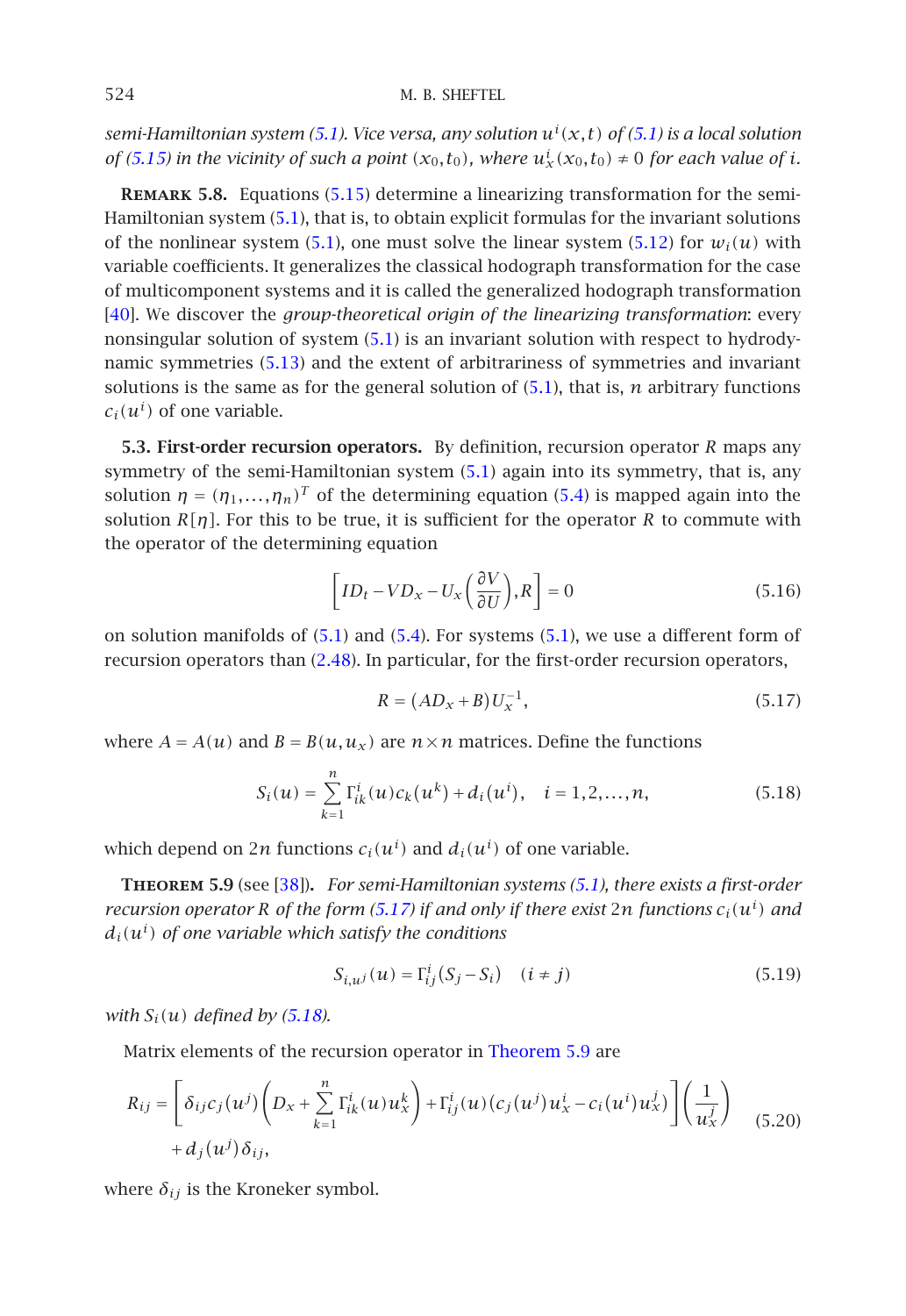*semi-Hamiltonian system (5.1). Vice versa, any solution $u^i(x,t)$ of (5.1) is a local solution of (5.15) in the vicinity of such a point $(x_0,t_0)$, where $u^i_x(x_0,t_0) \neq 0$ for each value of $i$.*

**Remark 5.8.** Equations (5.15) determine a linearizing transformation for the semi-Hamiltonian system (5.1), that is, to obtain explicit formulas for the invariant solutions of the nonlinear system (5.1), one must solve the linear system (5.12) for $w_i(u)$ with variable coefficients. It generalizes the classical hodograph transformation for the case of multicomponent systems and it is called the generalized hodograph transformation [40]. We discover the *group-theoretical origin of the linearizing transformation*: every nonsingular solution of system (5.1) is an invariant solution with respect to hydrodynamic symmetries (5.13) and the extent of arbitrariness of symmetries and invariant solutions is the same as for the general solution of (5.1), that is, $n$ arbitrary functions $c_i(u^i)$ of one variable.

**5.3. First-order recursion operators.** By definition, recursion operator $R$ maps any symmetry of the semi-Hamiltonian system (5.1) again into its symmetry, that is, any solution $\eta = (\eta_1,\dots,\eta_n)^T$ of the determining equation (5.4) is mapped again into the solution $R[\eta]$. For this to be true, it is sufficient for the operator $R$ to commute with the operator of the determining equation

$$\left[ID_t - VD_x - U_x\left(\frac{\partial V}{\partial U}\right), R\right] = 0 \tag{5.16}$$

on solution manifolds of (5.1) and (5.4). For systems (5.1), we use a different form of recursion operators than (2.48). In particular, for the first-order recursion operators,

$$R = (AD_x + B)U_x^{-1}, \tag{5.17}$$

where $A = A(u)$ and $B = B(u,u_x)$ are $n\times n$ matrices. Define the functions

$$S_i(u) = \sum_{k=1}^{n}\Gamma^i_{ik}(u)c_k(u^k) + d_i(u^i), \quad i = 1,2,\dots,n, \tag{5.18}$$

which depend on $2n$ functions $c_i(u^i)$ and $d_i(u^i)$ of one variable.

**Theorem 5.9** (see [38]). *For semi-Hamiltonian systems (5.1), there exists a first-order recursion operator $R$ of the form (5.17) if and only if there exist $2n$ functions $c_i(u^i)$ and $d_i(u^i)$ of one variable which satisfy the conditions*

$$S_{i,u^j}(u) = \Gamma^i_{ij}(S_j - S_i) \quad (i \neq j) \tag{5.19}$$

*with $S_i(u)$ defined by (5.18).*

Matrix elements of the recursion operator in Theorem 5.9 are

$$R_{ij} = \left[\delta_{ij}c_j(u^j)\left(D_x + \sum_{k=1}^{n}\Gamma^i_{ik}(u)u^k_x\right) + \Gamma^i_{ij}(u)\left(c_j(u^j)u^i_x - c_i(u^i)u^j_x\right)\right]\left(\frac{1}{u^j_x}\right) + d_j(u^j)\delta_{ij}, \tag{5.20}$$

where $\delta_{ij}$ is the Kroneker symbol.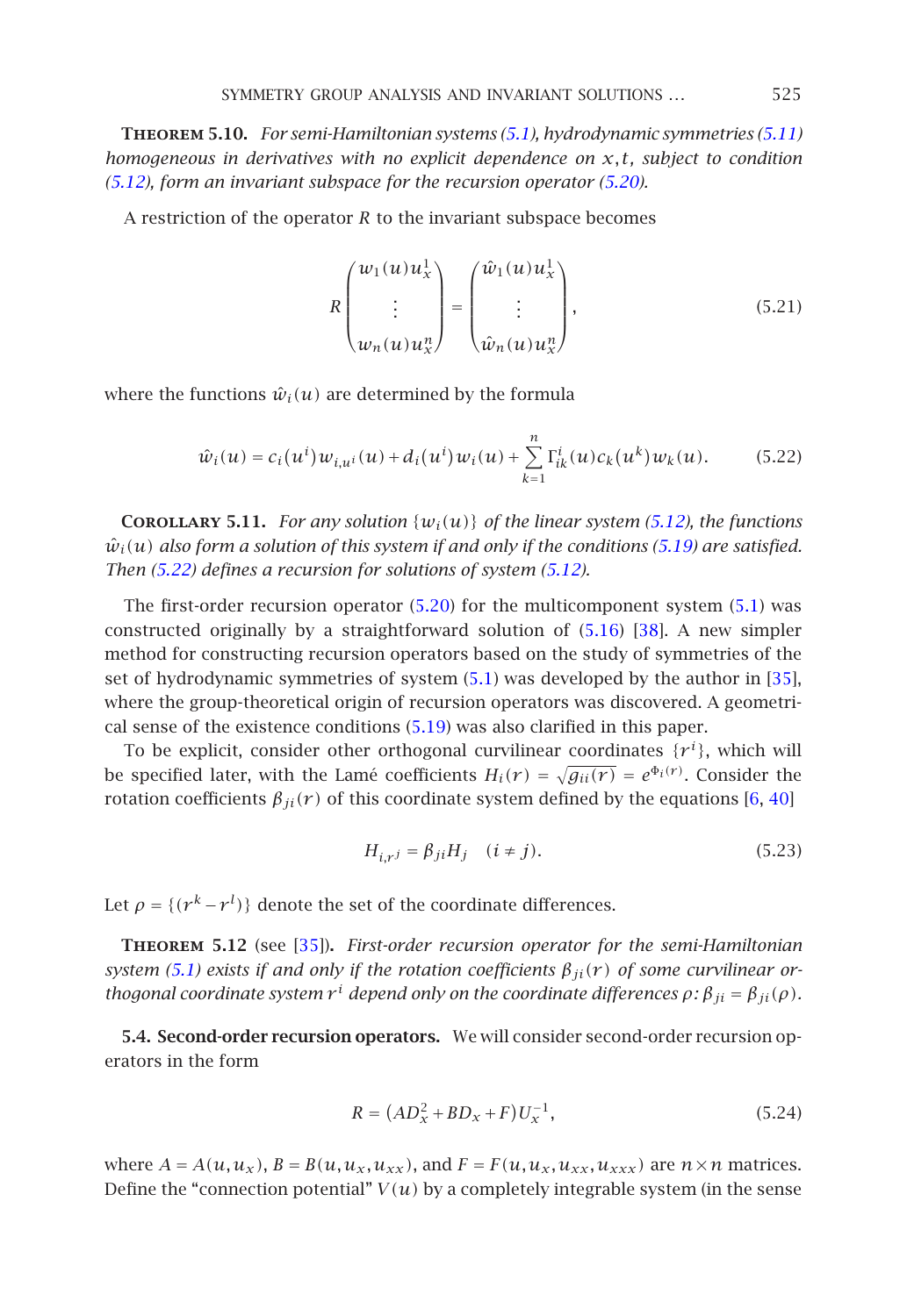**Theorem 5.10.** *For semi-Hamiltonian systems (5.1), hydrodynamic symmetries (5.11) homogeneous in derivatives with no explicit dependence on $x, t$, subject to condition (5.12), form an invariant subspace for the recursion operator (5.20).*

A restriction of the operator $R$ to the invariant subspace becomes

$$R\begin{pmatrix} w_1(u)u_x^1 \\ \vdots \\ w_n(u)u_x^n \end{pmatrix} = \begin{pmatrix} \hat{w}_1(u)u_x^1 \\ \vdots \\ \hat{w}_n(u)u_x^n \end{pmatrix}, \tag{5.21}$$

where the functions $\hat{w}_i(u)$ are determined by the formula

$$\hat{w}_i(u) = c_i(u^i)w_{i,u^i}(u) + d_i(u^i)w_i(u) + \sum_{k=1}^{n} \Gamma_{ik}^i(u)c_k(u^k)w_k(u). \tag{5.22}$$

**Corollary 5.11.** *For any solution $\{w_i(u)\}$ of the linear system (5.12), the functions $\hat{w}_i(u)$ also form a solution of this system if and only if the conditions (5.19) are satisfied. Then (5.22) defines a recursion for solutions of system (5.12).*

The first-order recursion operator (5.20) for the multicomponent system (5.1) was constructed originally by a straightforward solution of (5.16) [38]. A new simpler method for constructing recursion operators based on the study of symmetries of the set of hydrodynamic symmetries of system (5.1) was developed by the author in [35], where the group-theoretical origin of recursion operators was discovered. A geometrical sense of the existence conditions (5.19) was also clarified in this paper.

To be explicit, consider other orthogonal curvilinear coordinates $\{r^i\}$, which will be specified later, with the Lamé coefficients $H_i(r) = \sqrt{g_{ii}(r)} = e^{\Phi_i(r)}$. Consider the rotation coefficients $\beta_{ji}(r)$ of this coordinate system defined by the equations [6, 40]

$$H_{i,r^j} = \beta_{ji}H_j \quad (i \neq j). \tag{5.23}$$

Let $\rho = \{(r^k - r^l)\}$ denote the set of the coordinate differences.

**Theorem 5.12** (see [35]). *First-order recursion operator for the semi-Hamiltonian system (5.1) exists if and only if the rotation coefficients $\beta_{ji}(r)$ of some curvilinear orthogonal coordinate system $r^i$ depend only on the coordinate differences $\rho$: $\beta_{ji} = \beta_{ji}(\rho)$.*

### 5.4. Second-order recursion operators

We will consider second-order recursion operators in the form

$$R = (AD_x^2 + BD_x + F)U_x^{-1}, \tag{5.24}$$

where $A = A(u, u_x)$, $B = B(u, u_x, u_{xx})$, and $F = F(u, u_x, u_{xx}, u_{xxx})$ are $n \times n$ matrices. Define the "connection potential" $V(u)$ by a completely integrable system (in the sense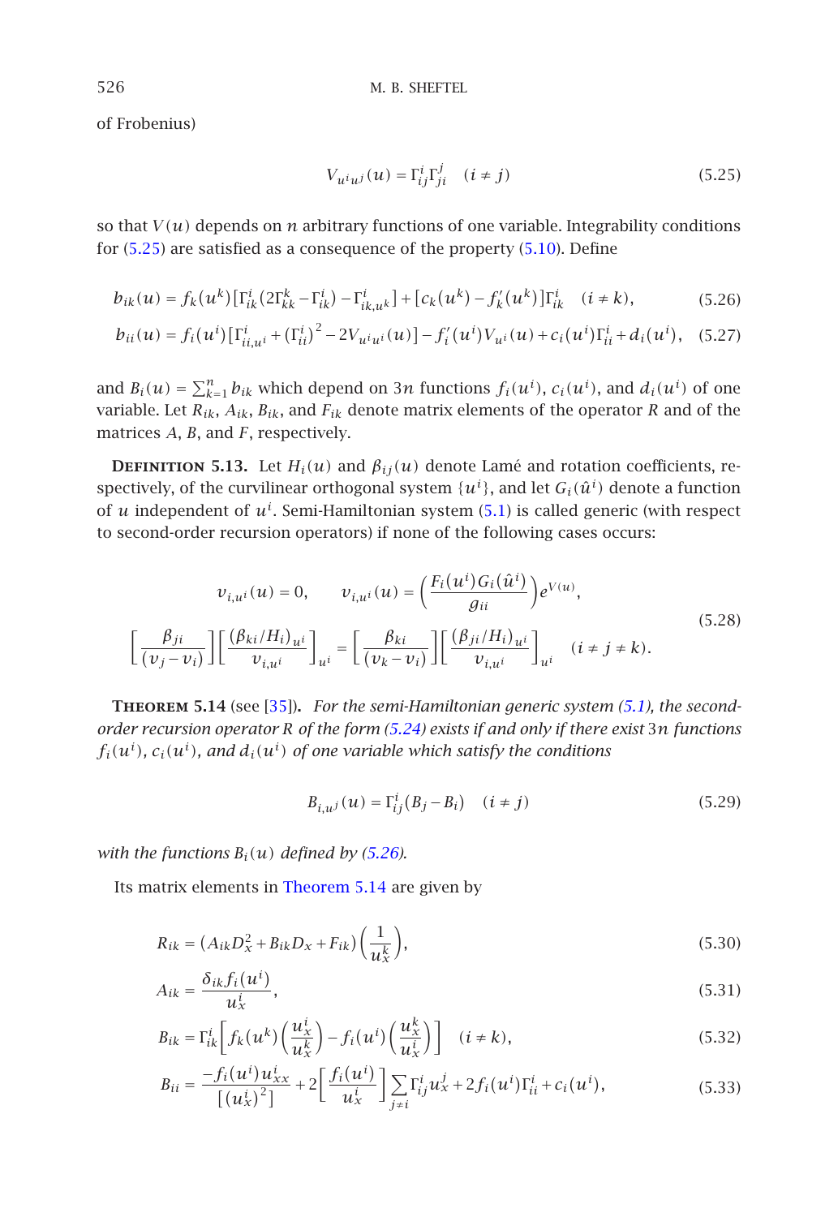of Frobenius)

$$V_{u^i u^j}(u) = \Gamma^i_{ij}\Gamma^j_{ji} \quad (i \neq j) \tag{5.25}$$

so that $V(u)$ depends on $n$ arbitrary functions of one variable. Integrability conditions for (5.25) are satisfied as a consequence of the property (5.10). Define

$$b_{ik}(u) = f_k(u^k)\left[\Gamma^i_{ik}\left(2\Gamma^k_{kk} - \Gamma^i_{ik}\right) - \Gamma^i_{ik,u^k}\right] + \left[c_k(u^k) - f'_k(u^k)\right]\Gamma^i_{ik} \quad (i \neq k), \tag{5.26}$$

$$b_{ii}(u) = f_i(u^i)\left[\Gamma^i_{ii,u^i} + \left(\Gamma^i_{ii}\right)^2 - 2V_{u^i u^i}(u)\right] - f'_i(u^i)V_{u^i}(u) + c_i(u^i)\Gamma^i_{ii} + d_i(u^i), \tag{5.27}$$

and $B_i(u) = \sum_{k=1}^{n} b_{ik}$ which depend on $3n$ functions $f_i(u^i)$, $c_i(u^i)$, and $d_i(u^i)$ of one variable. Let $R_{ik}$, $A_{ik}$, $B_{ik}$, and $F_{ik}$ denote matrix elements of the operator $R$ and of the matrices $A$, $B$, and $F$, respectively.

**Definition 5.13.** Let $H_i(u)$ and $\beta_{ij}(u)$ denote Lamé and rotation coefficients, respectively, of the curvilinear orthogonal system $\{u^i\}$, and let $G_i(\hat{u}^i)$ denote a function of $u$ independent of $u^i$. Semi-Hamiltonian system (5.1) is called generic (with respect to second-order recursion operators) if none of the following cases occurs:

$$\begin{gathered} v_{i,u^i}(u) = 0, \qquad v_{i,u^i}(u) = \left(\frac{F_i(u^i)G_i(\hat{u}^i)}{g_{ii}}\right)e^{V(u)}, \\ \left[\frac{\beta_{ji}}{(v_j - v_i)}\right]\left[\frac{(\beta_{ki}/H_i)_{u^i}}{v_{i,u^i}}\right]_{u^i} = \left[\frac{\beta_{ki}}{(v_k - v_i)}\right]\left[\frac{(\beta_{ji}/H_i)_{u^i}}{v_{i,u^i}}\right]_{u^i} \quad (i \neq j \neq k). \end{gathered} \tag{5.28}$$

**Theorem 5.14** (see [35]). *For the semi-Hamiltonian generic system (5.1), the second-order recursion operator $R$ of the form (5.24) exists if and only if there exist $3n$ functions $f_i(u^i)$, $c_i(u^i)$, and $d_i(u^i)$ of one variable which satisfy the conditions*

$$B_{i,u^j}(u) = \Gamma^i_{ij}\left(B_j - B_i\right) \quad (i \neq j) \tag{5.29}$$

*with the functions $B_i(u)$ defined by (5.26).*

Its matrix elements in Theorem 5.14 are given by

$$R_{ik} = \left(A_{ik}D_x^2 + B_{ik}D_x + F_{ik}\right)\left(\frac{1}{u^k_x}\right), \tag{5.30}$$

$$A_{ik} = \frac{\delta_{ik} f_i(u^i)}{u^i_x}, \tag{5.31}$$

$$B_{ik} = \Gamma^i_{ik}\left[f_k(u^k)\left(\frac{u^i_x}{u^k_x}\right) - f_i(u^i)\left(\frac{u^k_x}{u^i_x}\right)\right] \quad (i \neq k), \tag{5.32}$$

$$B_{ii} = \frac{-f_i(u^i)u^i_{xx}}{\left[(u^i_x)^2\right]} + 2\left[\frac{f_i(u^i)}{u^i_x}\right]\sum_{j \neq i}\Gamma^i_{ij}u^j_x + 2f_i(u^i)\Gamma^i_{ii} + c_i(u^i), \tag{5.33}$$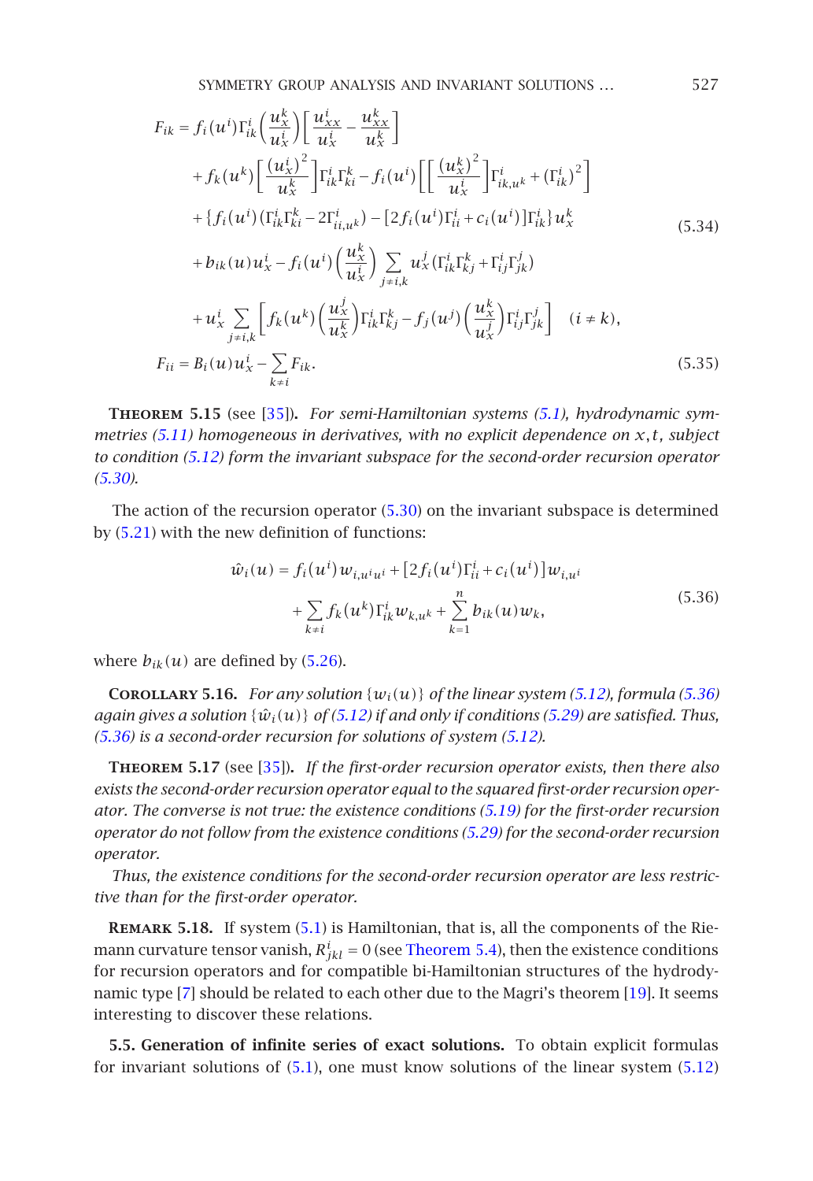$$
\begin{aligned}
F_{ik} = {} & f_i(u^i)\Gamma^i_{ik}\left(\frac{u^k_x}{u^i_x}\right)\left[\frac{u^i_{xx}}{u^i_x}-\frac{u^k_{xx}}{u^k_x}\right] \\
& + f_k(u^k)\left[\frac{(u^i_x)^2}{u^k_x}\right]\Gamma^i_{ik}\Gamma^k_{ki} - f_i(u^i)\left[\left[\frac{(u^k_x)^2}{u^i_x}\right]\Gamma^i_{ik,u^k}+(\Gamma^i_{ik})^2\right] \\
& + \{f_i(u^i)(\Gamma^i_{ik}\Gamma^k_{ki}-2\Gamma^i_{ii,u^k}) - [2f_i(u^i)\Gamma^i_{ii}+c_i(u^i)]\Gamma^i_{ik}\}u^k_x \\
& + b_{ik}(u)u^i_x - f_i(u^i)\left(\frac{u^k_x}{u^i_x}\right)\sum_{j\neq i,k} u^j_x(\Gamma^i_{ik}\Gamma^k_{kj}+\Gamma^i_{ij}\Gamma^j_{jk}) \\
& + u^i_x\sum_{j\neq i,k}\left[f_k(u^k)\left(\frac{u^j_x}{u^k_x}\right)\Gamma^i_{ik}\Gamma^k_{kj} - f_j(u^j)\left(\frac{u^k_x}{u^j_x}\right)\Gamma^i_{ij}\Gamma^j_{jk}\right] \quad (i\neq k),
\end{aligned}
\tag{5.34}
$$

$$
F_{ii} = B_i(u)u^i_x - \sum_{k\neq i} F_{ik}. \tag{5.35}
$$

**Theorem 5.15** (see [35]). *For semi-Hamiltonian systems (5.1), hydrodynamic symmetries (5.11) homogeneous in derivatives, with no explicit dependence on $x,t$, subject to condition (5.12) form the invariant subspace for the second-order recursion operator (5.30).*

The action of the recursion operator (5.30) on the invariant subspace is determined by (5.21) with the new definition of functions:

$$
\begin{aligned}
\hat{w}_i(u) = {} & f_i(u^i)w_{i,u^iu^i} + [2f_i(u^i)\Gamma^i_{ii}+c_i(u^i)]w_{i,u^i} \\
& + \sum_{k\neq i} f_k(u^k)\Gamma^i_{ik}w_{k,u^k} + \sum_{k=1}^{n} b_{ik}(u)w_k,
\end{aligned}
\tag{5.36}
$$

where $b_{ik}(u)$ are defined by (5.26).

**Corollary 5.16.** *For any solution $\{w_i(u)\}$ of the linear system (5.12), formula (5.36) again gives a solution $\{\hat{w}_i(u)\}$ of (5.12) if and only if conditions (5.29) are satisfied. Thus, (5.36) is a second-order recursion for solutions of system (5.12).*

**Theorem 5.17** (see [35]). *If the first-order recursion operator exists, then there also exists the second-order recursion operator equal to the squared first-order recursion operator. The converse is not true: the existence conditions (5.19) for the first-order recursion operator do not follow from the existence conditions (5.29) for the second-order recursion operator.*

Thus, the existence conditions for the second-order recursion operator are less restrictive than for the first-order operator.

**Remark 5.18.** If system (5.1) is Hamiltonian, that is, all the components of the Riemann curvature tensor vanish, $R^i_{jkl}=0$ (see Theorem 5.4), then the existence conditions for recursion operators and for compatible bi-Hamiltonian structures of the hydrodynamic type [7] should be related to each other due to the Magri's theorem [19]. It seems interesting to discover these relations.

**5.5. Generation of infinite series of exact solutions.** To obtain explicit formulas for invariant solutions of (5.1), one must know solutions of the linear system (5.12)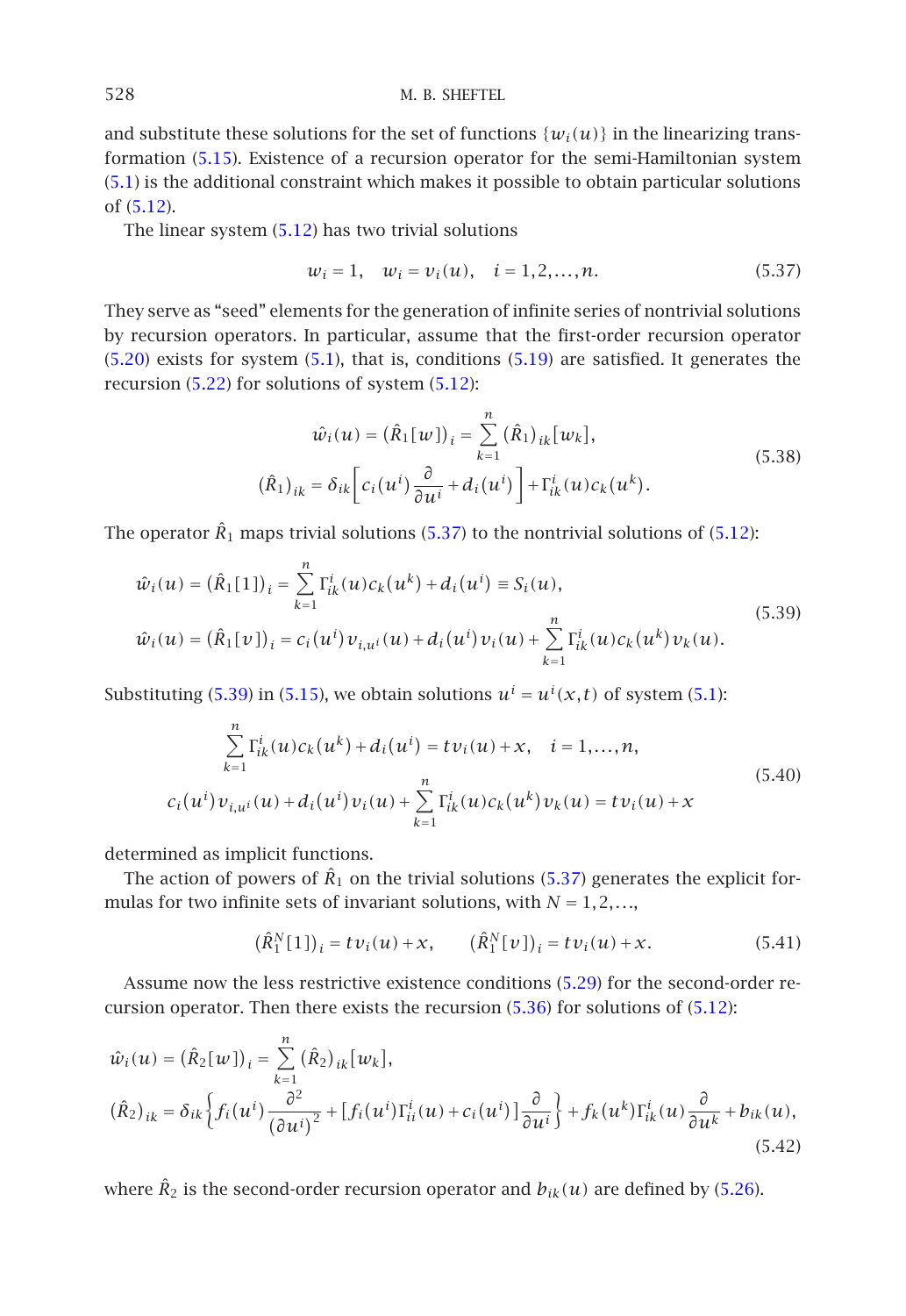and substitute these solutions for the set of functions $\{w_i(u)\}$ in the linearizing transformation (5.15). Existence of a recursion operator for the semi-Hamiltonian system (5.1) is the additional constraint which makes it possible to obtain particular solutions of (5.12).

The linear system (5.12) has two trivial solutions

$$w_i = 1, \quad w_i = v_i(u), \quad i = 1, 2, \ldots, n. \tag{5.37}$$

They serve as "seed" elements for the generation of infinite series of nontrivial solutions by recursion operators. In particular, assume that the first-order recursion operator (5.20) exists for system (5.1), that is, conditions (5.19) are satisfied. It generates the recursion (5.22) for solutions of system (5.12):

$$\begin{aligned}
\hat{w}_i(u) &= \left(\hat{R}_1[w]\right)_i = \sum_{k=1}^{n} (\hat{R}_1)_{ik}[w_k], \\
(\hat{R}_1)_{ik} &= \delta_{ik}\left[c_i(u^i)\frac{\partial}{\partial u^i} + d_i(u^i)\right] + \Gamma^i_{ik}(u)c_k(u^k).
\end{aligned} \tag{5.38}$$

The operator $\hat{R}_1$ maps trivial solutions (5.37) to the nontrivial solutions of (5.12):

$$\begin{aligned}
\hat{w}_i(u) &= \left(\hat{R}_1[1]\right)_i = \sum_{k=1}^{n} \Gamma^i_{ik}(u)c_k(u^k) + d_i(u^i) \equiv S_i(u), \\
\hat{w}_i(u) &= \left(\hat{R}_1[v]\right)_i = c_i(u^i)v_{i,u^i}(u) + d_i(u^i)v_i(u) + \sum_{k=1}^{n} \Gamma^i_{ik}(u)c_k(u^k)v_k(u).
\end{aligned} \tag{5.39}$$

Substituting (5.39) in (5.15), we obtain solutions $u^i = u^i(x,t)$ of system (5.1):

$$\begin{aligned}
&\sum_{k=1}^{n} \Gamma^i_{ik}(u)c_k(u^k) + d_i(u^i) = tv_i(u) + x, \quad i = 1, \ldots, n, \\
&c_i(u^i)v_{i,u^i}(u) + d_i(u^i)v_i(u) + \sum_{k=1}^{n} \Gamma^i_{ik}(u)c_k(u^k)v_k(u) = tv_i(u) + x
\end{aligned} \tag{5.40}$$

determined as implicit functions.

The action of powers of $\hat{R}_1$ on the trivial solutions (5.37) generates the explicit formulas for two infinite sets of invariant solutions, with $N = 1, 2, \ldots$,

$$\left(\hat{R}_1^N[1]\right)_i = tv_i(u) + x, \qquad \left(\hat{R}_1^N[v]\right)_i = tv_i(u) + x. \tag{5.41}$$

Assume now the less restrictive existence conditions (5.29) for the second-order recursion operator. Then there exists the recursion (5.36) for solutions of (5.12):

$$\begin{aligned}
\hat{w}_i(u) &= \left(\hat{R}_2[w]\right)_i = \sum_{k=1}^{n} (\hat{R}_2)_{ik}[w_k], \\
(\hat{R}_2)_{ik} &= \delta_{ik}\left\{f_i(u^i)\frac{\partial^2}{(\partial u^i)^2} + \left[f_i(u^i)\Gamma^i_{ii}(u) + c_i(u^i)\right]\frac{\partial}{\partial u^i}\right\} + f_k(u^k)\Gamma^i_{ik}(u)\frac{\partial}{\partial u^k} + b_{ik}(u),
\end{aligned} \tag{5.42}$$

where $\hat{R}_2$ is the second-order recursion operator and $b_{ik}(u)$ are defined by (5.26).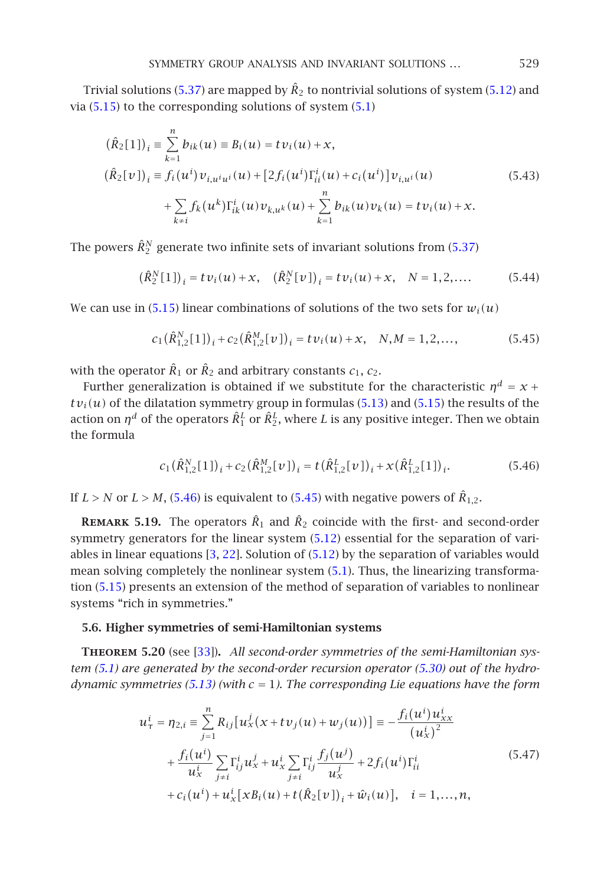Trivial solutions (5.37) are mapped by $\hat{R}_2$ to nontrivial solutions of system (5.12) and via (5.15) to the corresponding solutions of system (5.1)

$$
\begin{aligned}
(\hat{R}_2[1])_i &\equiv \sum_{k=1}^{n} b_{ik}(u) \equiv B_i(u) = t v_i(u) + x, \\
(\hat{R}_2[v])_i &\equiv f_i(u^i) v_{i,u^i u^i}(u) + \left[2 f_i(u^i)\Gamma^i_{ii}(u) + c_i(u^i)\right] v_{i,u^i}(u) \\
&\quad + \sum_{k \neq i} f_k(u^k)\Gamma^i_{ik}(u) v_{k,u^k}(u) + \sum_{k=1}^{n} b_{ik}(u) v_k(u) = t v_i(u) + x.
\end{aligned}
\tag{5.43}
$$

The powers $\hat{R}_2^N$ generate two infinite sets of invariant solutions from (5.37)

$$
(\hat{R}_2^N[1])_i = t v_i(u) + x, \quad (\hat{R}_2^N[v])_i = t v_i(u) + x, \quad N = 1, 2, \ldots. \tag{5.44}
$$

We can use in (5.15) linear combinations of solutions of the two sets for $w_i(u)$

$$
c_1(\hat{R}_{1,2}^N[1])_i + c_2(\hat{R}_{1,2}^M[v])_i = t v_i(u) + x, \quad N, M = 1, 2, \ldots, \tag{5.45}
$$

with the operator $\hat{R}_1$ or $\hat{R}_2$ and arbitrary constants $c_1$, $c_2$.

Further generalization is obtained if we substitute for the characteristic $\eta^d = x + t v_i(u)$ of the dilatation symmetry group in formulas (5.13) and (5.15) the results of the action on $\eta^d$ of the operators $\hat{R}_1^L$ or $\hat{R}_2^L$, where $L$ is any positive integer. Then we obtain the formula

$$
c_1(\hat{R}_{1,2}^N[1])_i + c_2(\hat{R}_{1,2}^M[v])_i = t(\hat{R}_{1,2}^L[v])_i + x(\hat{R}_{1,2}^L[1])_i. \tag{5.46}
$$

If $L > N$ or $L > M$, (5.46) is equivalent to (5.45) with negative powers of $\hat{R}_{1,2}$.

**Remark 5.19.** The operators $\hat{R}_1$ and $\hat{R}_2$ coincide with the first- and second-order symmetry generators for the linear system (5.12) essential for the separation of variables in linear equations [3, 22]. Solution of (5.12) by the separation of variables would mean solving completely the nonlinear system (5.1). Thus, the linearizing transformation (5.15) presents an extension of the method of separation of variables to nonlinear systems "rich in symmetries."

### 5.6. Higher symmetries of semi-Hamiltonian systems

**Theorem 5.20** (see [33]). *All second-order symmetries of the semi-Hamiltonian system (5.1) are generated by the second-order recursion operator (5.30) out of the hydrodynamic symmetries (5.13) (with $c = 1$). The corresponding Lie equations have the form*

$$
\begin{aligned}
u^i_\tau = \eta_{2,i} &\equiv \sum_{j=1}^{n} R_{ij}\left[u^j_x\left(x + t v_j(u) + w_j(u)\right)\right] \equiv -\frac{f_i(u^i) u^i_{xx}}{(u^i_x)^2} \\
&\quad + \frac{f_i(u^i)}{u^i_x}\sum_{j \neq i}\Gamma^i_{ij} u^j_x + u^i_x \sum_{j \neq i}\Gamma^i_{ij}\frac{f_j(u^j)}{u^j_x} + 2 f_i(u^i)\Gamma^i_{ii} \\
&\quad + c_i(u^i) + u^i_x\left[x B_i(u) + t(\hat{R}_2[v])_i + \hat{w}_i(u)\right], \quad i = 1, \ldots, n,
\end{aligned}
\tag{5.47}
$$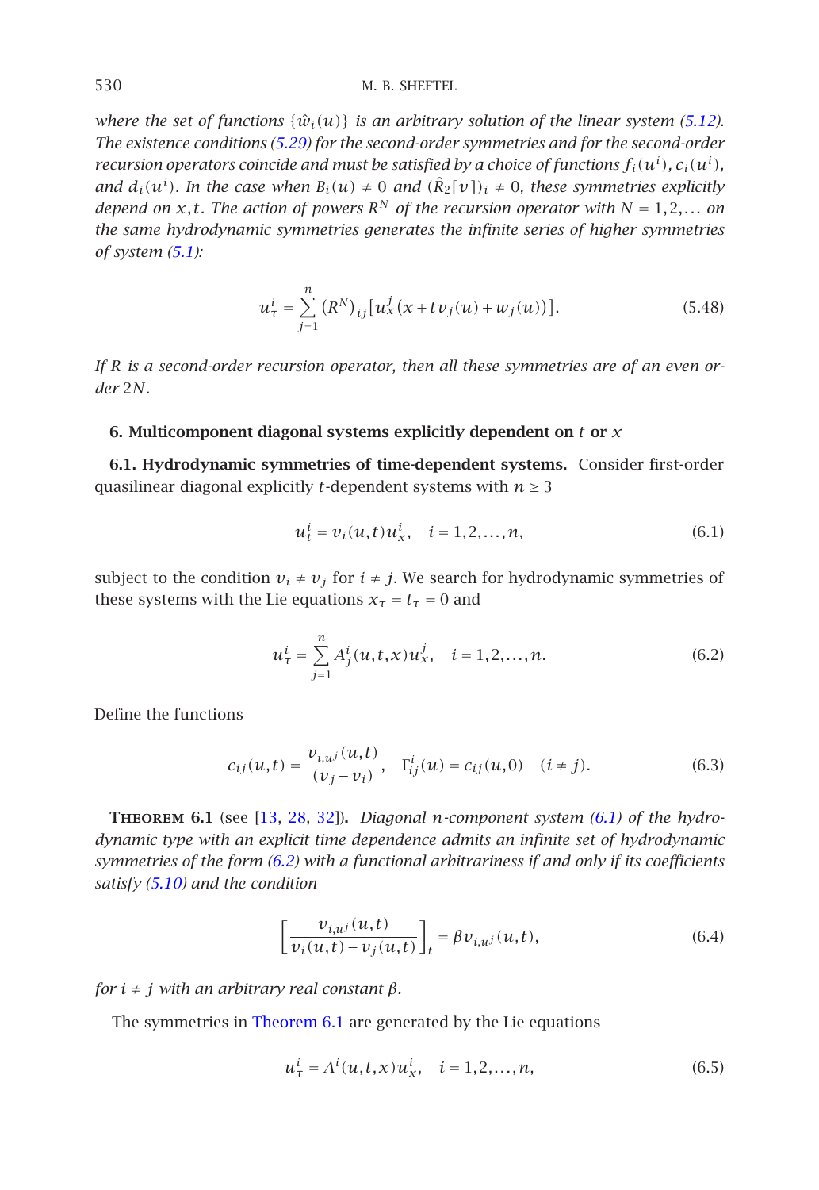*where the set of functions $\{\hat{w}_i(u)\}$ is an arbitrary solution of the linear system (5.12). The existence conditions (5.29) for the second-order symmetries and for the second-order recursion operators coincide and must be satisfied by a choice of functions $f_i(u^i)$, $c_i(u^i)$, and $d_i(u^i)$. In the case when $B_i(u) \neq 0$ and $(\hat{R}_2[v])_i \neq 0$, these symmetries explicitly depend on $x,t$. The action of powers $R^N$ of the recursion operator with $N = 1,2,\ldots$ on the same hydrodynamic symmetries generates the infinite series of higher symmetries of system (5.1):*

$$u^i_\tau = \sum_{j=1}^{n} (R^N)_{ij}\left[u^j_x(x + t v_j(u) + w_j(u))\right]. \tag{5.48}$$

*If $R$ is a second-order recursion operator, then all these symmetries are of an even order $2N$.*

## 6. Multicomponent diagonal systems explicitly dependent on $t$ or $x$

**6.1. Hydrodynamic symmetries of time-dependent systems.** Consider first-order quasilinear diagonal explicitly $t$-dependent systems with $n \geq 3$

$$u^i_t = v_i(u,t)u^i_x, \quad i = 1,2,\ldots,n, \tag{6.1}$$

subject to the condition $v_i \neq v_j$ for $i \neq j$. We search for hydrodynamic symmetries of these systems with the Lie equations $x_\tau = t_\tau = 0$ and

$$u^i_\tau = \sum_{j=1}^{n} A^i_j(u,t,x)u^j_x, \quad i = 1,2,\ldots,n. \tag{6.2}$$

Define the functions

$$c_{ij}(u,t) = \frac{v_{i,u^j}(u,t)}{(v_j - v_i)}, \quad \Gamma^i_{ij}(u) = c_{ij}(u,0) \quad (i \neq j). \tag{6.3}$$

**Theorem 6.1** (see [13, 28, 32]). *Diagonal $n$-component system (6.1) of the hydrodynamic type with an explicit time dependence admits an infinite set of hydrodynamic symmetries of the form (6.2) with a functional arbitrariness if and only if its coefficients satisfy (5.10) and the condition*

$$\left[\frac{v_{i,u^j}(u,t)}{v_i(u,t) - v_j(u,t)}\right]_t = \beta v_{i,u^j}(u,t), \tag{6.4}$$

*for $i \neq j$ with an arbitrary real constant $\beta$.*

The symmetries in Theorem 6.1 are generated by the Lie equations

$$u^i_\tau = A^i(u,t,x)u^i_x, \quad i = 1,2,\ldots,n, \tag{6.5}$$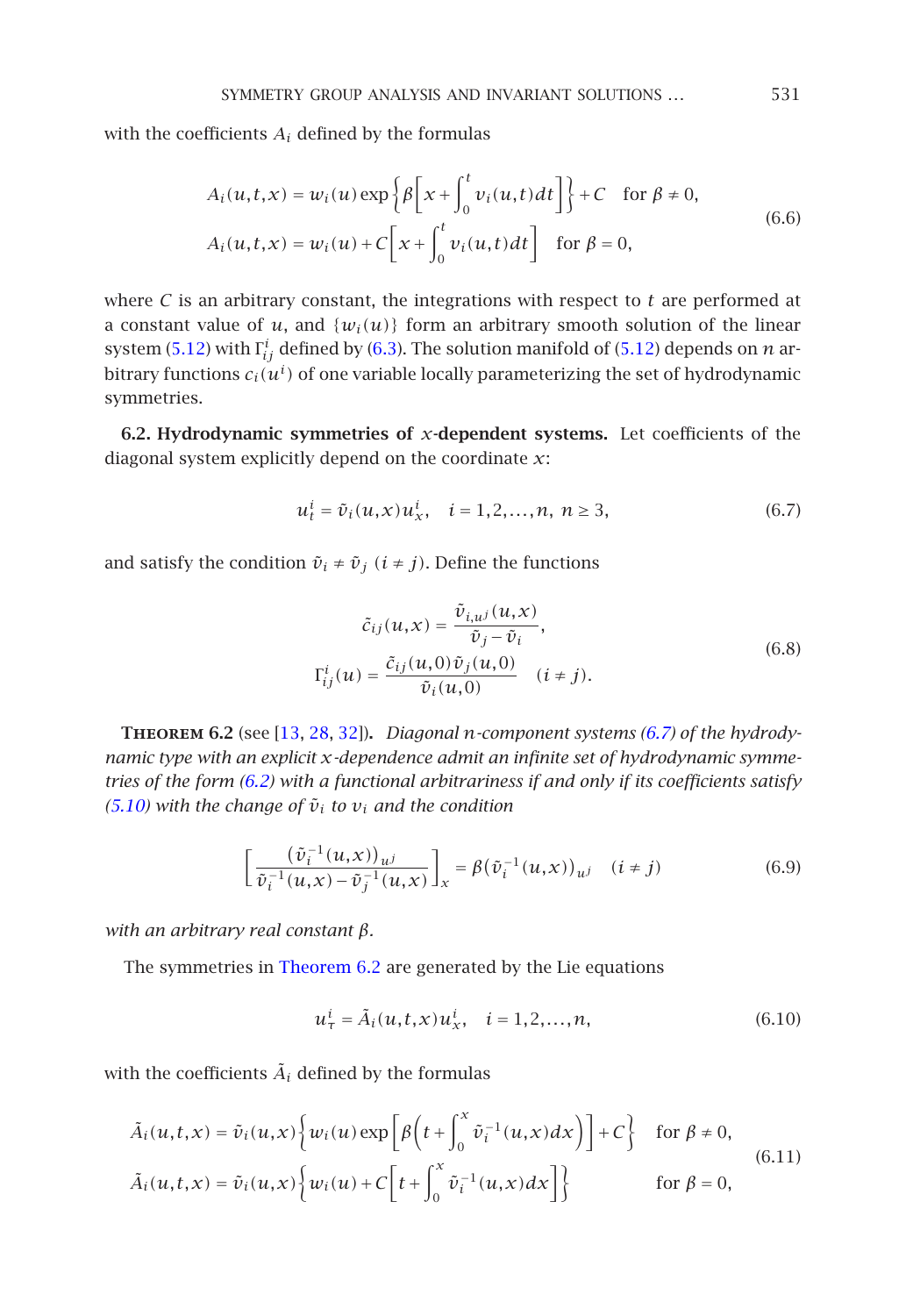with the coefficients $A_i$ defined by the formulas

$$
\begin{aligned}
A_i(u,t,x) &= w_i(u)\exp\left\{\beta\left[x+\int_0^t v_i(u,t)dt\right]\right\}+C \quad \text{for } \beta \neq 0,\\
A_i(u,t,x) &= w_i(u)+C\left[x+\int_0^t v_i(u,t)dt\right] \quad \text{for } \beta = 0,
\end{aligned}
\tag{6.6}
$$

where $C$ is an arbitrary constant, the integrations with respect to $t$ are performed at a constant value of $u$, and $\{w_i(u)\}$ form an arbitrary smooth solution of the linear system (5.12) with $\Gamma^i_{ij}$ defined by (6.3). The solution manifold of (5.12) depends on $n$ arbitrary functions $c_i(u^i)$ of one variable locally parameterizing the set of hydrodynamic symmetries.

**6.2. Hydrodynamic symmetries of $x$-dependent systems.** Let coefficients of the diagonal system explicitly depend on the coordinate $x$:

$$
u^i_t = \tilde{v}_i(u,x)u^i_x, \quad i = 1,2,\dots,n,\ n \geq 3,
\tag{6.7}
$$

and satisfy the condition $\tilde{v}_i \neq \tilde{v}_j$ $(i \neq j)$. Define the functions

$$
\begin{aligned}
\tilde{c}_{ij}(u,x) &= \frac{\tilde{v}_{i,u^j}(u,x)}{\tilde{v}_j-\tilde{v}_i},\\
\Gamma^i_{ij}(u) &= \frac{\tilde{c}_{ij}(u,0)\tilde{v}_j(u,0)}{\tilde{v}_i(u,0)} \quad (i \neq j).
\end{aligned}
\tag{6.8}
$$

**Theorem 6.2** (see [13, 28, 32]). *Diagonal $n$-component systems (6.7) of the hydrodynamic type with an explicit $x$-dependence admit an infinite set of hydrodynamic symmetries of the form (6.2) with a functional arbitrariness if and only if its coefficients satisfy (5.10) with the change of $\tilde{v}_i$ to $v_i$ and the condition*

$$
\left[\frac{(\tilde{v}_i^{-1}(u,x))_{u^j}}{\tilde{v}_i^{-1}(u,x)-\tilde{v}_j^{-1}(u,x)}\right]_x = \beta(\tilde{v}_i^{-1}(u,x))_{u^j} \quad (i \neq j)
\tag{6.9}
$$

*with an arbitrary real constant $\beta$.*

The symmetries in Theorem 6.2 are generated by the Lie equations

$$
u^i_\tau = \tilde{A}_i(u,t,x)u^i_x, \quad i = 1,2,\dots,n,
\tag{6.10}
$$

with the coefficients $\tilde{A}_i$ defined by the formulas

$$
\begin{aligned}
\tilde{A}_i(u,t,x) &= \tilde{v}_i(u,x)\left\{w_i(u)\exp\left[\beta\left(t+\int_0^x \tilde{v}_i^{-1}(u,x)dx\right)\right]+C\right\} \quad \text{for } \beta \neq 0,\\
\tilde{A}_i(u,t,x) &= \tilde{v}_i(u,x)\left\{w_i(u)+C\left[t+\int_0^x \tilde{v}_i^{-1}(u,x)dx\right]\right\} \quad \text{for } \beta = 0,
\end{aligned}
\tag{6.11}
$$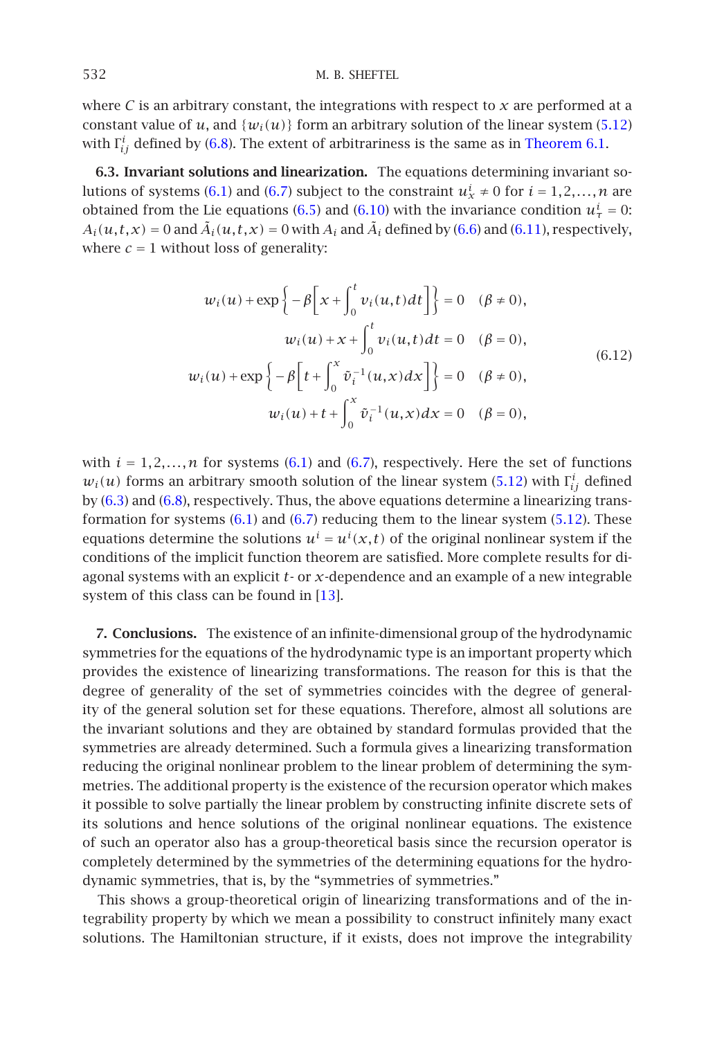where $C$ is an arbitrary constant, the integrations with respect to $x$ are performed at a constant value of $u$, and $\{w_i(u)\}$ form an arbitrary solution of the linear system (5.12) with $\Gamma^i_{ij}$ defined by (6.8). The extent of arbitrariness is the same as in Theorem 6.1.

**6.3. Invariant solutions and linearization.** The equations determining invariant solutions of systems (6.1) and (6.7) subject to the constraint $u^i_x \neq 0$ for $i = 1,2,\ldots,n$ are obtained from the Lie equations (6.5) and (6.10) with the invariance condition $u^i_\tau = 0$: $A_i(u,t,x) = 0$ and $\tilde{A}_i(u,t,x) = 0$ with $A_i$ and $\tilde{A}_i$ defined by (6.6) and (6.11), respectively, where $c = 1$ without loss of generality:

$$
\begin{aligned}
w_i(u) + \exp\left\{-\beta\left[x + \int_0^t v_i(u,t)\,dt\right]\right\} &= 0 \quad (\beta \neq 0),\\
w_i(u) + x + \int_0^t v_i(u,t)\,dt &= 0 \quad (\beta = 0),\\
w_i(u) + \exp\left\{-\beta\left[t + \int_0^x \tilde{v}_i^{-1}(u,x)\,dx\right]\right\} &= 0 \quad (\beta \neq 0),\\
w_i(u) + t + \int_0^x \tilde{v}_i^{-1}(u,x)\,dx &= 0 \quad (\beta = 0),
\end{aligned}
\tag{6.12}
$$

with $i = 1,2,\ldots,n$ for systems (6.1) and (6.7), respectively. Here the set of functions $w_i(u)$ forms an arbitrary smooth solution of the linear system (5.12) with $\Gamma^i_{ij}$ defined by (6.3) and (6.8), respectively. Thus, the above equations determine a linearizing transformation for systems (6.1) and (6.7) reducing them to the linear system (5.12). These equations determine the solutions $u^i = u^i(x,t)$ of the original nonlinear system if the conditions of the implicit function theorem are satisfied. More complete results for diagonal systems with an explicit $t$- or $x$-dependence and an example of a new integrable system of this class can be found in [13].

**7. Conclusions.** The existence of an infinite-dimensional group of the hydrodynamic symmetries for the equations of the hydrodynamic type is an important property which provides the existence of linearizing transformations. The reason for this is that the degree of generality of the set of symmetries coincides with the degree of generality of the general solution set for these equations. Therefore, almost all solutions are the invariant solutions and they are obtained by standard formulas provided that the symmetries are already determined. Such a formula gives a linearizing transformation reducing the original nonlinear problem to the linear problem of determining the symmetries. The additional property is the existence of the recursion operator which makes it possible to solve partially the linear problem by constructing infinite discrete sets of its solutions and hence solutions of the original nonlinear equations. The existence of such an operator also has a group-theoretical basis since the recursion operator is completely determined by the symmetries of the determining equations for the hydrodynamic symmetries, that is, by the "symmetries of symmetries."

This shows a group-theoretical origin of linearizing transformations and of the integrability property by which we mean a possibility to construct infinitely many exact solutions. The Hamiltonian structure, if it exists, does not improve the integrability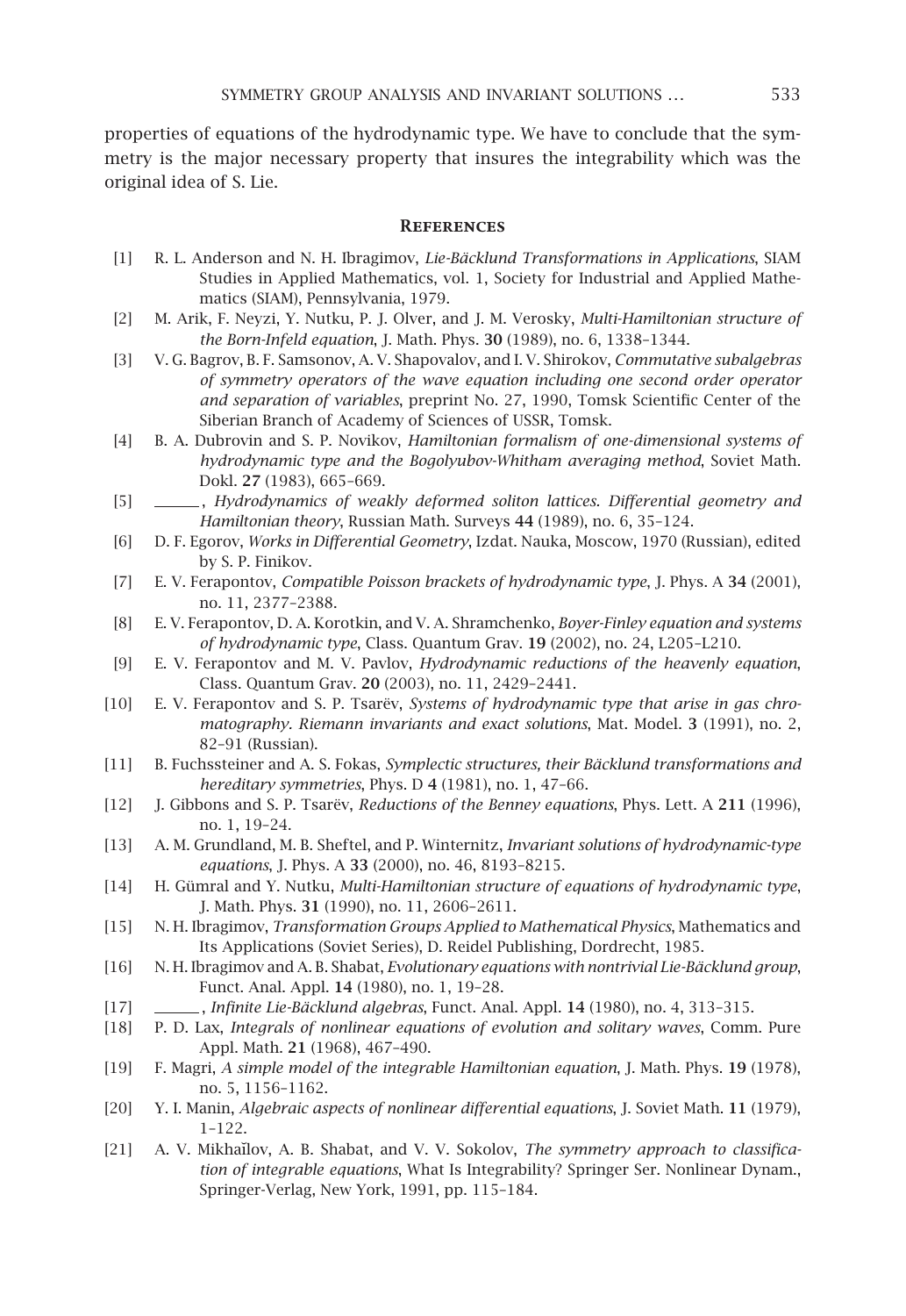properties of equations of the hydrodynamic type. We have to conclude that the symmetry is the major necessary property that insures the integrability which was the original idea of S. Lie.

## References

[1] R. L. Anderson and N. H. Ibragimov, *Lie-Bäcklund Transformations in Applications*, SIAM Studies in Applied Mathematics, vol. 1, Society for Industrial and Applied Mathematics (SIAM), Pennsylvania, 1979.

[2] M. Arik, F. Neyzi, Y. Nutku, P. J. Olver, and J. M. Verosky, *Multi-Hamiltonian structure of the Born-Infeld equation*, J. Math. Phys. **30** (1989), no. 6, 1338–1344.

[3] V. G. Bagrov, B. F. Samsonov, A. V. Shapovalov, and I. V. Shirokov, *Commutative subalgebras of symmetry operators of the wave equation including one second order operator and separation of variables*, preprint No. 27, 1990, Tomsk Scientific Center of the Siberian Branch of Academy of Sciences of USSR, Tomsk.

[4] B. A. Dubrovin and S. P. Novikov, *Hamiltonian formalism of one-dimensional systems of hydrodynamic type and the Bogolyubov-Whitham averaging method*, Soviet Math. Dokl. **27** (1983), 665–669.

[5] ______, *Hydrodynamics of weakly deformed soliton lattices. Differential geometry and Hamiltonian theory*, Russian Math. Surveys **44** (1989), no. 6, 35–124.

[6] D. F. Egorov, *Works in Differential Geometry*, Izdat. Nauka, Moscow, 1970 (Russian), edited by S. P. Finikov.

[7] E. V. Ferapontov, *Compatible Poisson brackets of hydrodynamic type*, J. Phys. A **34** (2001), no. 11, 2377–2388.

[8] E. V. Ferapontov, D. A. Korotkin, and V. A. Shramchenko, *Boyer-Finley equation and systems of hydrodynamic type*, Class. Quantum Grav. **19** (2002), no. 24, L205–L210.

[9] E. V. Ferapontov and M. V. Pavlov, *Hydrodynamic reductions of the heavenly equation*, Class. Quantum Grav. **20** (2003), no. 11, 2429–2441.

[10] E. V. Ferapontov and S. P. Tsarëv, *Systems of hydrodynamic type that arise in gas chromatography. Riemann invariants and exact solutions*, Mat. Model. **3** (1991), no. 2, 82–91 (Russian).

[11] B. Fuchssteiner and A. S. Fokas, *Symplectic structures, their Bäcklund transformations and hereditary symmetries*, Phys. D **4** (1981), no. 1, 47–66.

[12] J. Gibbons and S. P. Tsarëv, *Reductions of the Benney equations*, Phys. Lett. A **211** (1996), no. 1, 19–24.

[13] A. M. Grundland, M. B. Sheftel, and P. Winternitz, *Invariant solutions of hydrodynamic-type equations*, J. Phys. A **33** (2000), no. 46, 8193–8215.

[14] H. Gümral and Y. Nutku, *Multi-Hamiltonian structure of equations of hydrodynamic type*, J. Math. Phys. **31** (1990), no. 11, 2606–2611.

[15] N. H. Ibragimov, *Transformation Groups Applied to Mathematical Physics*, Mathematics and Its Applications (Soviet Series), D. Reidel Publishing, Dordrecht, 1985.

[16] N. H. Ibragimov and A. B. Shabat, *Evolutionary equations with nontrivial Lie-Bäcklund group*, Funct. Anal. Appl. **14** (1980), no. 1, 19–28.

[17] ______, *Infinite Lie-Bäcklund algebras*, Funct. Anal. Appl. **14** (1980), no. 4, 313–315.

[18] P. D. Lax, *Integrals of nonlinear equations of evolution and solitary waves*, Comm. Pure Appl. Math. **21** (1968), 467–490.

[19] F. Magri, *A simple model of the integrable Hamiltonian equation*, J. Math. Phys. **19** (1978), no. 5, 1156–1162.

[20] Y. I. Manin, *Algebraic aspects of nonlinear differential equations*, J. Soviet Math. **11** (1979), 1–122.

[21] A. V. Mikhaĭlov, A. B. Shabat, and V. V. Sokolov, *The symmetry approach to classification of integrable equations*, What Is Integrability? Springer Ser. Nonlinear Dynam., Springer-Verlag, New York, 1991, pp. 115–184.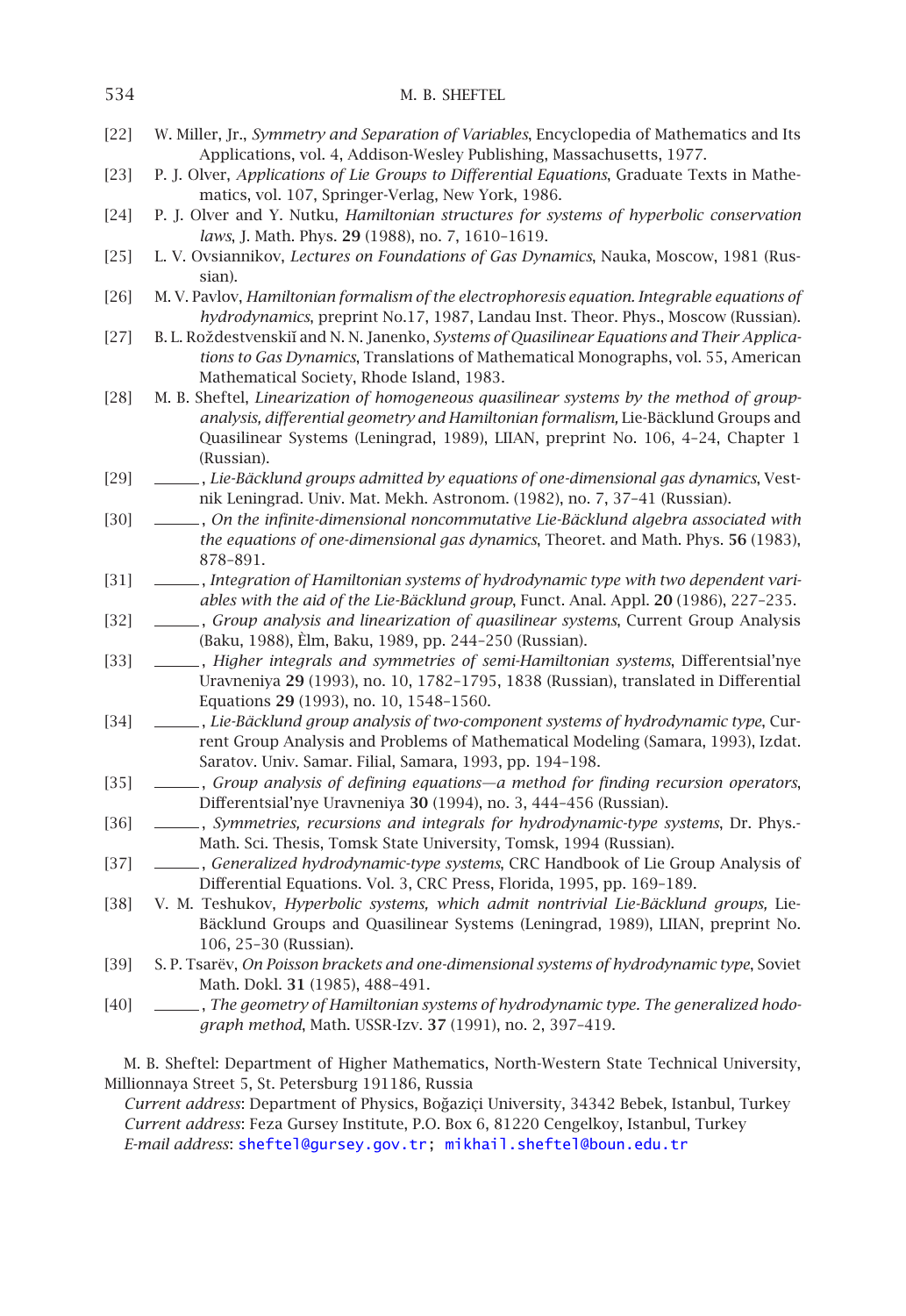[22] W. Miller, Jr., *Symmetry and Separation of Variables*, Encyclopedia of Mathematics and Its Applications, vol. 4, Addison-Wesley Publishing, Massachusetts, 1977.

[23] P. J. Olver, *Applications of Lie Groups to Differential Equations*, Graduate Texts in Mathematics, vol. 107, Springer-Verlag, New York, 1986.

[24] P. J. Olver and Y. Nutku, *Hamiltonian structures for systems of hyperbolic conservation laws*, J. Math. Phys. **29** (1988), no. 7, 1610–1619.

[25] L. V. Ovsiannikov, *Lectures on Foundations of Gas Dynamics*, Nauka, Moscow, 1981 (Russian).

[26] M. V. Pavlov, *Hamiltonian formalism of the electrophoresis equation. Integrable equations of hydrodynamics*, preprint No.17, 1987, Landau Inst. Theor. Phys., Moscow (Russian).

[27] B. L. Roždestvenskiĭ and N. N. Janenko, *Systems of Quasilinear Equations and Their Applications to Gas Dynamics*, Translations of Mathematical Monographs, vol. 55, American Mathematical Society, Rhode Island, 1983.

[28] M. B. Sheftel, *Linearization of homogeneous quasilinear systems by the method of group-analysis, differential geometry and Hamiltonian formalism,* Lie-Bäcklund Groups and Quasilinear Systems (Leningrad, 1989), LIIAN, preprint No. 106, 4–24, Chapter 1 (Russian).

[29] ______, *Lie-Bäcklund groups admitted by equations of one-dimensional gas dynamics*, Vestnik Leningrad. Univ. Mat. Mekh. Astronom. (1982), no. 7, 37–41 (Russian).

[30] ______, *On the infinite-dimensional noncommutative Lie-Bäcklund algebra associated with the equations of one-dimensional gas dynamics*, Theoret. and Math. Phys. **56** (1983), 878–891.

[31] ______, *Integration of Hamiltonian systems of hydrodynamic type with two dependent variables with the aid of the Lie-Bäcklund group*, Funct. Anal. Appl. **20** (1986), 227–235.

[32] ______, *Group analysis and linearization of quasilinear systems*, Current Group Analysis (Baku, 1988), Èlm, Baku, 1989, pp. 244–250 (Russian).

[33] ______, *Higher integrals and symmetries of semi-Hamiltonian systems*, Differentsial'nye Uravneniya **29** (1993), no. 10, 1782–1795, 1838 (Russian), translated in Differential Equations **29** (1993), no. 10, 1548–1560.

[34] ______, *Lie-Bäcklund group analysis of two-component systems of hydrodynamic type*, Current Group Analysis and Problems of Mathematical Modeling (Samara, 1993), Izdat. Saratov. Univ. Samar. Filial, Samara, 1993, pp. 194–198.

[35] ______, *Group analysis of defining equations—a method for finding recursion operators*, Differentsial'nye Uravneniya **30** (1994), no. 3, 444–456 (Russian).

[36] ______, *Symmetries, recursions and integrals for hydrodynamic-type systems*, Dr. Phys.-Math. Sci. Thesis, Tomsk State University, Tomsk, 1994 (Russian).

[37] ______, *Generalized hydrodynamic-type systems*, CRC Handbook of Lie Group Analysis of Differential Equations. Vol. 3, CRC Press, Florida, 1995, pp. 169–189.

[38] V. M. Teshukov, *Hyperbolic systems, which admit nontrivial Lie-Bäcklund groups,* Lie-Bäcklund Groups and Quasilinear Systems (Leningrad, 1989), LIIAN, preprint No. 106, 25–30 (Russian).

[39] S. P. Tsarëv, *On Poisson brackets and one-dimensional systems of hydrodynamic type*, Soviet Math. Dokl. **31** (1985), 488–491.

[40] ______, *The geometry of Hamiltonian systems of hydrodynamic type. The generalized hodograph method*, Math. USSR-Izv. **37** (1991), no. 2, 397–419.

M. B. Sheftel: Department of Higher Mathematics, North-Western State Technical University, Millionnaya Street 5, St. Petersburg 191186, Russia

*Current address*: Department of Physics, Boğaziçi University, 34342 Bebek, Istanbul, Turkey

*Current address*: Feza Gursey Institute, P.O. Box 6, 81220 Cengelkoy, Istanbul, Turkey

*E-mail address*: sheftel@gursey.gov.tr; mikhail.sheftel@boun.edu.tr